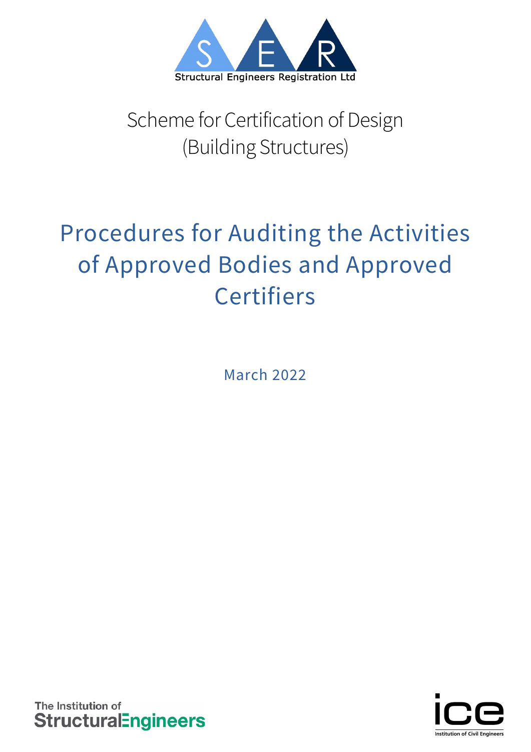Structural Engineers Registration Ltd

Scheme for Certification of Design
(Building Structures)

# Procedures for Auditing the Activities of Approved Bodies and Approved Certifiers

March 2022

The Institution of StructuralEngineers

ice
Institution of Civil Engineers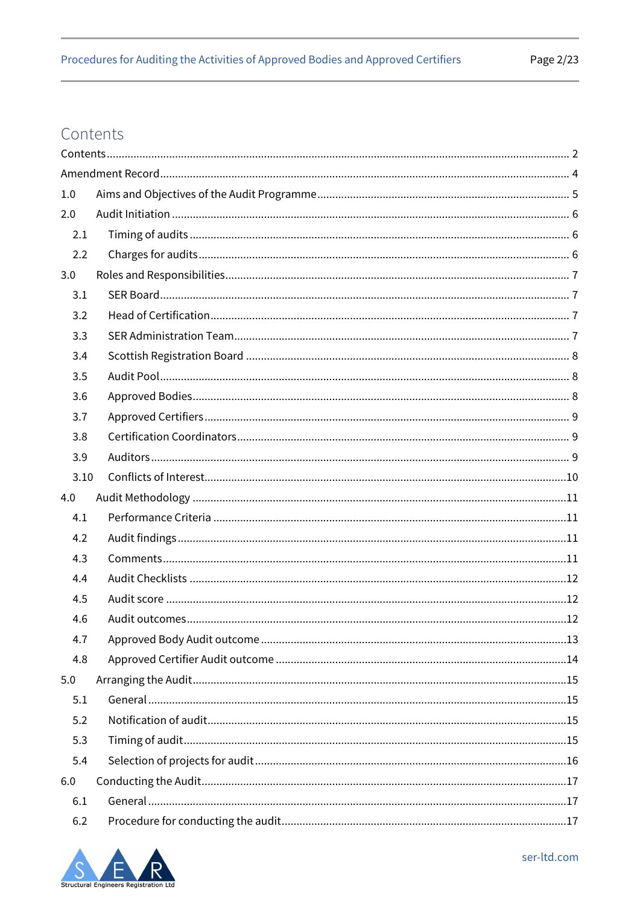# Contents

Contents ........................................................ 2

Amendment Record ........................................................ 4

1.0 Aims and Objectives of the Audit Programme ........................................................ 5

2.0 Audit Initiation ........................................................ 6

- 2.1 Timing of audits ........................................................ 6
- 2.2 Charges for audits ........................................................ 6

3.0 Roles and Responsibilities ........................................................ 7

- 3.1 SER Board ........................................................ 7
- 3.2 Head of Certification ........................................................ 7
- 3.3 SER Administration Team ........................................................ 7
- 3.4 Scottish Registration Board ........................................................ 8
- 3.5 Audit Pool ........................................................ 8
- 3.6 Approved Bodies ........................................................ 8
- 3.7 Approved Certifiers ........................................................ 9
- 3.8 Certification Coordinators ........................................................ 9
- 3.9 Auditors ........................................................ 9
- 3.10 Conflicts of Interest ........................................................ 10

4.0 Audit Methodology ........................................................ 11

- 4.1 Performance Criteria ........................................................ 11
- 4.2 Audit findings ........................................................ 11
- 4.3 Comments ........................................................ 11
- 4.4 Audit Checklists ........................................................ 12
- 4.5 Audit score ........................................................ 12
- 4.6 Audit outcomes ........................................................ 12
- 4.7 Approved Body Audit outcome ........................................................ 13
- 4.8 Approved Certifier Audit outcome ........................................................ 14

5.0 Arranging the Audit ........................................................ 15

- 5.1 General ........................................................ 15
- 5.2 Notification of audit ........................................................ 15
- 5.3 Timing of audit ........................................................ 15
- 5.4 Selection of projects for audit ........................................................ 16

6.0 Conducting the Audit ........................................................ 17

- 6.1 General ........................................................ 17
- 6.2 Procedure for conducting the audit ........................................................ 17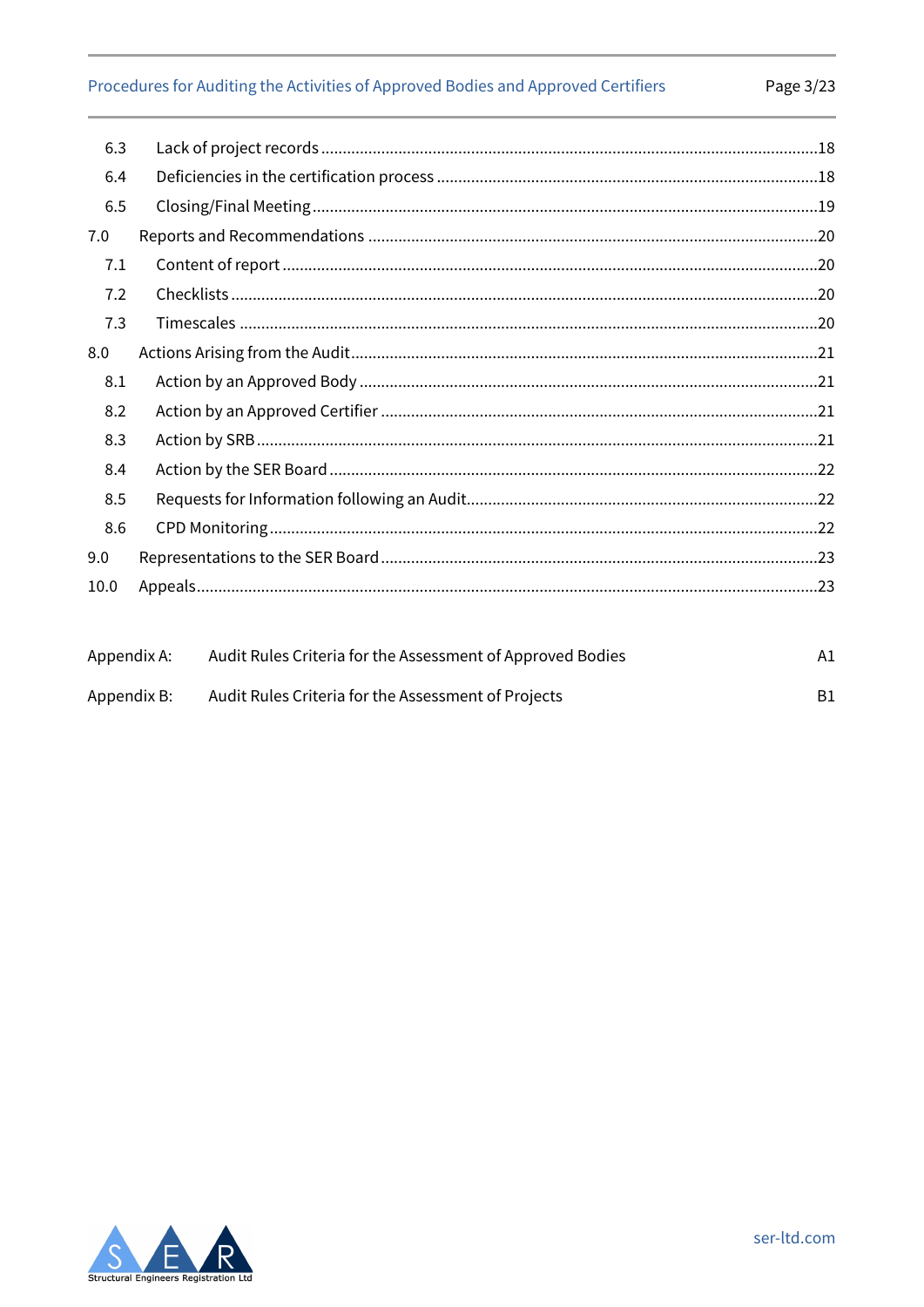| | | |
|---|---|---|
| 6.3 | Lack of project records | 18 |
| 6.4 | Deficiencies in the certification process | 18 |
| 6.5 | Closing/Final Meeting | 19 |
| 7.0 | Reports and Recommendations | 20 |
| 7.1 | Content of report | 20 |
| 7.2 | Checklists | 20 |
| 7.3 | Timescales | 20 |
| 8.0 | Actions Arising from the Audit | 21 |
| 8.1 | Action by an Approved Body | 21 |
| 8.2 | Action by an Approved Certifier | 21 |
| 8.3 | Action by SRB | 21 |
| 8.4 | Action by the SER Board | 22 |
| 8.5 | Requests for Information following an Audit | 22 |
| 8.6 | CPD Monitoring | 22 |
| 9.0 | Representations to the SER Board | 23 |
| 10.0 | Appeals | 23 |

| | | |
|---|---|---|
| Appendix A: | Audit Rules Criteria for the Assessment of Approved Bodies | A1 |
| Appendix B: | Audit Rules Criteria for the Assessment of Projects | B1 |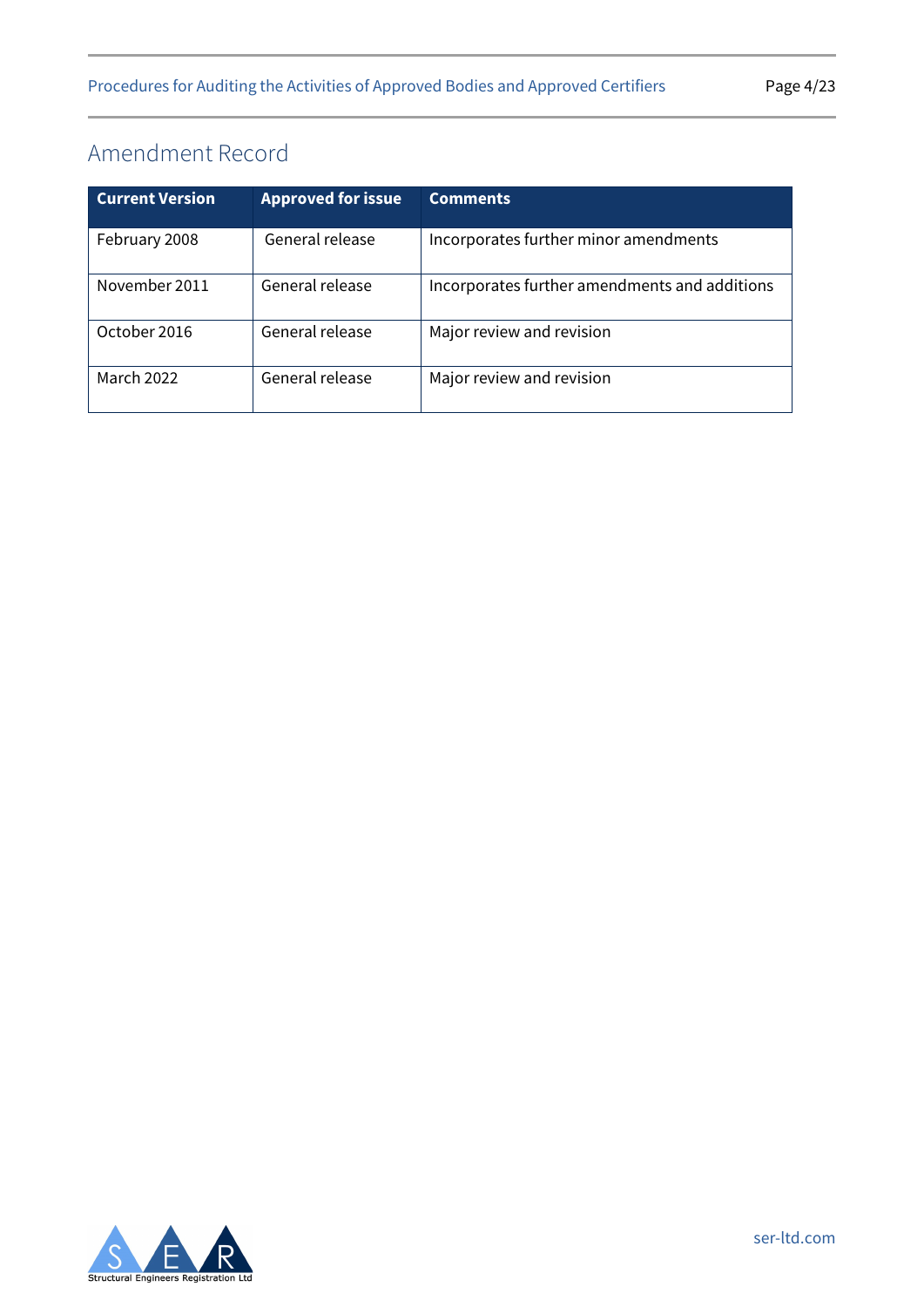## Amendment Record

| Current Version | Approved for issue | Comments |
|---|---|---|
| February 2008 | General release | Incorporates further minor amendments |
| November 2011 | General release | Incorporates further amendments and additions |
| October 2016 | General release | Major review and revision |
| March 2022 | General release | Major review and revision |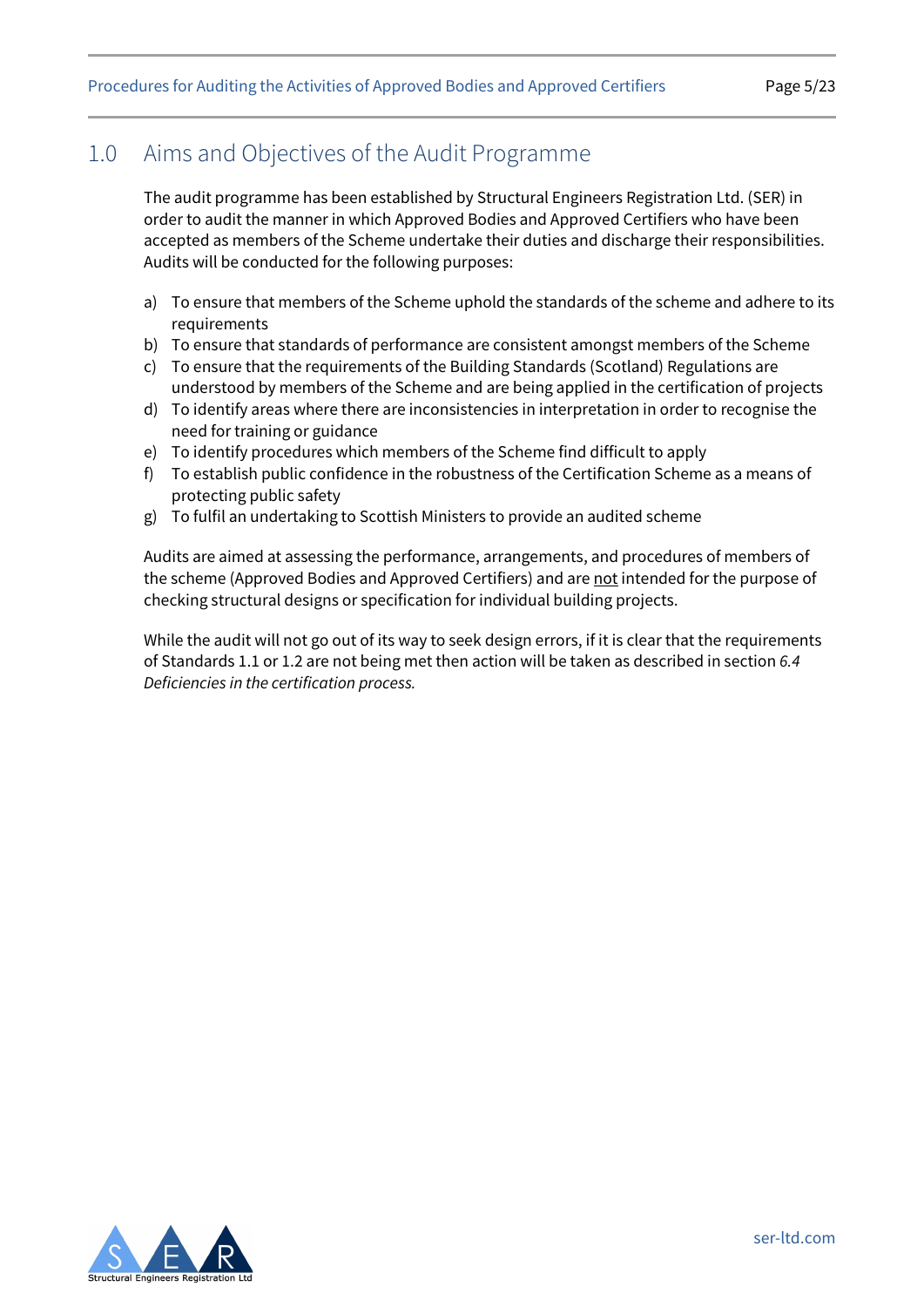# 1.0 Aims and Objectives of the Audit Programme

The audit programme has been established by Structural Engineers Registration Ltd. (SER) in order to audit the manner in which Approved Bodies and Approved Certifiers who have been accepted as members of the Scheme undertake their duties and discharge their responsibilities. Audits will be conducted for the following purposes:

a) To ensure that members of the Scheme uphold the standards of the scheme and adhere to its requirements
b) To ensure that standards of performance are consistent amongst members of the Scheme
c) To ensure that the requirements of the Building Standards (Scotland) Regulations are understood by members of the Scheme and are being applied in the certification of projects
d) To identify areas where there are inconsistencies in interpretation in order to recognise the need for training or guidance
e) To identify procedures which members of the Scheme find difficult to apply
f) To establish public confidence in the robustness of the Certification Scheme as a means of protecting public safety
g) To fulfil an undertaking to Scottish Ministers to provide an audited scheme

Audits are aimed at assessing the performance, arrangements, and procedures of members of the scheme (Approved Bodies and Approved Certifiers) and are <u>not</u> intended for the purpose of checking structural designs or specification for individual building projects.

While the audit will not go out of its way to seek design errors, if it is clear that the requirements of Standards 1.1 or 1.2 are not being met then action will be taken as described in section *6.4 Deficiencies in the certification process.*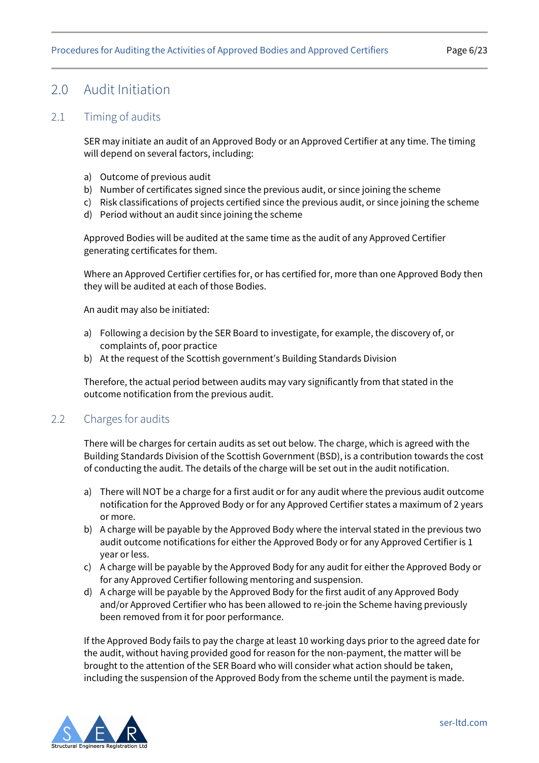## 2.0 Audit Initiation

### 2.1 Timing of audits

SER may initiate an audit of an Approved Body or an Approved Certifier at any time. The timing will depend on several factors, including:

a) Outcome of previous audit
b) Number of certificates signed since the previous audit, or since joining the scheme
c) Risk classifications of projects certified since the previous audit, or since joining the scheme
d) Period without an audit since joining the scheme

Approved Bodies will be audited at the same time as the audit of any Approved Certifier generating certificates for them.

Where an Approved Certifier certifies for, or has certified for, more than one Approved Body then they will be audited at each of those Bodies.

An audit may also be initiated:

a) Following a decision by the SER Board to investigate, for example, the discovery of, or complaints of, poor practice
b) At the request of the Scottish government's Building Standards Division

Therefore, the actual period between audits may vary significantly from that stated in the outcome notification from the previous audit.

### 2.2 Charges for audits

There will be charges for certain audits as set out below. The charge, which is agreed with the Building Standards Division of the Scottish Government (BSD), is a contribution towards the cost of conducting the audit. The details of the charge will be set out in the audit notification.

a) There will NOT be a charge for a first audit or for any audit where the previous audit outcome notification for the Approved Body or for any Approved Certifier states a maximum of 2 years or more.
b) A charge will be payable by the Approved Body where the interval stated in the previous two audit outcome notifications for either the Approved Body or for any Approved Certifier is 1 year or less.
c) A charge will be payable by the Approved Body for any audit for either the Approved Body or for any Approved Certifier following mentoring and suspension.
d) A charge will be payable by the Approved Body for the first audit of any Approved Body and/or Approved Certifier who has been allowed to re-join the Scheme having previously been removed from it for poor performance.

If the Approved Body fails to pay the charge at least 10 working days prior to the agreed date for the audit, without having provided good for reason for the non-payment, the matter will be brought to the attention of the SER Board who will consider what action should be taken, including the suspension of the Approved Body from the scheme until the payment is made.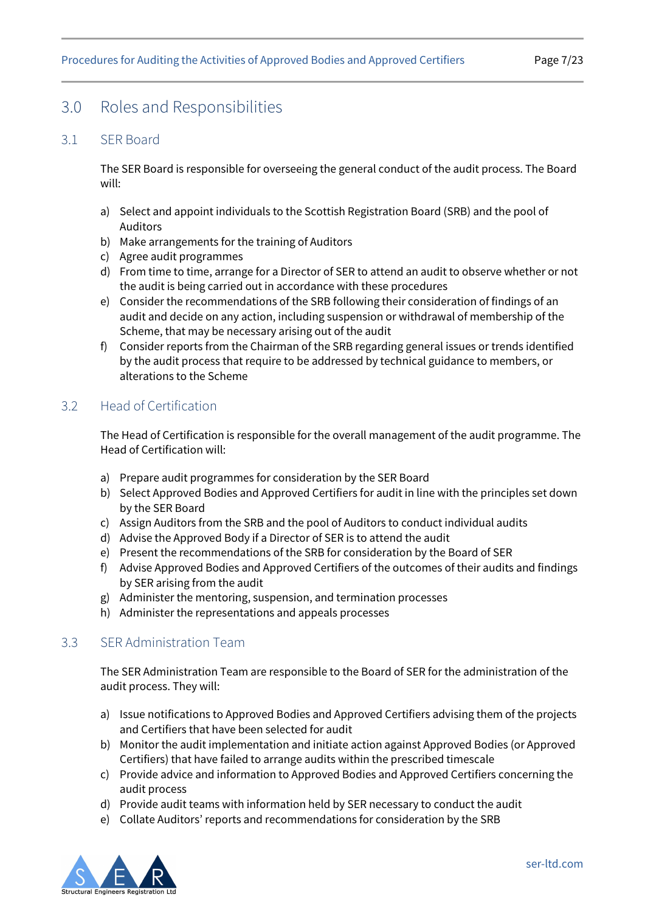## 3.0 Roles and Responsibilities

### 3.1 SER Board

The SER Board is responsible for overseeing the general conduct of the audit process. The Board will:

a) Select and appoint individuals to the Scottish Registration Board (SRB) and the pool of Auditors
b) Make arrangements for the training of Auditors
c) Agree audit programmes
d) From time to time, arrange for a Director of SER to attend an audit to observe whether or not the audit is being carried out in accordance with these procedures
e) Consider the recommendations of the SRB following their consideration of findings of an audit and decide on any action, including suspension or withdrawal of membership of the Scheme, that may be necessary arising out of the audit
f) Consider reports from the Chairman of the SRB regarding general issues or trends identified by the audit process that require to be addressed by technical guidance to members, or alterations to the Scheme

### 3.2 Head of Certification

The Head of Certification is responsible for the overall management of the audit programme. The Head of Certification will:

a) Prepare audit programmes for consideration by the SER Board
b) Select Approved Bodies and Approved Certifiers for audit in line with the principles set down by the SER Board
c) Assign Auditors from the SRB and the pool of Auditors to conduct individual audits
d) Advise the Approved Body if a Director of SER is to attend the audit
e) Present the recommendations of the SRB for consideration by the Board of SER
f) Advise Approved Bodies and Approved Certifiers of the outcomes of their audits and findings by SER arising from the audit
g) Administer the mentoring, suspension, and termination processes
h) Administer the representations and appeals processes

### 3.3 SER Administration Team

The SER Administration Team are responsible to the Board of SER for the administration of the audit process. They will:

a) Issue notifications to Approved Bodies and Approved Certifiers advising them of the projects and Certifiers that have been selected for audit
b) Monitor the audit implementation and initiate action against Approved Bodies (or Approved Certifiers) that have failed to arrange audits within the prescribed timescale
c) Provide advice and information to Approved Bodies and Approved Certifiers concerning the audit process
d) Provide audit teams with information held by SER necessary to conduct the audit
e) Collate Auditors' reports and recommendations for consideration by the SRB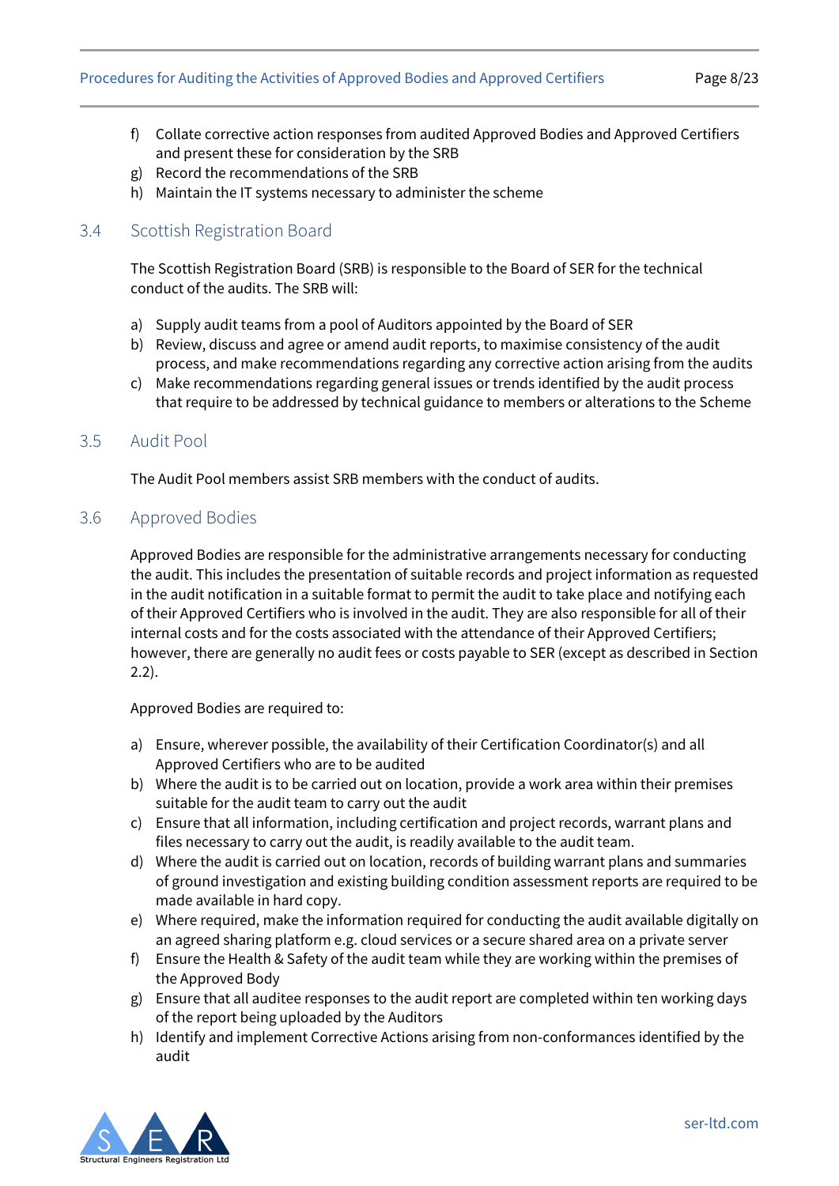f) Collate corrective action responses from audited Approved Bodies and Approved Certifiers and present these for consideration by the SRB
g) Record the recommendations of the SRB
h) Maintain the IT systems necessary to administer the scheme

## 3.4 Scottish Registration Board

The Scottish Registration Board (SRB) is responsible to the Board of SER for the technical conduct of the audits. The SRB will:

a) Supply audit teams from a pool of Auditors appointed by the Board of SER
b) Review, discuss and agree or amend audit reports, to maximise consistency of the audit process, and make recommendations regarding any corrective action arising from the audits
c) Make recommendations regarding general issues or trends identified by the audit process that require to be addressed by technical guidance to members or alterations to the Scheme

## 3.5 Audit Pool

The Audit Pool members assist SRB members with the conduct of audits.

## 3.6 Approved Bodies

Approved Bodies are responsible for the administrative arrangements necessary for conducting the audit. This includes the presentation of suitable records and project information as requested in the audit notification in a suitable format to permit the audit to take place and notifying each of their Approved Certifiers who is involved in the audit. They are also responsible for all of their internal costs and for the costs associated with the attendance of their Approved Certifiers; however, there are generally no audit fees or costs payable to SER (except as described in Section 2.2).

Approved Bodies are required to:

a) Ensure, wherever possible, the availability of their Certification Coordinator(s) and all Approved Certifiers who are to be audited
b) Where the audit is to be carried out on location, provide a work area within their premises suitable for the audit team to carry out the audit
c) Ensure that all information, including certification and project records, warrant plans and files necessary to carry out the audit, is readily available to the audit team.
d) Where the audit is carried out on location, records of building warrant plans and summaries of ground investigation and existing building condition assessment reports are required to be made available in hard copy.
e) Where required, make the information required for conducting the audit available digitally on an agreed sharing platform e.g. cloud services or a secure shared area on a private server
f) Ensure the Health & Safety of the audit team while they are working within the premises of the Approved Body
g) Ensure that all auditee responses to the audit report are completed within ten working days of the report being uploaded by the Auditors
h) Identify and implement Corrective Actions arising from non-conformances identified by the audit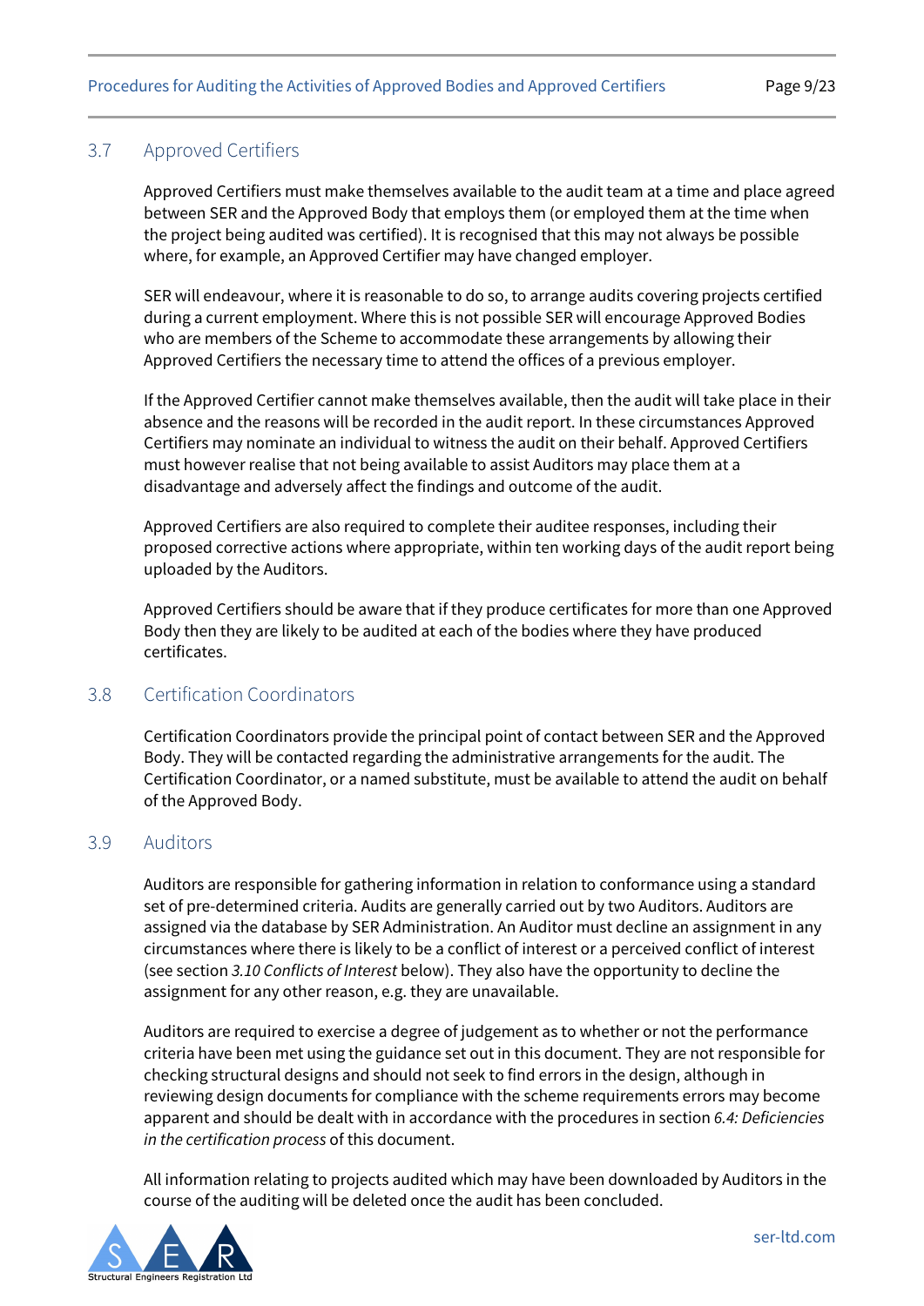### 3.7 Approved Certifiers

Approved Certifiers must make themselves available to the audit team at a time and place agreed between SER and the Approved Body that employs them (or employed them at the time when the project being audited was certified). It is recognised that this may not always be possible where, for example, an Approved Certifier may have changed employer.

SER will endeavour, where it is reasonable to do so, to arrange audits covering projects certified during a current employment. Where this is not possible SER will encourage Approved Bodies who are members of the Scheme to accommodate these arrangements by allowing their Approved Certifiers the necessary time to attend the offices of a previous employer.

If the Approved Certifier cannot make themselves available, then the audit will take place in their absence and the reasons will be recorded in the audit report. In these circumstances Approved Certifiers may nominate an individual to witness the audit on their behalf. Approved Certifiers must however realise that not being available to assist Auditors may place them at a disadvantage and adversely affect the findings and outcome of the audit.

Approved Certifiers are also required to complete their auditee responses, including their proposed corrective actions where appropriate, within ten working days of the audit report being uploaded by the Auditors.

Approved Certifiers should be aware that if they produce certificates for more than one Approved Body then they are likely to be audited at each of the bodies where they have produced certificates.

### 3.8 Certification Coordinators

Certification Coordinators provide the principal point of contact between SER and the Approved Body. They will be contacted regarding the administrative arrangements for the audit. The Certification Coordinator, or a named substitute, must be available to attend the audit on behalf of the Approved Body.

### 3.9 Auditors

Auditors are responsible for gathering information in relation to conformance using a standard set of pre-determined criteria. Audits are generally carried out by two Auditors. Auditors are assigned via the database by SER Administration. An Auditor must decline an assignment in any circumstances where there is likely to be a conflict of interest or a perceived conflict of interest (see section *3.10 Conflicts of Interest* below). They also have the opportunity to decline the assignment for any other reason, e.g. they are unavailable.

Auditors are required to exercise a degree of judgement as to whether or not the performance criteria have been met using the guidance set out in this document. They are not responsible for checking structural designs and should not seek to find errors in the design, although in reviewing design documents for compliance with the scheme requirements errors may become apparent and should be dealt with in accordance with the procedures in section *6.4: Deficiencies in the certification process* of this document.

All information relating to projects audited which may have been downloaded by Auditors in the course of the auditing will be deleted once the audit has been concluded.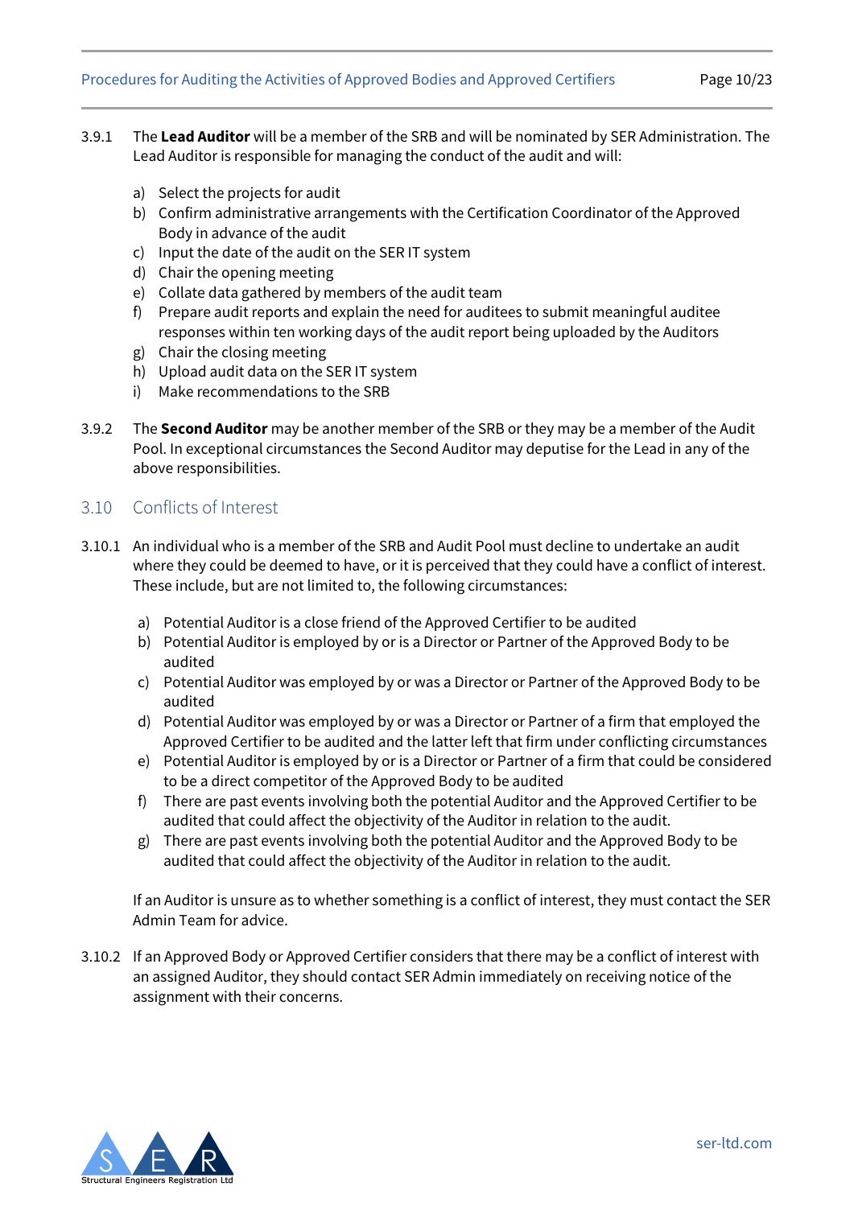3.9.1 The **Lead Auditor** will be a member of the SRB and will be nominated by SER Administration. The Lead Auditor is responsible for managing the conduct of the audit and will:

a) Select the projects for audit
b) Confirm administrative arrangements with the Certification Coordinator of the Approved Body in advance of the audit
c) Input the date of the audit on the SER IT system
d) Chair the opening meeting
e) Collate data gathered by members of the audit team
f) Prepare audit reports and explain the need for auditees to submit meaningful auditee responses within ten working days of the audit report being uploaded by the Auditors
g) Chair the closing meeting
h) Upload audit data on the SER IT system
i) Make recommendations to the SRB

3.9.2 The **Second Auditor** may be another member of the SRB or they may be a member of the Audit Pool. In exceptional circumstances the Second Auditor may deputise for the Lead in any of the above responsibilities.

## 3.10 Conflicts of Interest

3.10.1 An individual who is a member of the SRB and Audit Pool must decline to undertake an audit where they could be deemed to have, or it is perceived that they could have a conflict of interest. These include, but are not limited to, the following circumstances:

a) Potential Auditor is a close friend of the Approved Certifier to be audited
b) Potential Auditor is employed by or is a Director or Partner of the Approved Body to be audited
c) Potential Auditor was employed by or was a Director or Partner of the Approved Body to be audited
d) Potential Auditor was employed by or was a Director or Partner of a firm that employed the Approved Certifier to be audited and the latter left that firm under conflicting circumstances
e) Potential Auditor is employed by or is a Director or Partner of a firm that could be considered to be a direct competitor of the Approved Body to be audited
f) There are past events involving both the potential Auditor and the Approved Certifier to be audited that could affect the objectivity of the Auditor in relation to the audit.
g) There are past events involving both the potential Auditor and the Approved Body to be audited that could affect the objectivity of the Auditor in relation to the audit.

If an Auditor is unsure as to whether something is a conflict of interest, they must contact the SER Admin Team for advice.

3.10.2 If an Approved Body or Approved Certifier considers that there may be a conflict of interest with an assigned Auditor, they should contact SER Admin immediately on receiving notice of the assignment with their concerns.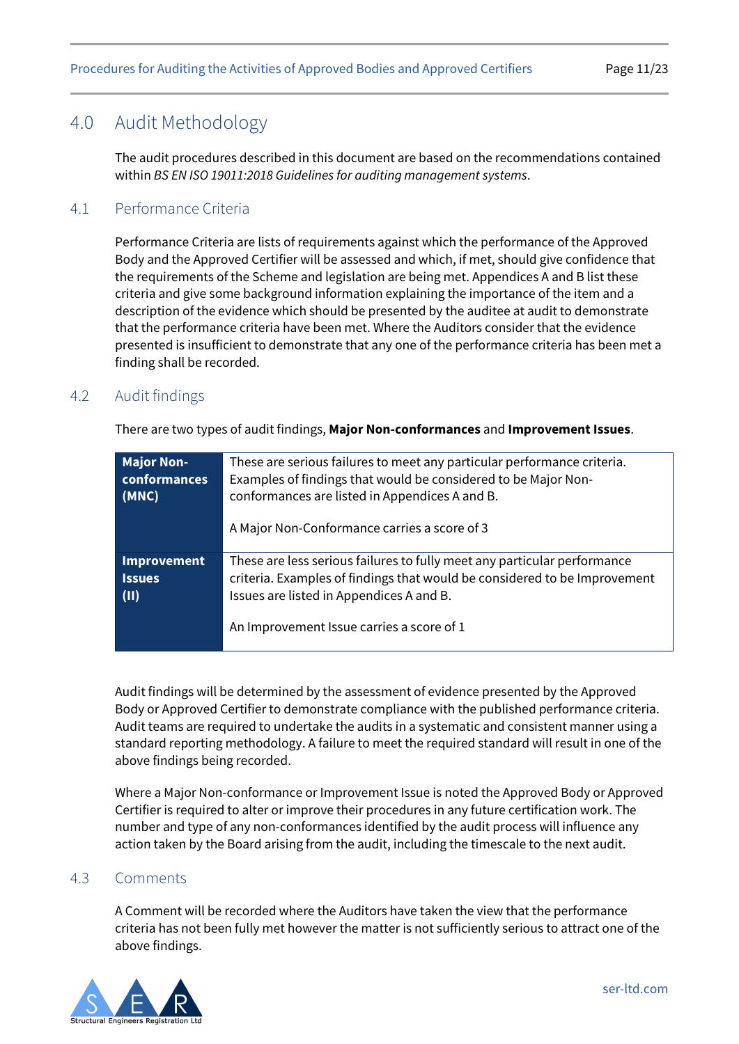## 4.0 Audit Methodology

The audit procedures described in this document are based on the recommendations contained within *BS EN ISO 19011:2018 Guidelines for auditing management systems*.

### 4.1 Performance Criteria

Performance Criteria are lists of requirements against which the performance of the Approved Body and the Approved Certifier will be assessed and which, if met, should give confidence that the requirements of the Scheme and legislation are being met. Appendices A and B list these criteria and give some background information explaining the importance of the item and a description of the evidence which should be presented by the auditee at audit to demonstrate that the performance criteria have been met. Where the Auditors consider that the evidence presented is insufficient to demonstrate that any one of the performance criteria has been met a finding shall be recorded.

### 4.2 Audit findings

There are two types of audit findings, **Major Non-conformances** and **Improvement Issues**.

| | |
|---|---|
| **Major Non-conformances (MNC)** | These are serious failures to meet any particular performance criteria. Examples of findings that would be considered to be Major Non-conformances are listed in Appendices A and B.<br><br>A Major Non-Conformance carries a score of 3 |
| **Improvement Issues (II)** | These are less serious failures to fully meet any particular performance criteria. Examples of findings that would be considered to be Improvement Issues are listed in Appendices A and B.<br><br>An Improvement Issue carries a score of 1 |

Audit findings will be determined by the assessment of evidence presented by the Approved Body or Approved Certifier to demonstrate compliance with the published performance criteria. Audit teams are required to undertake the audits in a systematic and consistent manner using a standard reporting methodology. A failure to meet the required standard will result in one of the above findings being recorded.

Where a Major Non-conformance or Improvement Issue is noted the Approved Body or Approved Certifier is required to alter or improve their procedures in any future certification work. The number and type of any non-conformances identified by the audit process will influence any action taken by the Board arising from the audit, including the timescale to the next audit.

### 4.3 Comments

A Comment will be recorded where the Auditors have taken the view that the performance criteria has not been fully met however the matter is not sufficiently serious to attract one of the above findings.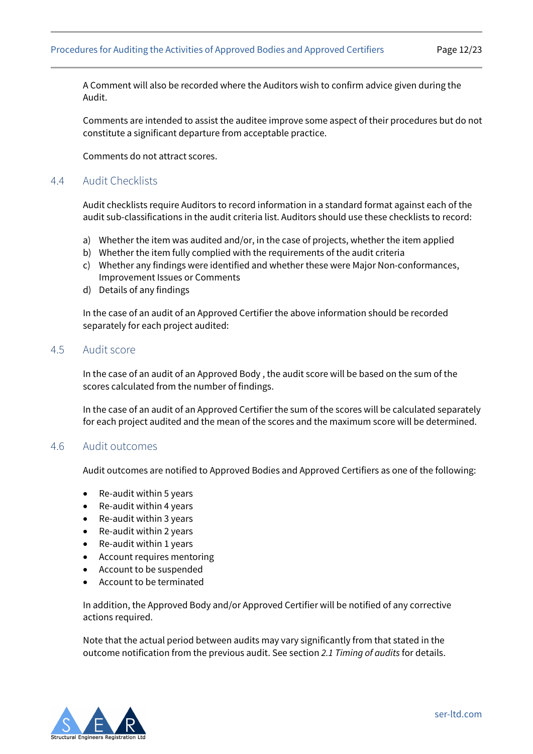A Comment will also be recorded where the Auditors wish to confirm advice given during the Audit.

Comments are intended to assist the auditee improve some aspect of their procedures but do not constitute a significant departure from acceptable practice.

Comments do not attract scores.

## 4.4 Audit Checklists

Audit checklists require Auditors to record information in a standard format against each of the audit sub-classifications in the audit criteria list. Auditors should use these checklists to record:

a) Whether the item was audited and/or, in the case of projects, whether the item applied
b) Whether the item fully complied with the requirements of the audit criteria
c) Whether any findings were identified and whether these were Major Non-conformances, Improvement Issues or Comments
d) Details of any findings

In the case of an audit of an Approved Certifier the above information should be recorded separately for each project audited:

## 4.5 Audit score

In the case of an audit of an Approved Body , the audit score will be based on the sum of the scores calculated from the number of findings.

In the case of an audit of an Approved Certifier the sum of the scores will be calculated separately for each project audited and the mean of the scores and the maximum score will be determined.

## 4.6 Audit outcomes

Audit outcomes are notified to Approved Bodies and Approved Certifiers as one of the following:

- Re-audit within 5 years
- Re-audit within 4 years
- Re-audit within 3 years
- Re-audit within 2 years
- Re-audit within 1 years
- Account requires mentoring
- Account to be suspended
- Account to be terminated

In addition, the Approved Body and/or Approved Certifier will be notified of any corrective actions required.

Note that the actual period between audits may vary significantly from that stated in the outcome notification from the previous audit. See section *2.1 Timing of audits* for details.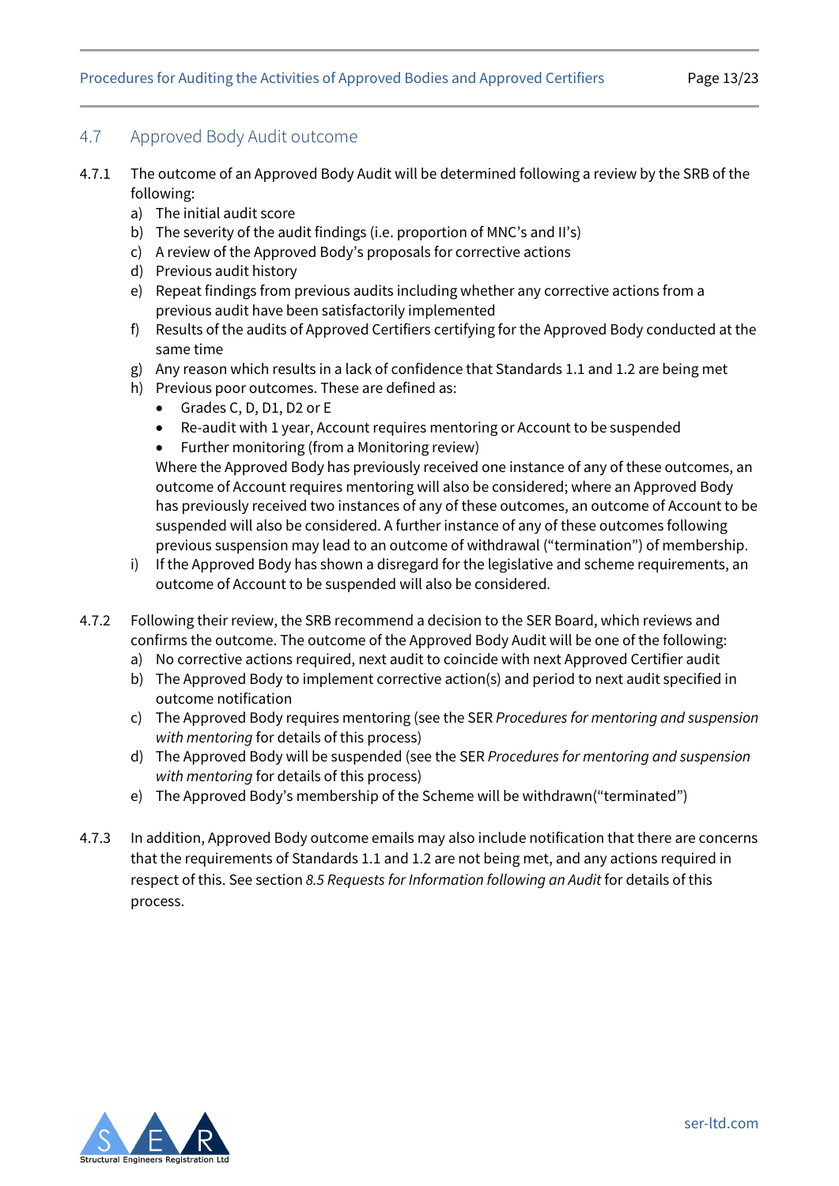## 4.7 Approved Body Audit outcome

4.7.1 The outcome of an Approved Body Audit will be determined following a review by the SRB of the following:

a) The initial audit score
b) The severity of the audit findings (i.e. proportion of MNC's and II's)
c) A review of the Approved Body's proposals for corrective actions
d) Previous audit history
e) Repeat findings from previous audits including whether any corrective actions from a previous audit have been satisfactorily implemented
f) Results of the audits of Approved Certifiers certifying for the Approved Body conducted at the same time
g) Any reason which results in a lack of confidence that Standards 1.1 and 1.2 are being met
h) Previous poor outcomes. These are defined as:
    - Grades C, D, D1, D2 or E
    - Re-audit with 1 year, Account requires mentoring or Account to be suspended
    - Further monitoring (from a Monitoring review)

    Where the Approved Body has previously received one instance of any of these outcomes, an outcome of Account requires mentoring will also be considered; where an Approved Body has previously received two instances of any of these outcomes, an outcome of Account to be suspended will also be considered. A further instance of any of these outcomes following previous suspension may lead to an outcome of withdrawal ("termination") of membership.
i) If the Approved Body has shown a disregard for the legislative and scheme requirements, an outcome of Account to be suspended will also be considered.

4.7.2 Following their review, the SRB recommend a decision to the SER Board, which reviews and confirms the outcome. The outcome of the Approved Body Audit will be one of the following:

a) No corrective actions required, next audit to coincide with next Approved Certifier audit
b) The Approved Body to implement corrective action(s) and period to next audit specified in outcome notification
c) The Approved Body requires mentoring (see the SER *Procedures for mentoring and suspension with mentoring* for details of this process)
d) The Approved Body will be suspended (see the SER *Procedures for mentoring and suspension with mentoring* for details of this process)
e) The Approved Body's membership of the Scheme will be withdrawn("terminated")

4.7.3 In addition, Approved Body outcome emails may also include notification that there are concerns that the requirements of Standards 1.1 and 1.2 are not being met, and any actions required in respect of this. See section *8.5 Requests for Information following an Audit* for details of this process.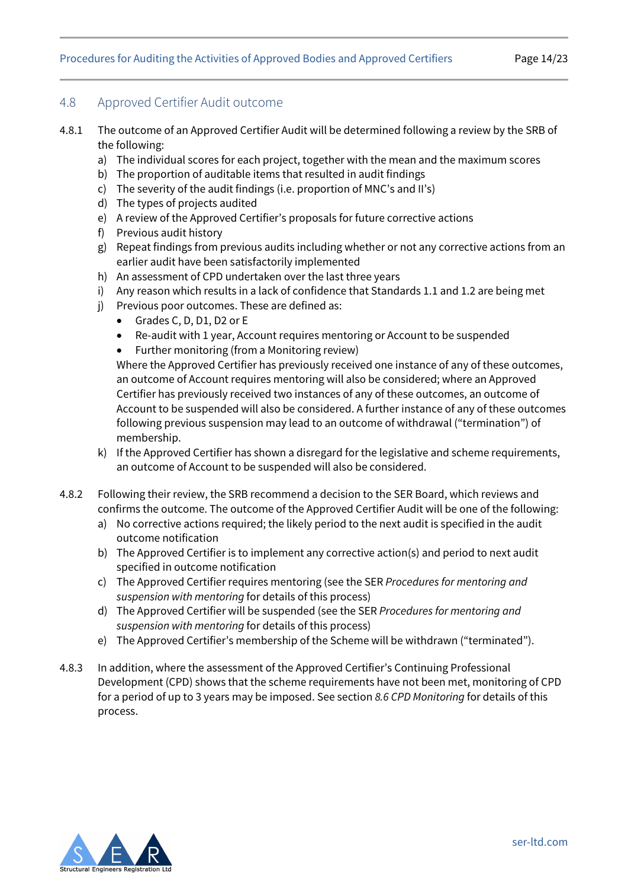## 4.8 Approved Certifier Audit outcome

4.8.1 The outcome of an Approved Certifier Audit will be determined following a review by the SRB of the following:

a) The individual scores for each project, together with the mean and the maximum scores
b) The proportion of auditable items that resulted in audit findings
c) The severity of the audit findings (i.e. proportion of MNC's and II's)
d) The types of projects audited
e) A review of the Approved Certifier's proposals for future corrective actions
f) Previous audit history
g) Repeat findings from previous audits including whether or not any corrective actions from an earlier audit have been satisfactorily implemented
h) An assessment of CPD undertaken over the last three years
i) Any reason which results in a lack of confidence that Standards 1.1 and 1.2 are being met
j) Previous poor outcomes. These are defined as:
   - Grades C, D, D1, D2 or E
   - Re-audit with 1 year, Account requires mentoring or Account to be suspended
   - Further monitoring (from a Monitoring review)

   Where the Approved Certifier has previously received one instance of any of these outcomes, an outcome of Account requires mentoring will also be considered; where an Approved Certifier has previously received two instances of any of these outcomes, an outcome of Account to be suspended will also be considered. A further instance of any of these outcomes following previous suspension may lead to an outcome of withdrawal ("termination") of membership.
k) If the Approved Certifier has shown a disregard for the legislative and scheme requirements, an outcome of Account to be suspended will also be considered.

4.8.2 Following their review, the SRB recommend a decision to the SER Board, which reviews and confirms the outcome. The outcome of the Approved Certifier Audit will be one of the following:

a) No corrective actions required; the likely period to the next audit is specified in the audit outcome notification
b) The Approved Certifier is to implement any corrective action(s) and period to next audit specified in outcome notification
c) The Approved Certifier requires mentoring (see the SER *Procedures for mentoring and suspension with mentoring* for details of this process)
d) The Approved Certifier will be suspended (see the SER *Procedures for mentoring and suspension with mentoring* for details of this process)
e) The Approved Certifier's membership of the Scheme will be withdrawn ("terminated").

4.8.3 In addition, where the assessment of the Approved Certifier's Continuing Professional Development (CPD) shows that the scheme requirements have not been met, monitoring of CPD for a period of up to 3 years may be imposed. See section *8.6 CPD Monitoring* for details of this process.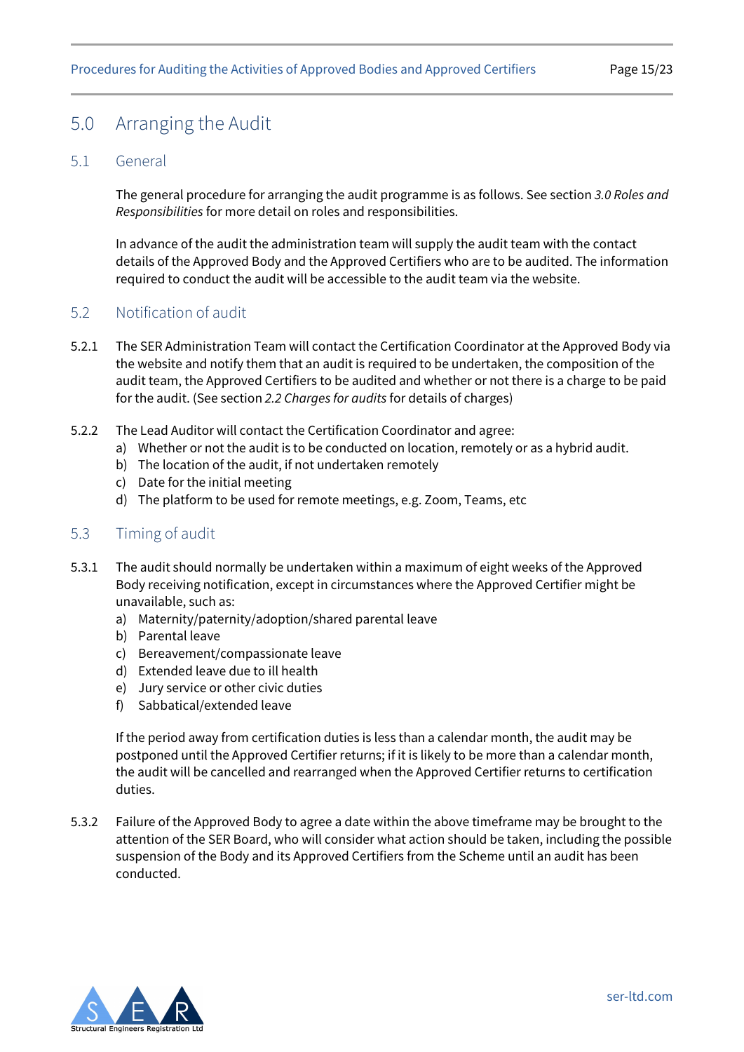# 5.0 Arranging the Audit

## 5.1 General

The general procedure for arranging the audit programme is as follows. See section *3.0 Roles and Responsibilities* for more detail on roles and responsibilities.

In advance of the audit the administration team will supply the audit team with the contact details of the Approved Body and the Approved Certifiers who are to be audited. The information required to conduct the audit will be accessible to the audit team via the website.

## 5.2 Notification of audit

5.2.1 The SER Administration Team will contact the Certification Coordinator at the Approved Body via the website and notify them that an audit is required to be undertaken, the composition of the audit team, the Approved Certifiers to be audited and whether or not there is a charge to be paid for the audit. (See section *2.2 Charges for audits* for details of charges)

5.2.2 The Lead Auditor will contact the Certification Coordinator and agree:

a) Whether or not the audit is to be conducted on location, remotely or as a hybrid audit.
b) The location of the audit, if not undertaken remotely
c) Date for the initial meeting
d) The platform to be used for remote meetings, e.g. Zoom, Teams, etc

## 5.3 Timing of audit

5.3.1 The audit should normally be undertaken within a maximum of eight weeks of the Approved Body receiving notification, except in circumstances where the Approved Certifier might be unavailable, such as:

a) Maternity/paternity/adoption/shared parental leave
b) Parental leave
c) Bereavement/compassionate leave
d) Extended leave due to ill health
e) Jury service or other civic duties
f) Sabbatical/extended leave

If the period away from certification duties is less than a calendar month, the audit may be postponed until the Approved Certifier returns; if it is likely to be more than a calendar month, the audit will be cancelled and rearranged when the Approved Certifier returns to certification duties.

5.3.2 Failure of the Approved Body to agree a date within the above timeframe may be brought to the attention of the SER Board, who will consider what action should be taken, including the possible suspension of the Body and its Approved Certifiers from the Scheme until an audit has been conducted.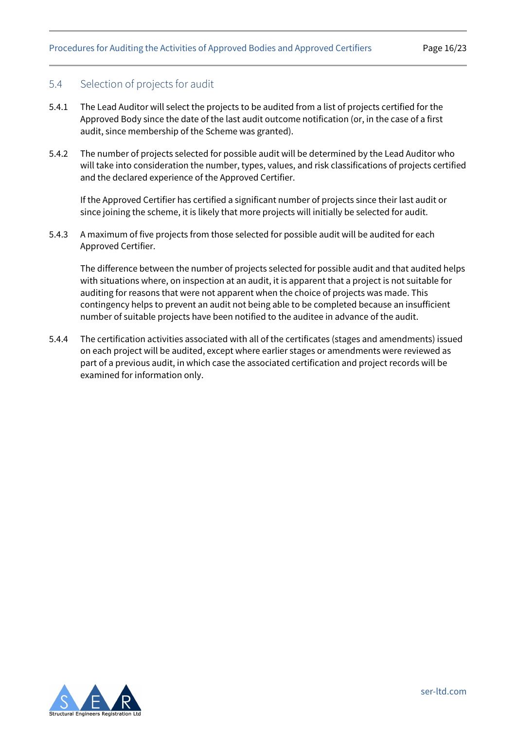## 5.4 Selection of projects for audit

5.4.1 The Lead Auditor will select the projects to be audited from a list of projects certified for the Approved Body since the date of the last audit outcome notification (or, in the case of a first audit, since membership of the Scheme was granted).

5.4.2 The number of projects selected for possible audit will be determined by the Lead Auditor who will take into consideration the number, types, values, and risk classifications of projects certified and the declared experience of the Approved Certifier.

If the Approved Certifier has certified a significant number of projects since their last audit or since joining the scheme, it is likely that more projects will initially be selected for audit.

5.4.3 A maximum of five projects from those selected for possible audit will be audited for each Approved Certifier.

The difference between the number of projects selected for possible audit and that audited helps with situations where, on inspection at an audit, it is apparent that a project is not suitable for auditing for reasons that were not apparent when the choice of projects was made. This contingency helps to prevent an audit not being able to be completed because an insufficient number of suitable projects have been notified to the auditee in advance of the audit.

5.4.4 The certification activities associated with all of the certificates (stages and amendments) issued on each project will be audited, except where earlier stages or amendments were reviewed as part of a previous audit, in which case the associated certification and project records will be examined for information only.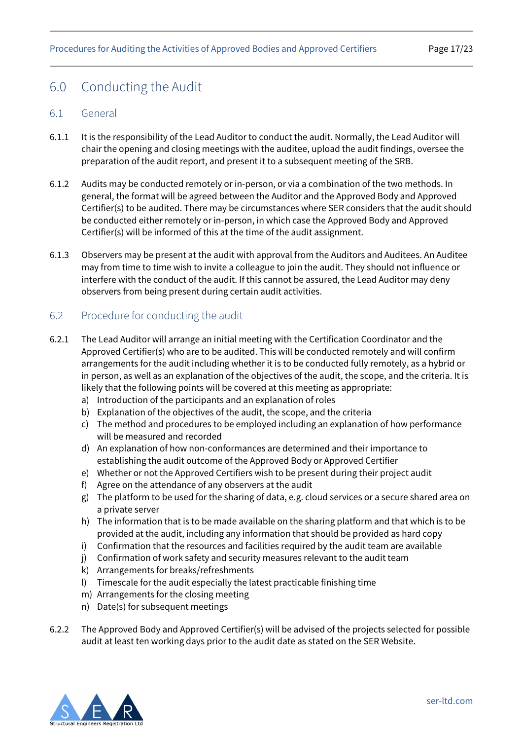# 6.0 Conducting the Audit

## 6.1 General

6.1.1 It is the responsibility of the Lead Auditor to conduct the audit. Normally, the Lead Auditor will chair the opening and closing meetings with the auditee, upload the audit findings, oversee the preparation of the audit report, and present it to a subsequent meeting of the SRB.

6.1.2 Audits may be conducted remotely or in-person, or via a combination of the two methods. In general, the format will be agreed between the Auditor and the Approved Body and Approved Certifier(s) to be audited. There may be circumstances where SER considers that the audit should be conducted either remotely or in-person, in which case the Approved Body and Approved Certifier(s) will be informed of this at the time of the audit assignment.

6.1.3 Observers may be present at the audit with approval from the Auditors and Auditees. An Auditee may from time to time wish to invite a colleague to join the audit. They should not influence or interfere with the conduct of the audit. If this cannot be assured, the Lead Auditor may deny observers from being present during certain audit activities.

## 6.2 Procedure for conducting the audit

6.2.1 The Lead Auditor will arrange an initial meeting with the Certification Coordinator and the Approved Certifier(s) who are to be audited. This will be conducted remotely and will confirm arrangements for the audit including whether it is to be conducted fully remotely, as a hybrid or in person, as well as an explanation of the objectives of the audit, the scope, and the criteria. It is likely that the following points will be covered at this meeting as appropriate:

a) Introduction of the participants and an explanation of roles
b) Explanation of the objectives of the audit, the scope, and the criteria
c) The method and procedures to be employed including an explanation of how performance will be measured and recorded
d) An explanation of how non-conformances are determined and their importance to establishing the audit outcome of the Approved Body or Approved Certifier
e) Whether or not the Approved Certifiers wish to be present during their project audit
f) Agree on the attendance of any observers at the audit
g) The platform to be used for the sharing of data, e.g. cloud services or a secure shared area on a private server
h) The information that is to be made available on the sharing platform and that which is to be provided at the audit, including any information that should be provided as hard copy
i) Confirmation that the resources and facilities required by the audit team are available
j) Confirmation of work safety and security measures relevant to the audit team
k) Arrangements for breaks/refreshments
l) Timescale for the audit especially the latest practicable finishing time
m) Arrangements for the closing meeting
n) Date(s) for subsequent meetings

6.2.2 The Approved Body and Approved Certifier(s) will be advised of the projects selected for possible audit at least ten working days prior to the audit date as stated on the SER Website.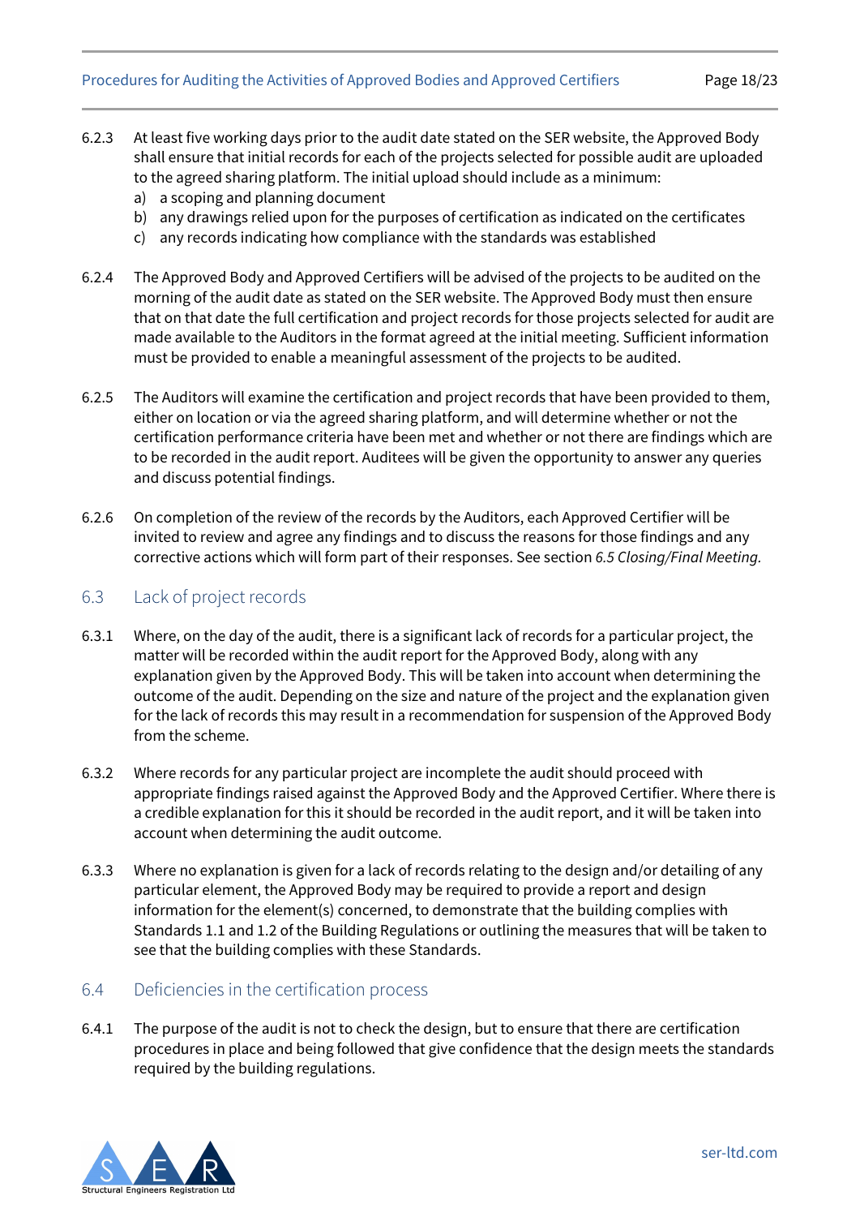6.2.3 At least five working days prior to the audit date stated on the SER website, the Approved Body shall ensure that initial records for each of the projects selected for possible audit are uploaded to the agreed sharing platform. The initial upload should include as a minimum:

a) a scoping and planning document
b) any drawings relied upon for the purposes of certification as indicated on the certificates
c) any records indicating how compliance with the standards was established

6.2.4 The Approved Body and Approved Certifiers will be advised of the projects to be audited on the morning of the audit date as stated on the SER website. The Approved Body must then ensure that on that date the full certification and project records for those projects selected for audit are made available to the Auditors in the format agreed at the initial meeting. Sufficient information must be provided to enable a meaningful assessment of the projects to be audited.

6.2.5 The Auditors will examine the certification and project records that have been provided to them, either on location or via the agreed sharing platform, and will determine whether or not the certification performance criteria have been met and whether or not there are findings which are to be recorded in the audit report. Auditees will be given the opportunity to answer any queries and discuss potential findings.

6.2.6 On completion of the review of the records by the Auditors, each Approved Certifier will be invited to review and agree any findings and to discuss the reasons for those findings and any corrective actions which will form part of their responses. See section *6.5 Closing/Final Meeting.*

## 6.3 Lack of project records

6.3.1 Where, on the day of the audit, there is a significant lack of records for a particular project, the matter will be recorded within the audit report for the Approved Body, along with any explanation given by the Approved Body. This will be taken into account when determining the outcome of the audit. Depending on the size and nature of the project and the explanation given for the lack of records this may result in a recommendation for suspension of the Approved Body from the scheme.

6.3.2 Where records for any particular project are incomplete the audit should proceed with appropriate findings raised against the Approved Body and the Approved Certifier. Where there is a credible explanation for this it should be recorded in the audit report, and it will be taken into account when determining the audit outcome.

6.3.3 Where no explanation is given for a lack of records relating to the design and/or detailing of any particular element, the Approved Body may be required to provide a report and design information for the element(s) concerned, to demonstrate that the building complies with Standards 1.1 and 1.2 of the Building Regulations or outlining the measures that will be taken to see that the building complies with these Standards.

## 6.4 Deficiencies in the certification process

6.4.1 The purpose of the audit is not to check the design, but to ensure that there are certification procedures in place and being followed that give confidence that the design meets the standards required by the building regulations.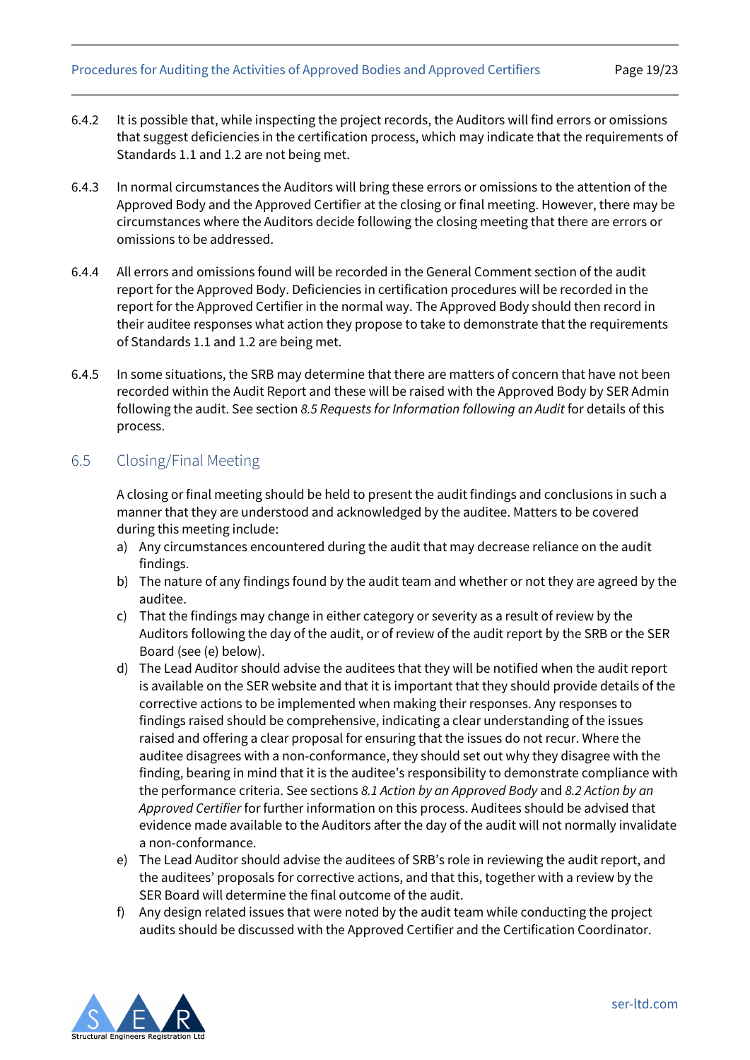6.4.2 It is possible that, while inspecting the project records, the Auditors will find errors or omissions that suggest deficiencies in the certification process, which may indicate that the requirements of Standards 1.1 and 1.2 are not being met.

6.4.3 In normal circumstances the Auditors will bring these errors or omissions to the attention of the Approved Body and the Approved Certifier at the closing or final meeting. However, there may be circumstances where the Auditors decide following the closing meeting that there are errors or omissions to be addressed.

6.4.4 All errors and omissions found will be recorded in the General Comment section of the audit report for the Approved Body. Deficiencies in certification procedures will be recorded in the report for the Approved Certifier in the normal way. The Approved Body should then record in their auditee responses what action they propose to take to demonstrate that the requirements of Standards 1.1 and 1.2 are being met.

6.4.5 In some situations, the SRB may determine that there are matters of concern that have not been recorded within the Audit Report and these will be raised with the Approved Body by SER Admin following the audit. See section *8.5 Requests for Information following an Audit* for details of this process.

## 6.5 Closing/Final Meeting

A closing or final meeting should be held to present the audit findings and conclusions in such a manner that they are understood and acknowledged by the auditee. Matters to be covered during this meeting include:

a) Any circumstances encountered during the audit that may decrease reliance on the audit findings.
b) The nature of any findings found by the audit team and whether or not they are agreed by the auditee.
c) That the findings may change in either category or severity as a result of review by the Auditors following the day of the audit, or of review of the audit report by the SRB or the SER Board (see (e) below).
d) The Lead Auditor should advise the auditees that they will be notified when the audit report is available on the SER website and that it is important that they should provide details of the corrective actions to be implemented when making their responses. Any responses to findings raised should be comprehensive, indicating a clear understanding of the issues raised and offering a clear proposal for ensuring that the issues do not recur. Where the auditee disagrees with a non-conformance, they should set out why they disagree with the finding, bearing in mind that it is the auditee's responsibility to demonstrate compliance with the performance criteria. See sections *8.1 Action by an Approved Body* and *8.2 Action by an Approved Certifier* for further information on this process. Auditees should be advised that evidence made available to the Auditors after the day of the audit will not normally invalidate a non-conformance.
e) The Lead Auditor should advise the auditees of SRB's role in reviewing the audit report, and the auditees' proposals for corrective actions, and that this, together with a review by the SER Board will determine the final outcome of the audit.
f) Any design related issues that were noted by the audit team while conducting the project audits should be discussed with the Approved Certifier and the Certification Coordinator.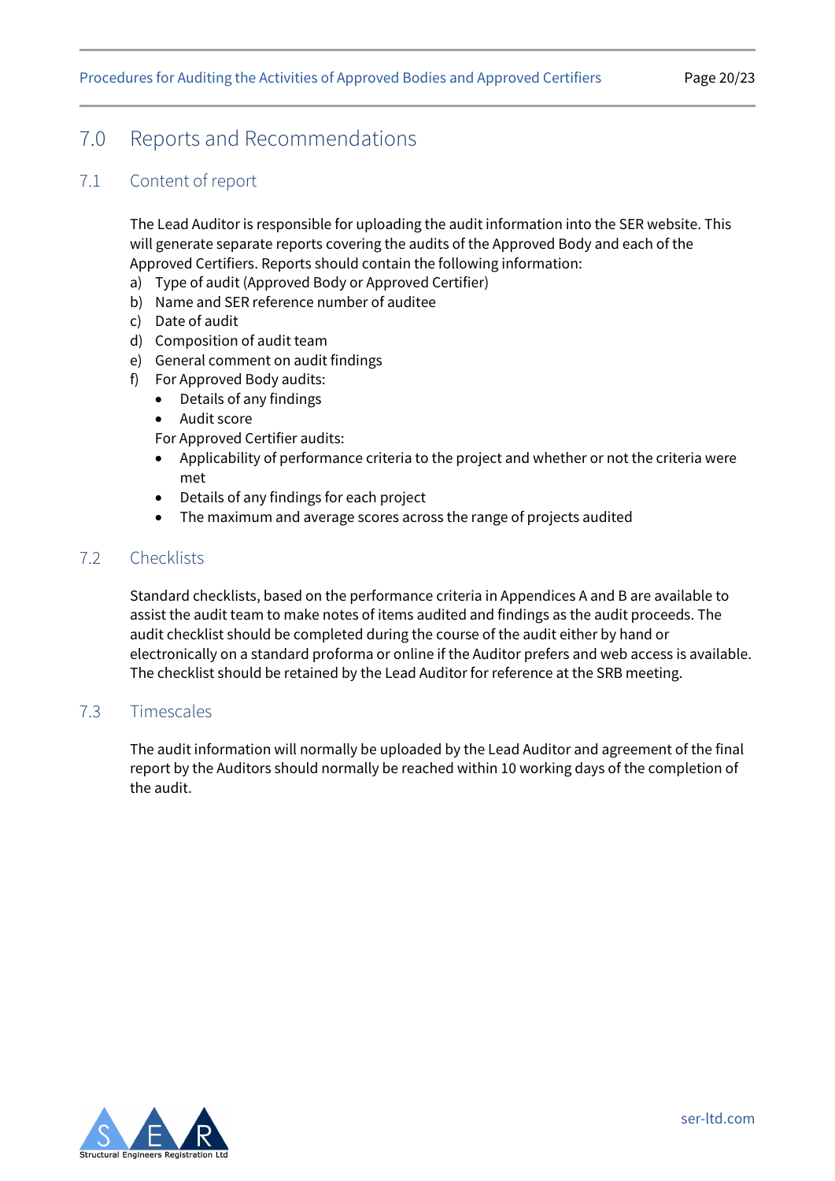# 7.0 Reports and Recommendations

## 7.1 Content of report

The Lead Auditor is responsible for uploading the audit information into the SER website. This will generate separate reports covering the audits of the Approved Body and each of the Approved Certifiers. Reports should contain the following information:

a) Type of audit (Approved Body or Approved Certifier)
b) Name and SER reference number of auditee
c) Date of audit
d) Composition of audit team
e) General comment on audit findings
f) For Approved Body audits:
    - Details of any findings
    - Audit score

    For Approved Certifier audits:
    - Applicability of performance criteria to the project and whether or not the criteria were met
    - Details of any findings for each project
    - The maximum and average scores across the range of projects audited

## 7.2 Checklists

Standard checklists, based on the performance criteria in Appendices A and B are available to assist the audit team to make notes of items audited and findings as the audit proceeds. The audit checklist should be completed during the course of the audit either by hand or electronically on a standard proforma or online if the Auditor prefers and web access is available. The checklist should be retained by the Lead Auditor for reference at the SRB meeting.

## 7.3 Timescales

The audit information will normally be uploaded by the Lead Auditor and agreement of the final report by the Auditors should normally be reached within 10 working days of the completion of the audit.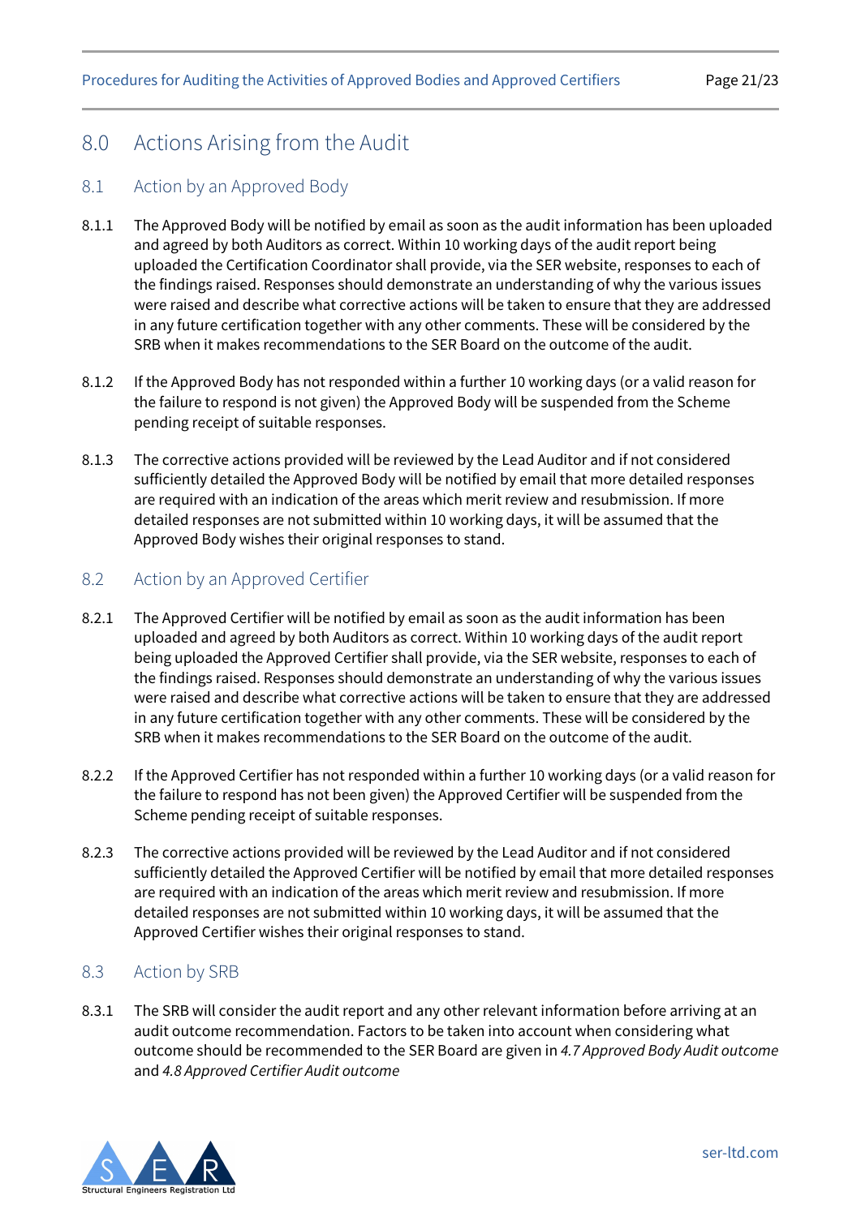## 8.0 Actions Arising from the Audit

### 8.1 Action by an Approved Body

8.1.1 The Approved Body will be notified by email as soon as the audit information has been uploaded and agreed by both Auditors as correct. Within 10 working days of the audit report being uploaded the Certification Coordinator shall provide, via the SER website, responses to each of the findings raised. Responses should demonstrate an understanding of why the various issues were raised and describe what corrective actions will be taken to ensure that they are addressed in any future certification together with any other comments. These will be considered by the SRB when it makes recommendations to the SER Board on the outcome of the audit.

8.1.2 If the Approved Body has not responded within a further 10 working days (or a valid reason for the failure to respond is not given) the Approved Body will be suspended from the Scheme pending receipt of suitable responses.

8.1.3 The corrective actions provided will be reviewed by the Lead Auditor and if not considered sufficiently detailed the Approved Body will be notified by email that more detailed responses are required with an indication of the areas which merit review and resubmission. If more detailed responses are not submitted within 10 working days, it will be assumed that the Approved Body wishes their original responses to stand.

### 8.2 Action by an Approved Certifier

8.2.1 The Approved Certifier will be notified by email as soon as the audit information has been uploaded and agreed by both Auditors as correct. Within 10 working days of the audit report being uploaded the Approved Certifier shall provide, via the SER website, responses to each of the findings raised. Responses should demonstrate an understanding of why the various issues were raised and describe what corrective actions will be taken to ensure that they are addressed in any future certification together with any other comments. These will be considered by the SRB when it makes recommendations to the SER Board on the outcome of the audit.

8.2.2 If the Approved Certifier has not responded within a further 10 working days (or a valid reason for the failure to respond has not been given) the Approved Certifier will be suspended from the Scheme pending receipt of suitable responses.

8.2.3 The corrective actions provided will be reviewed by the Lead Auditor and if not considered sufficiently detailed the Approved Certifier will be notified by email that more detailed responses are required with an indication of the areas which merit review and resubmission. If more detailed responses are not submitted within 10 working days, it will be assumed that the Approved Certifier wishes their original responses to stand.

### 8.3 Action by SRB

8.3.1 The SRB will consider the audit report and any other relevant information before arriving at an audit outcome recommendation. Factors to be taken into account when considering what outcome should be recommended to the SER Board are given in *4.7 Approved Body Audit outcome* and *4.8 Approved Certifier Audit outcome*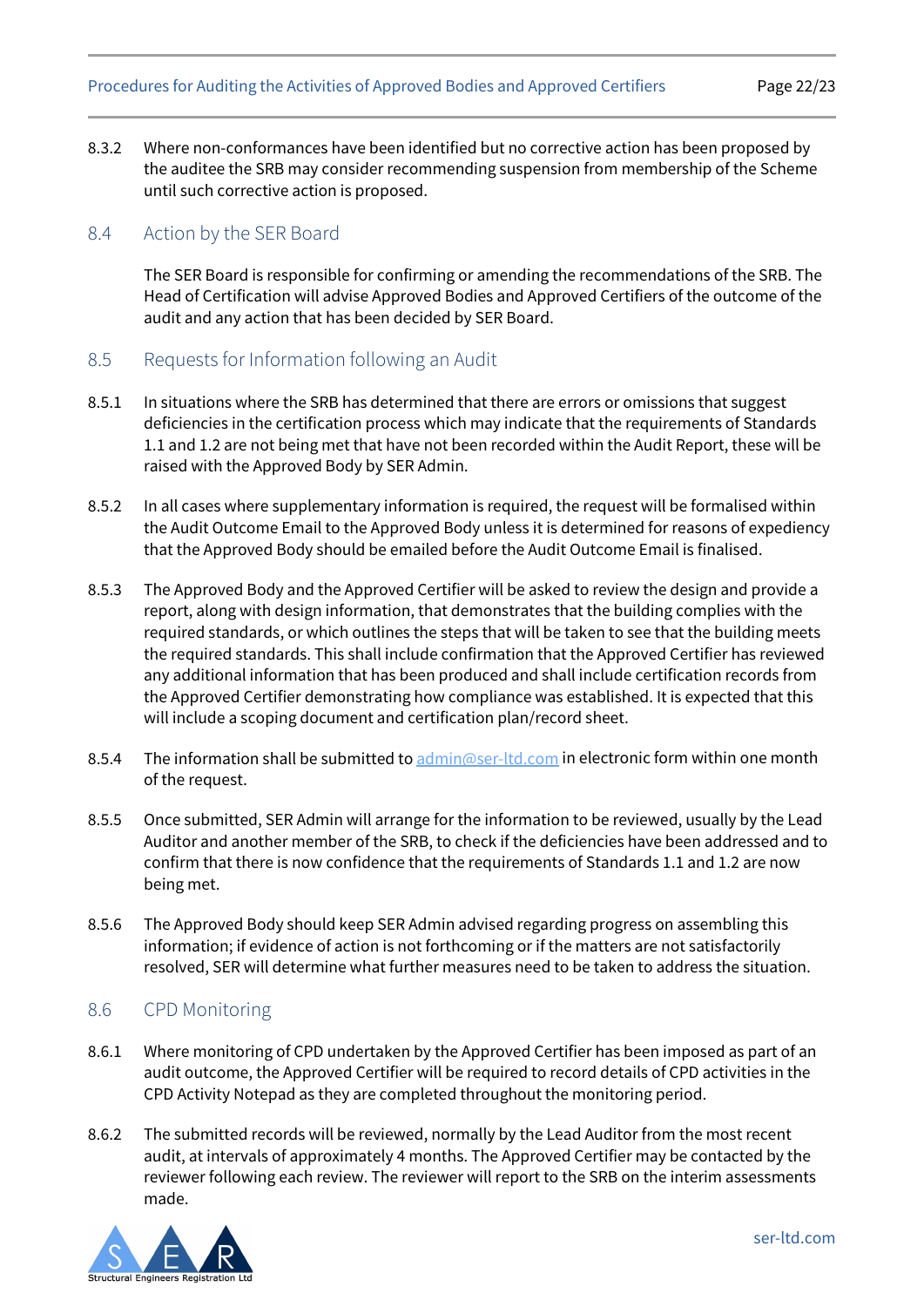8.3.2 Where non-conformances have been identified but no corrective action has been proposed by the auditee the SRB may consider recommending suspension from membership of the Scheme until such corrective action is proposed.

## 8.4 Action by the SER Board

The SER Board is responsible for confirming or amending the recommendations of the SRB. The Head of Certification will advise Approved Bodies and Approved Certifiers of the outcome of the audit and any action that has been decided by SER Board.

## 8.5 Requests for Information following an Audit

8.5.1 In situations where the SRB has determined that there are errors or omissions that suggest deficiencies in the certification process which may indicate that the requirements of Standards 1.1 and 1.2 are not being met that have not been recorded within the Audit Report, these will be raised with the Approved Body by SER Admin.

8.5.2 In all cases where supplementary information is required, the request will be formalised within the Audit Outcome Email to the Approved Body unless it is determined for reasons of expediency that the Approved Body should be emailed before the Audit Outcome Email is finalised.

8.5.3 The Approved Body and the Approved Certifier will be asked to review the design and provide a report, along with design information, that demonstrates that the building complies with the required standards, or which outlines the steps that will be taken to see that the building meets the required standards. This shall include confirmation that the Approved Certifier has reviewed any additional information that has been produced and shall include certification records from the Approved Certifier demonstrating how compliance was established. It is expected that this will include a scoping document and certification plan/record sheet.

8.5.4 The information shall be submitted to admin@ser-ltd.com in electronic form within one month of the request.

8.5.5 Once submitted, SER Admin will arrange for the information to be reviewed, usually by the Lead Auditor and another member of the SRB, to check if the deficiencies have been addressed and to confirm that there is now confidence that the requirements of Standards 1.1 and 1.2 are now being met.

8.5.6 The Approved Body should keep SER Admin advised regarding progress on assembling this information; if evidence of action is not forthcoming or if the matters are not satisfactorily resolved, SER will determine what further measures need to be taken to address the situation.

## 8.6 CPD Monitoring

8.6.1 Where monitoring of CPD undertaken by the Approved Certifier has been imposed as part of an audit outcome, the Approved Certifier will be required to record details of CPD activities in the CPD Activity Notepad as they are completed throughout the monitoring period.

8.6.2 The submitted records will be reviewed, normally by the Lead Auditor from the most recent audit, at intervals of approximately 4 months. The Approved Certifier may be contacted by the reviewer following each review. The reviewer will report to the SRB on the interim assessments made.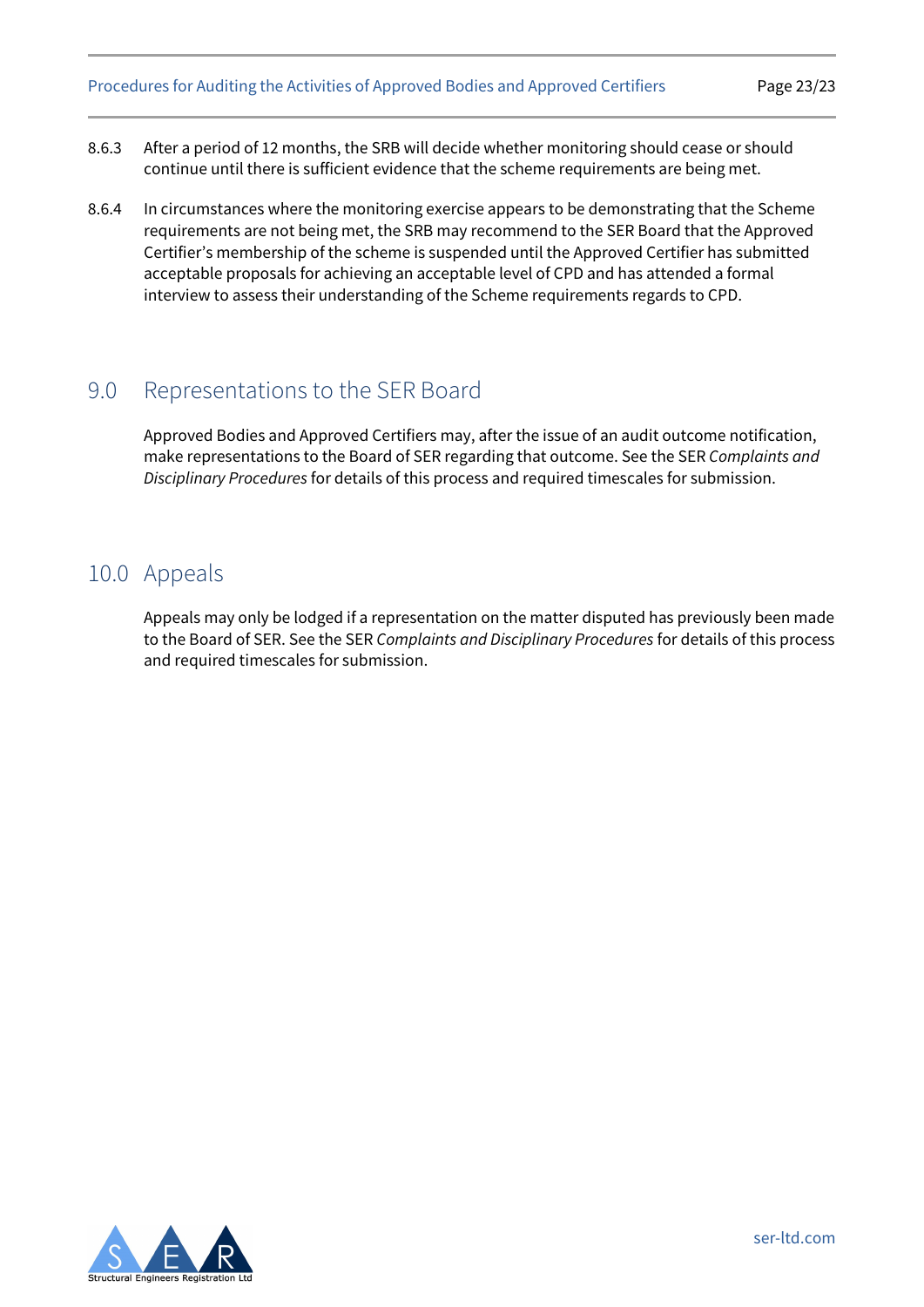8.6.3 After a period of 12 months, the SRB will decide whether monitoring should cease or should continue until there is sufficient evidence that the scheme requirements are being met.

8.6.4 In circumstances where the monitoring exercise appears to be demonstrating that the Scheme requirements are not being met, the SRB may recommend to the SER Board that the Approved Certifier's membership of the scheme is suspended until the Approved Certifier has submitted acceptable proposals for achieving an acceptable level of CPD and has attended a formal interview to assess their understanding of the Scheme requirements regards to CPD.

## 9.0 Representations to the SER Board

Approved Bodies and Approved Certifiers may, after the issue of an audit outcome notification, make representations to the Board of SER regarding that outcome. See the SER *Complaints and Disciplinary Procedures* for details of this process and required timescales for submission.

## 10.0 Appeals

Appeals may only be lodged if a representation on the matter disputed has previously been made to the Board of SER. See the SER *Complaints and Disciplinary Procedures* for details of this process and required timescales for submission.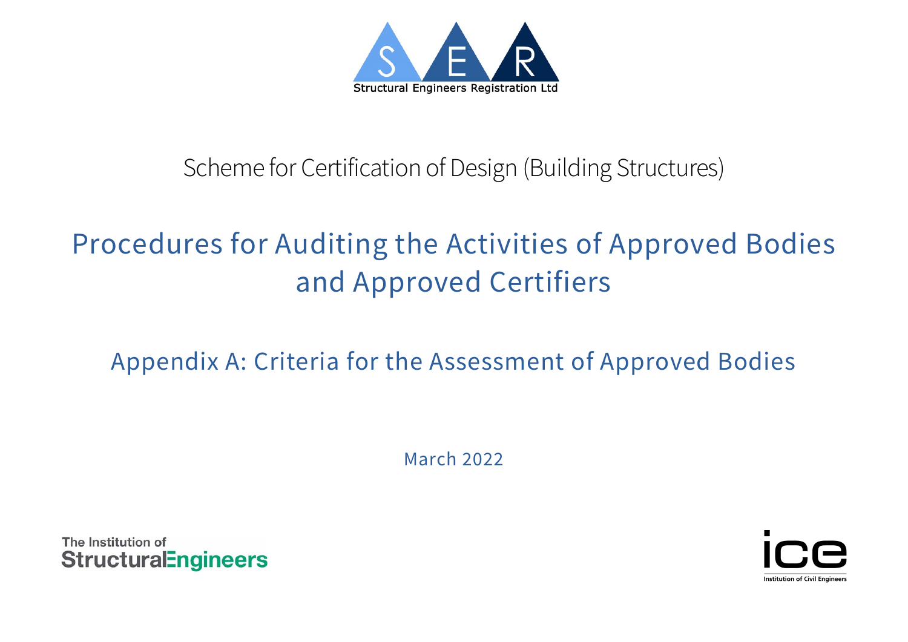Structural Engineers Registration Ltd

Scheme for Certification of Design (Building Structures)

# Procedures for Auditing the Activities of Approved Bodies and Approved Certifiers

## Appendix A: Criteria for the Assessment of Approved Bodies

March 2022

The Institution of Structural Engineers

Institution of Civil Engineers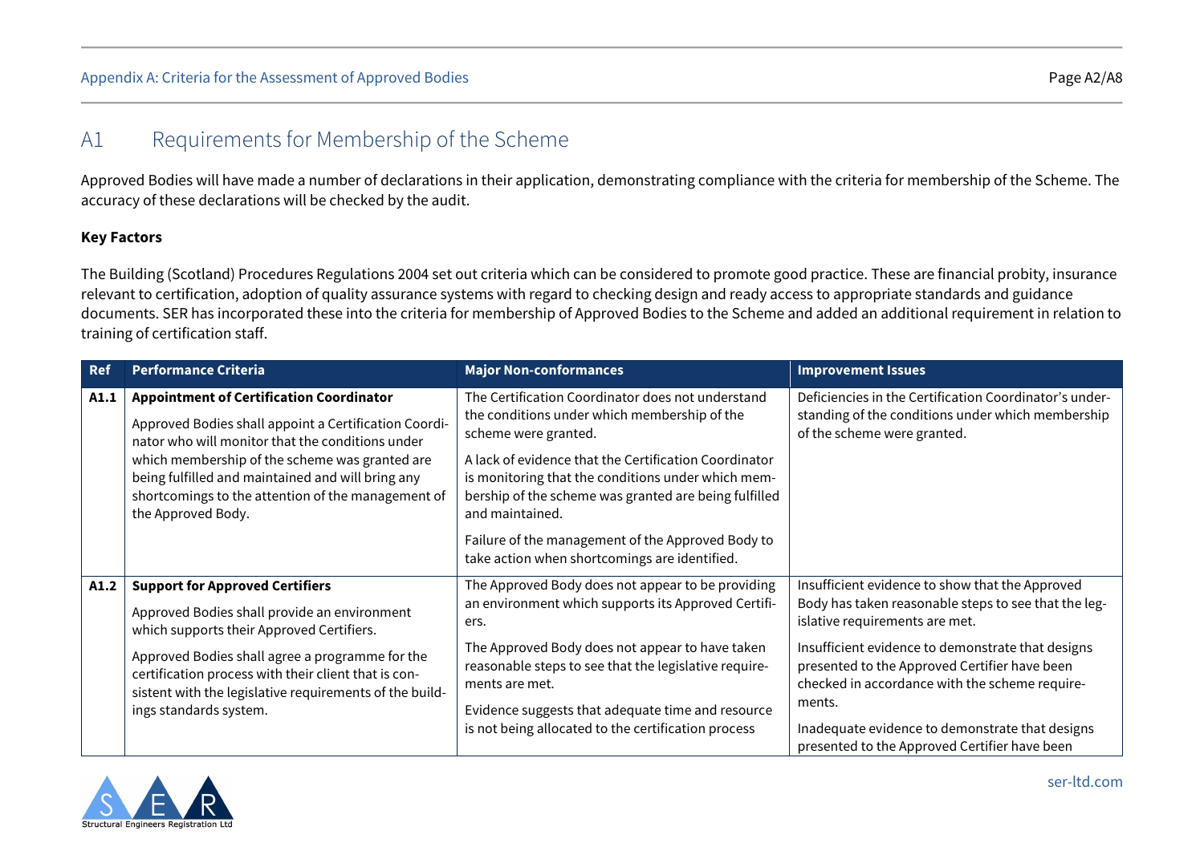# A1 Requirements for Membership of the Scheme

Approved Bodies will have made a number of declarations in their application, demonstrating compliance with the criteria for membership of the Scheme. The accuracy of these declarations will be checked by the audit.

**Key Factors**

The Building (Scotland) Procedures Regulations 2004 set out criteria which can be considered to promote good practice. These are financial probity, insurance relevant to certification, adoption of quality assurance systems with regard to checking design and ready access to appropriate standards and guidance documents. SER has incorporated these into the criteria for membership of Approved Bodies to the Scheme and added an additional requirement in relation to training of certification staff.

| Ref | Performance Criteria | Major Non-conformances | Improvement Issues |
|---|---|---|---|
| **A1.1** | **Appointment of Certification Coordinator**<br><br>Approved Bodies shall appoint a Certification Coordinator who will monitor that the conditions under which membership of the scheme was granted are being fulfilled and maintained and will bring any shortcomings to the attention of the management of the Approved Body. | The Certification Coordinator does not understand the conditions under which membership of the scheme were granted.<br><br>A lack of evidence that the Certification Coordinator is monitoring that the conditions under which membership of the scheme was granted are being fulfilled and maintained.<br><br>Failure of the management of the Approved Body to take action when shortcomings are identified. | Deficiencies in the Certification Coordinator's understanding of the conditions under which membership of the scheme were granted. |
| **A1.2** | **Support for Approved Certifiers**<br><br>Approved Bodies shall provide an environment which supports their Approved Certifiers.<br><br>Approved Bodies shall agree a programme for the certification process with their client that is consistent with the legislative requirements of the buildings standards system. | The Approved Body does not appear to be providing an environment which supports its Approved Certifiers.<br><br>The Approved Body does not appear to have taken reasonable steps to see that the legislative requirements are met.<br><br>Evidence suggests that adequate time and resource is not being allocated to the certification process | Insufficient evidence to show that the Approved Body has taken reasonable steps to see that the legislative requirements are met.<br><br>Insufficient evidence to demonstrate that designs presented to the Approved Certifier have been checked in accordance with the scheme requirements.<br><br>Inadequate evidence to demonstrate that designs presented to the Approved Certifier have been |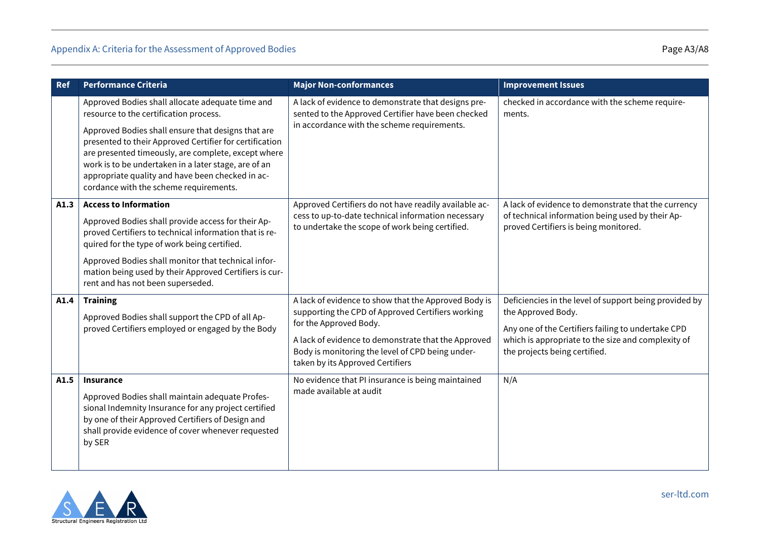| Ref | Performance Criteria | Major Non-conformances | Improvement Issues |
|---|---|---|---|
| | Approved Bodies shall allocate adequate time and resource to the certification process.<br><br>Approved Bodies shall ensure that designs that are presented to their Approved Certifier for certification are presented timeously, are complete, except where work is to be undertaken in a later stage, are of an appropriate quality and have been checked in accordance with the scheme requirements. | A lack of evidence to demonstrate that designs presented to the Approved Certifier have been checked in accordance with the scheme requirements. | checked in accordance with the scheme requirements. |
| **A1.3** | **Access to Information**<br><br>Approved Bodies shall provide access for their Approved Certifiers to technical information that is required for the type of work being certified.<br><br>Approved Bodies shall monitor that technical information being used by their Approved Certifiers is current and has not been superseded. | Approved Certifiers do not have readily available access to up-to-date technical information necessary to undertake the scope of work being certified. | A lack of evidence to demonstrate that the currency of technical information being used by their Approved Certifiers is being monitored. |
| **A1.4** | **Training**<br><br>Approved Bodies shall support the CPD of all Approved Certifiers employed or engaged by the Body | A lack of evidence to show that the Approved Body is supporting the CPD of Approved Certifiers working for the Approved Body.<br><br>A lack of evidence to demonstrate that the Approved Body is monitoring the level of CPD being undertaken by its Approved Certifiers | Deficiencies in the level of support being provided by the Approved Body.<br><br>Any one of the Certifiers failing to undertake CPD which is appropriate to the size and complexity of the projects being certified. |
| **A1.5** | **Insurance**<br><br>Approved Bodies shall maintain adequate Professional Indemnity Insurance for any project certified by one of their Approved Certifiers of Design and shall provide evidence of cover whenever requested by SER | No evidence that PI insurance is being maintained made available at audit | N/A |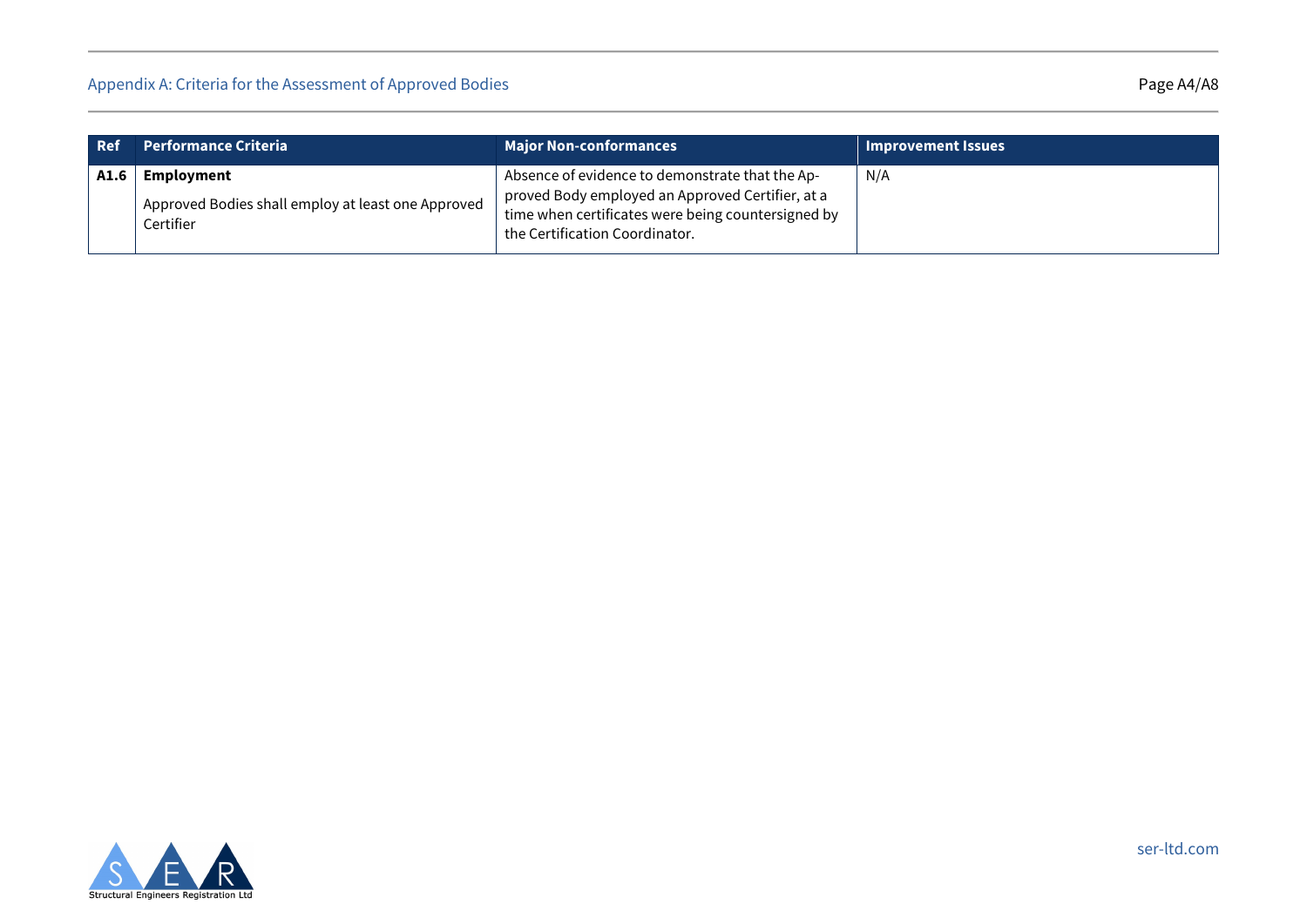| Ref | Performance Criteria | Major Non-conformances | Improvement Issues |
|---|---|---|---|
| **A1.6** | **Employment**<br><br>Approved Bodies shall employ at least one Approved Certifier | Absence of evidence to demonstrate that the Approved Body employed an Approved Certifier, at a time when certificates were being countersigned by the Certification Coordinator. | N/A |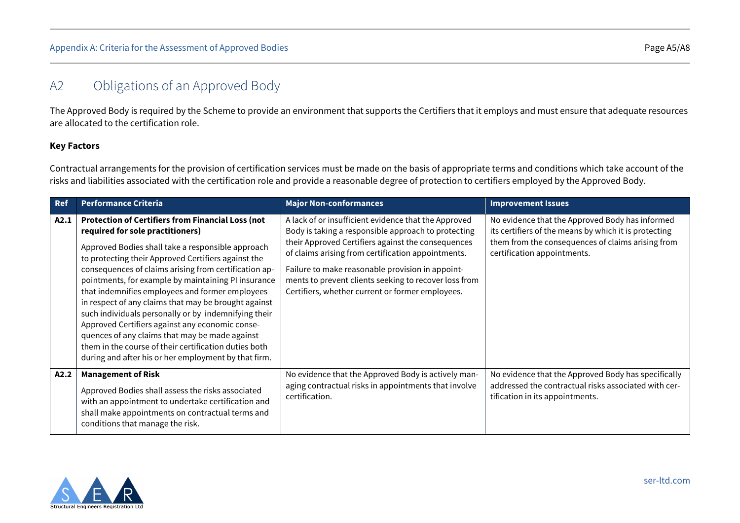## A2 Obligations of an Approved Body

The Approved Body is required by the Scheme to provide an environment that supports the Certifiers that it employs and must ensure that adequate resources are allocated to the certification role.

**Key Factors**

Contractual arrangements for the provision of certification services must be made on the basis of appropriate terms and conditions which take account of the risks and liabilities associated with the certification role and provide a reasonable degree of protection to certifiers employed by the Approved Body.

| Ref | Performance Criteria | Major Non-conformances | Improvement Issues |
|---|---|---|---|
| A2.1 | **Protection of Certifiers from Financial Loss (not required for sole practitioners)**<br><br>Approved Bodies shall take a responsible approach to protecting their Approved Certifiers against the consequences of claims arising from certification appointments, for example by maintaining PI insurance that indemnifies employees and former employees in respect of any claims that may be brought against such individuals personally or by indemnifying their Approved Certifiers against any economic consequences of any claims that may be made against them in the course of their certification duties both during and after his or her employment by that firm. | A lack of or insufficient evidence that the Approved Body is taking a responsible approach to protecting their Approved Certifiers against the consequences of claims arising from certification appointments.<br><br>Failure to make reasonable provision in appointments to prevent clients seeking to recover loss from Certifiers, whether current or former employees. | No evidence that the Approved Body has informed its certifiers of the means by which it is protecting them from the consequences of claims arising from certification appointments. |
| A2.2 | **Management of Risk**<br><br>Approved Bodies shall assess the risks associated with an appointment to undertake certification and shall make appointments on contractual terms and conditions that manage the risk. | No evidence that the Approved Body is actively managing contractual risks in appointments that involve certification. | No evidence that the Approved Body has specifically addressed the contractual risks associated with certification in its appointments. |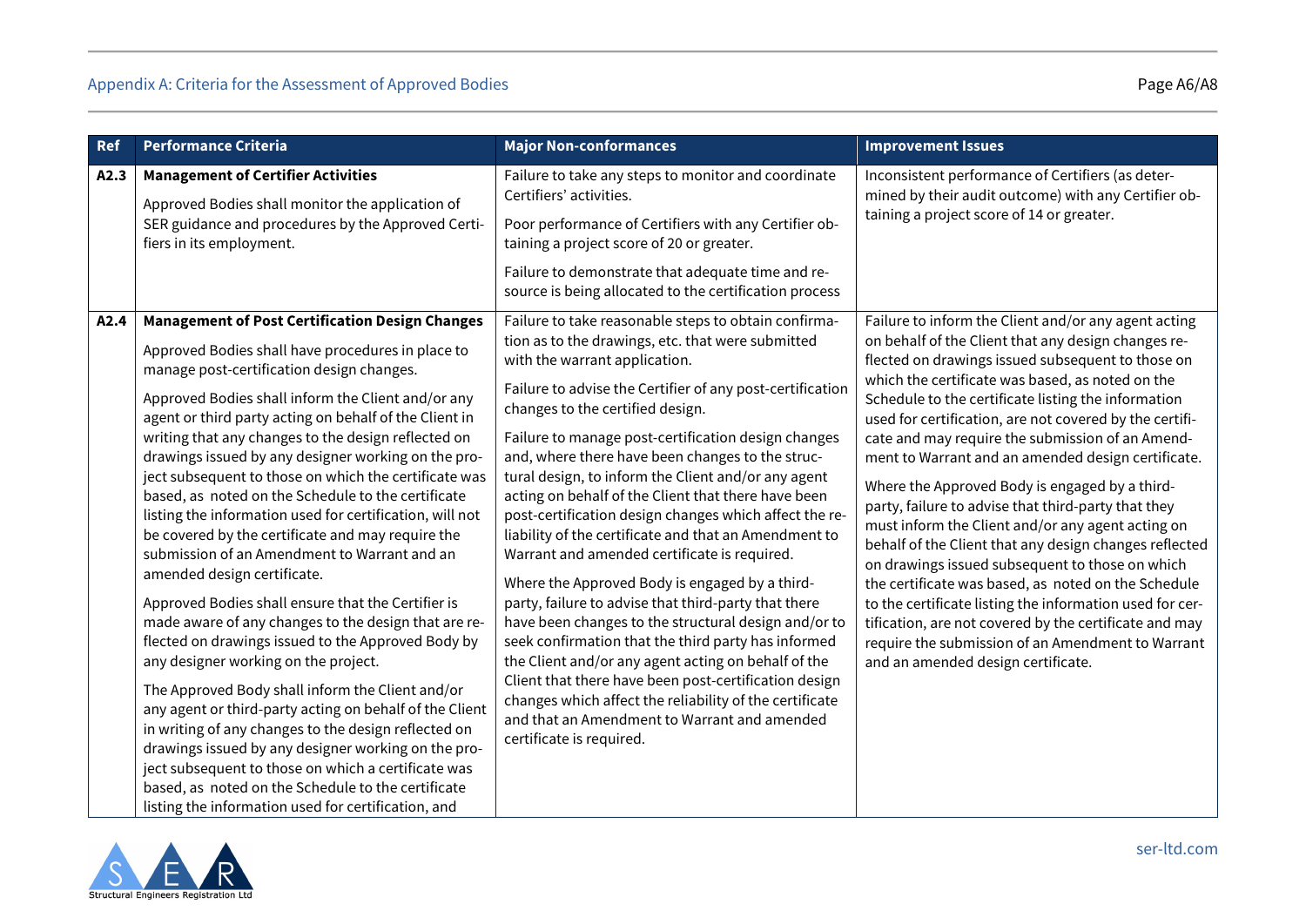| Ref | Performance Criteria | Major Non-conformances | Improvement Issues |
|---|---|---|---|
| A2.3 | **Management of Certifier Activities**<br><br>Approved Bodies shall monitor the application of SER guidance and procedures by the Approved Certifiers in its employment. | Failure to take any steps to monitor and coordinate Certifiers' activities.<br><br>Poor performance of Certifiers with any Certifier obtaining a project score of 20 or greater.<br><br>Failure to demonstrate that adequate time and resource is being allocated to the certification process | Inconsistent performance of Certifiers (as determined by their audit outcome) with any Certifier obtaining a project score of 14 or greater. |
| A2.4 | **Management of Post Certification Design Changes**<br><br>Approved Bodies shall have procedures in place to manage post-certification design changes.<br><br>Approved Bodies shall inform the Client and/or any agent or third party acting on behalf of the Client in writing that any changes to the design reflected on drawings issued by any designer working on the project subsequent to those on which the certificate was based, as noted on the Schedule to the certificate listing the information used for certification, will not be covered by the certificate and may require the submission of an Amendment to Warrant and an amended design certificate.<br><br>Approved Bodies shall ensure that the Certifier is made aware of any changes to the design that are reflected on drawings issued to the Approved Body by any designer working on the project.<br><br>The Approved Body shall inform the Client and/or any agent or third-party acting on behalf of the Client in writing of any changes to the design reflected on drawings issued by any designer working on the project subsequent to those on which a certificate was based, as noted on the Schedule to the certificate listing the information used for certification, and | Failure to take reasonable steps to obtain confirmation as to the drawings, etc. that were submitted with the warrant application.<br><br>Failure to advise the Certifier of any post-certification changes to the certified design.<br><br>Failure to manage post-certification design changes and, where there have been changes to the structural design, to inform the Client and/or any agent acting on behalf of the Client that there have been post-certification design changes which affect the reliability of the certificate and that an Amendment to Warrant and amended certificate is required.<br><br>Where the Approved Body is engaged by a third-party, failure to advise that third-party that there have been changes to the structural design and/or to seek confirmation that the third party has informed the Client and/or any agent acting on behalf of the Client that there have been post-certification design changes which affect the reliability of the certificate and that an Amendment to Warrant and amended certificate is required. | Failure to inform the Client and/or any agent acting on behalf of the Client that any design changes reflected on drawings issued subsequent to those on which the certificate was based, as noted on the Schedule to the certificate listing the information used for certification, are not covered by the certificate and may require the submission of an Amendment to Warrant and an amended design certificate.<br><br>Where the Approved Body is engaged by a third-party, failure to advise that third-party that they must inform the Client and/or any agent acting on behalf of the Client that any design changes reflected on drawings issued subsequent to those on which the certificate was based, as noted on the Schedule to the certificate listing the information used for certification, are not covered by the certificate and may require the submission of an Amendment to Warrant and an amended design certificate. |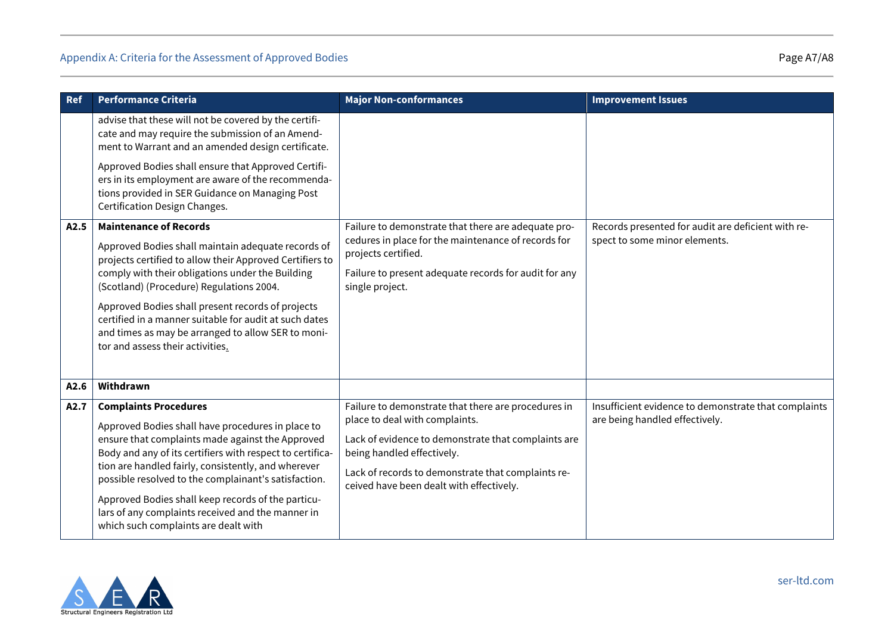| Ref | Performance Criteria | Major Non-conformances | Improvement Issues |
|---|---|---|---|
| | advise that these will not be covered by the certificate and may require the submission of an Amendment to Warrant and an amended design certificate.<br><br>Approved Bodies shall ensure that Approved Certifiers in its employment are aware of the recommendations provided in SER Guidance on Managing Post Certification Design Changes. | | |
| A2.5 | **Maintenance of Records**<br><br>Approved Bodies shall maintain adequate records of projects certified to allow their Approved Certifiers to comply with their obligations under the Building (Scotland) (Procedure) Regulations 2004.<br><br>Approved Bodies shall present records of projects certified in a manner suitable for audit at such dates and times as may be arranged to allow SER to monitor and assess their activities. | Failure to demonstrate that there are adequate procedures in place for the maintenance of records for projects certified.<br><br>Failure to present adequate records for audit for any single project. | Records presented for audit are deficient with respect to some minor elements. |
| A2.6 | **Withdrawn** | | |
| A2.7 | **Complaints Procedures**<br><br>Approved Bodies shall have procedures in place to ensure that complaints made against the Approved Body and any of its certifiers with respect to certification are handled fairly, consistently, and wherever possible resolved to the complainant's satisfaction.<br><br>Approved Bodies shall keep records of the particulars of any complaints received and the manner in which such complaints are dealt with | Failure to demonstrate that there are procedures in place to deal with complaints.<br><br>Lack of evidence to demonstrate that complaints are being handled effectively.<br><br>Lack of records to demonstrate that complaints received have been dealt with effectively. | Insufficient evidence to demonstrate that complaints are being handled effectively. |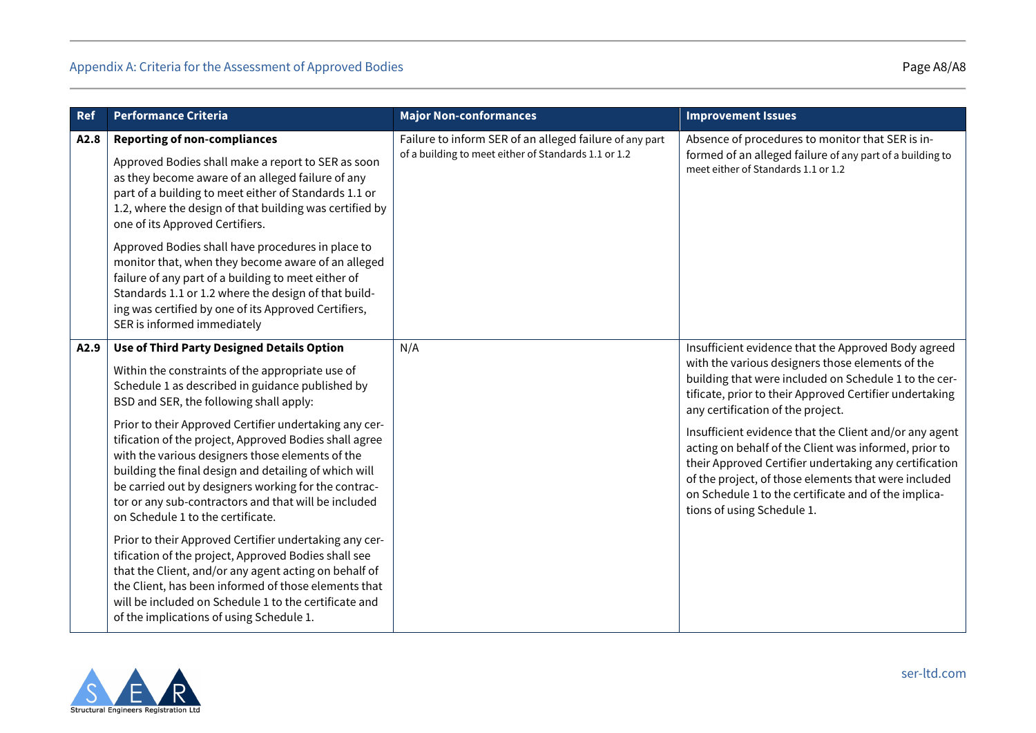| Ref | Performance Criteria | Major Non-conformances | Improvement Issues |
|---|---|---|---|
| A2.8 | **Reporting of non-compliances**<br><br>Approved Bodies shall make a report to SER as soon as they become aware of an alleged failure of any part of a building to meet either of Standards 1.1 or 1.2, where the design of that building was certified by one of its Approved Certifiers.<br><br>Approved Bodies shall have procedures in place to monitor that, when they become aware of an alleged failure of any part of a building to meet either of Standards 1.1 or 1.2 where the design of that building was certified by one of its Approved Certifiers, SER is informed immediately | Failure to inform SER of an alleged failure of any part of a building to meet either of Standards 1.1 or 1.2 | Absence of procedures to monitor that SER is informed of an alleged failure of any part of a building to meet either of Standards 1.1 or 1.2 |
| A2.9 | **Use of Third Party Designed Details Option**<br><br>Within the constraints of the appropriate use of Schedule 1 as described in guidance published by BSD and SER, the following shall apply:<br><br>Prior to their Approved Certifier undertaking any certification of the project, Approved Bodies shall agree with the various designers those elements of the building the final design and detailing of which will be carried out by designers working for the contractor or any sub-contractors and that will be included on Schedule 1 to the certificate.<br><br>Prior to their Approved Certifier undertaking any certification of the project, Approved Bodies shall see that the Client, and/or any agent acting on behalf of the Client, has been informed of those elements that will be included on Schedule 1 to the certificate and of the implications of using Schedule 1. | N/A | Insufficient evidence that the Approved Body agreed with the various designers those elements of the building that were included on Schedule 1 to the certificate, prior to their Approved Certifier undertaking any certification of the project.<br><br>Insufficient evidence that the Client and/or any agent acting on behalf of the Client was informed, prior to their Approved Certifier undertaking any certification of the project, of those elements that were included on Schedule 1 to the certificate and of the implications of using Schedule 1. |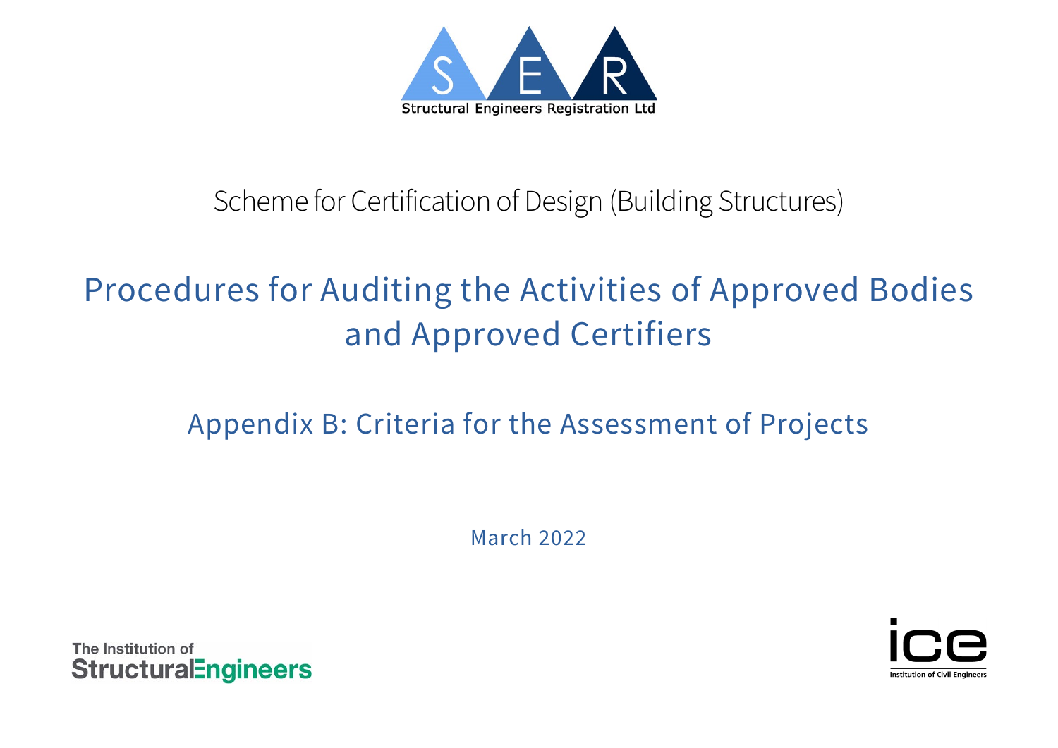Structural Engineers Registration Ltd

Scheme for Certification of Design (Building Structures)

# Procedures for Auditing the Activities of Approved Bodies and Approved Certifiers

## Appendix B: Criteria for the Assessment of Projects

March 2022

The Institution of Structural Engineers

Institution of Civil Engineers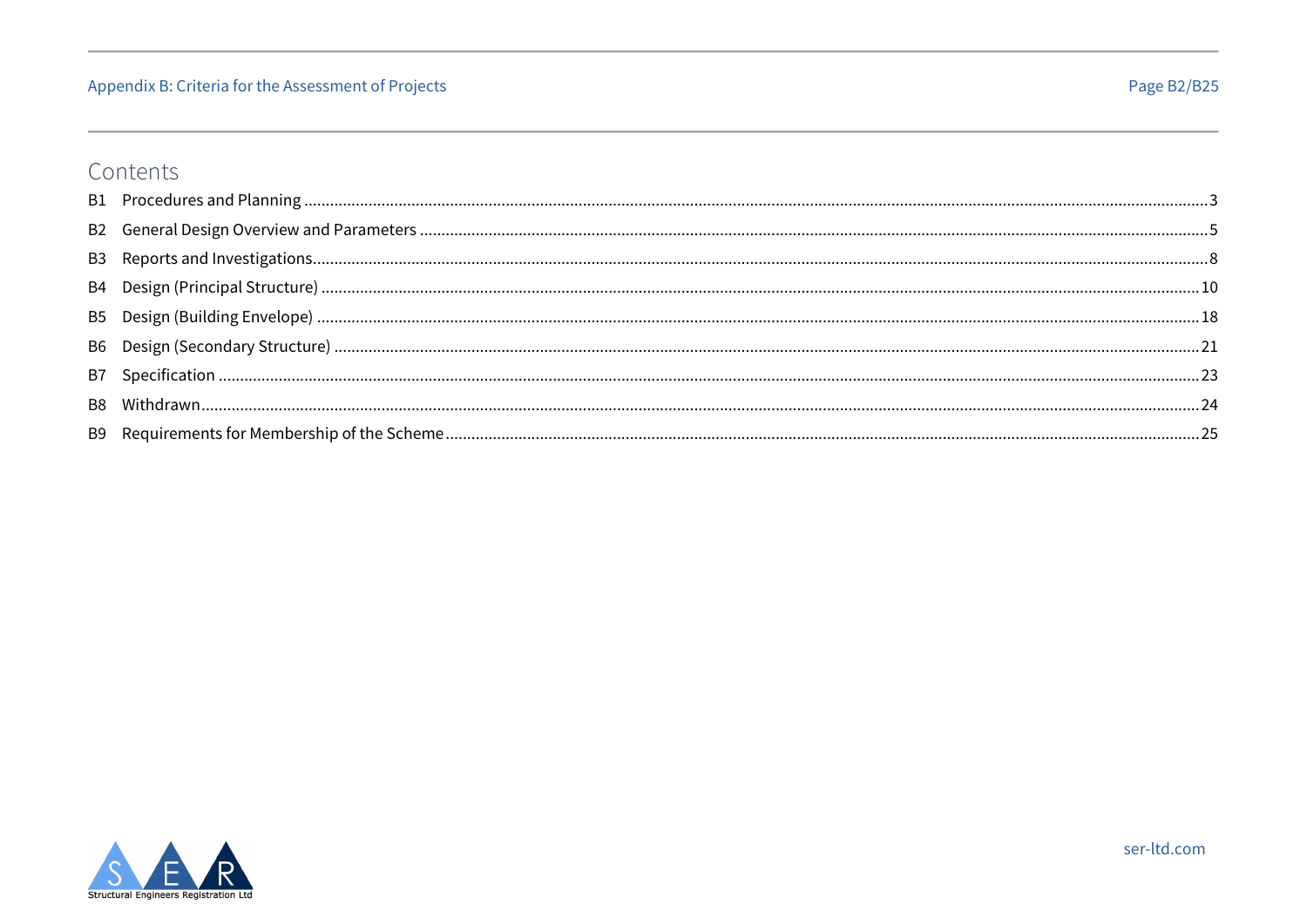# Contents

| | | |
|---|---|---|
| B1 | Procedures and Planning | 3 |
| B2 | General Design Overview and Parameters | 5 |
| B3 | Reports and Investigations | 8 |
| B4 | Design (Principal Structure) | 10 |
| B5 | Design (Building Envelope) | 18 |
| B6 | Design (Secondary Structure) | 21 |
| B7 | Specification | 23 |
| B8 | Withdrawn | 24 |
| B9 | Requirements for Membership of the Scheme | 25 |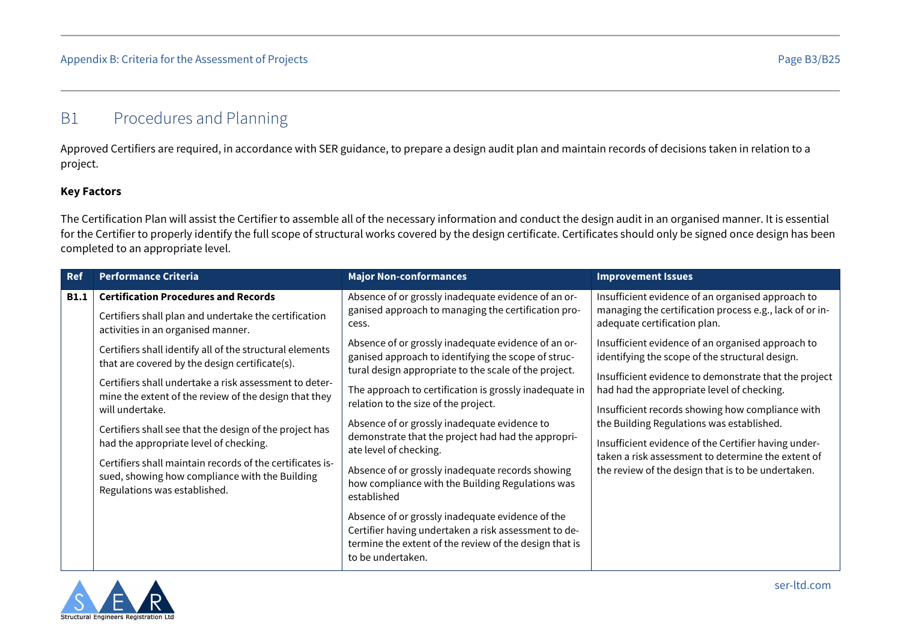## B1 Procedures and Planning

Approved Certifiers are required, in accordance with SER guidance, to prepare a design audit plan and maintain records of decisions taken in relation to a project.

**Key Factors**

The Certification Plan will assist the Certifier to assemble all of the necessary information and conduct the design audit in an organised manner. It is essential for the Certifier to properly identify the full scope of structural works covered by the design certificate. Certificates should only be signed once design has been completed to an appropriate level.

| Ref | Performance Criteria | Major Non-conformances | Improvement Issues |
|---|---|---|---|
| **B1.1** | **Certification Procedures and Records**<br><br>Certifiers shall plan and undertake the certification activities in an organised manner.<br><br>Certifiers shall identify all of the structural elements that are covered by the design certificate(s).<br><br>Certifiers shall undertake a risk assessment to determine the extent of the review of the design that they will undertake.<br><br>Certifiers shall see that the design of the project has had the appropriate level of checking.<br><br>Certifiers shall maintain records of the certificates issued, showing how compliance with the Building Regulations was established. | Absence of or grossly inadequate evidence of an organised approach to managing the certification process.<br><br>Absence of or grossly inadequate evidence of an organised approach to identifying the scope of structural design appropriate to the scale of the project.<br><br>The approach to certification is grossly inadequate in relation to the size of the project.<br><br>Absence of or grossly inadequate evidence to demonstrate that the project had had the appropriate level of checking.<br><br>Absence of or grossly inadequate records showing how compliance with the Building Regulations was established<br><br>Absence of or grossly inadequate evidence of the Certifier having undertaken a risk assessment to determine the extent of the review of the design that is to be undertaken. | Insufficient evidence of an organised approach to managing the certification process e.g., lack of or inadequate certification plan.<br><br>Insufficient evidence of an organised approach to identifying the scope of the structural design.<br><br>Insufficient evidence to demonstrate that the project had had the appropriate level of checking.<br><br>Insufficient records showing how compliance with the Building Regulations was established.<br><br>Insufficient evidence of the Certifier having undertaken a risk assessment to determine the extent of the review of the design that is to be undertaken. |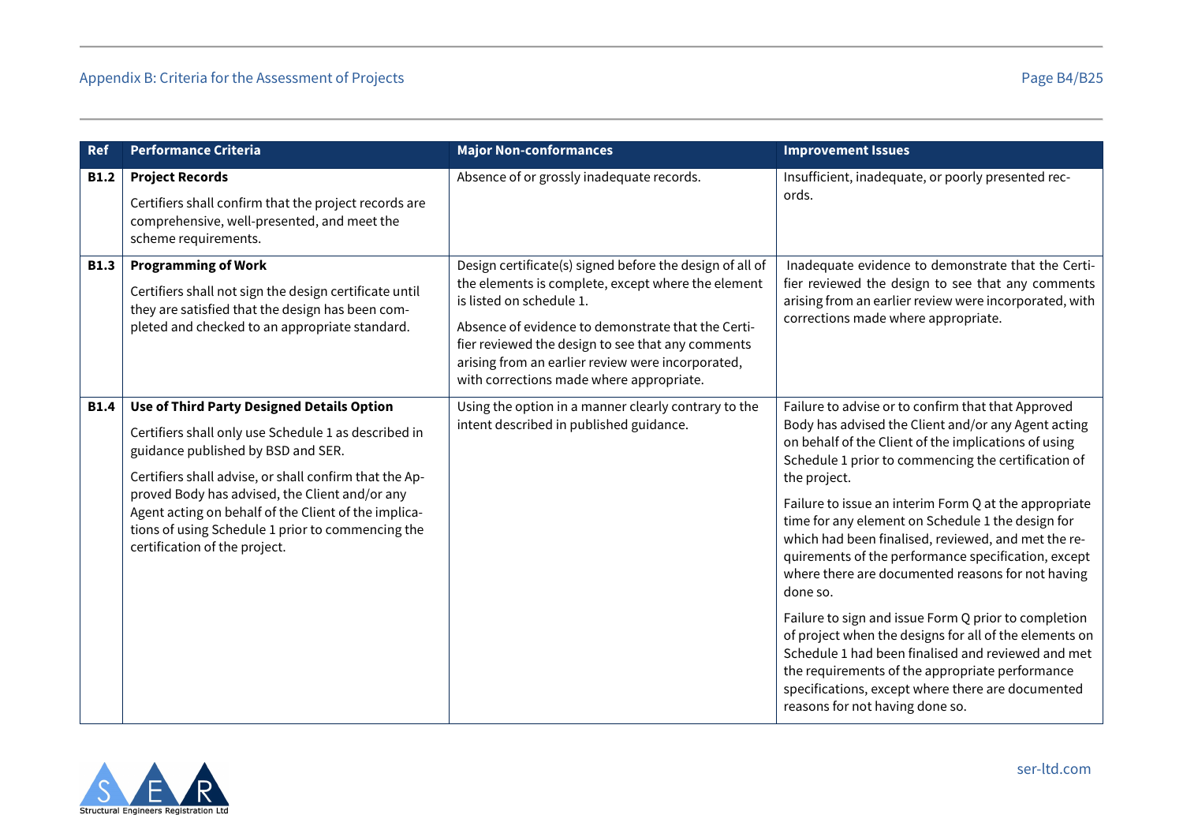| Ref | Performance Criteria | Major Non-conformances | Improvement Issues |
|---|---|---|---|
| **B1.2** | **Project Records**<br><br>Certifiers shall confirm that the project records are comprehensive, well-presented, and meet the scheme requirements. | Absence of or grossly inadequate records. | Insufficient, inadequate, or poorly presented records. |
| **B1.3** | **Programming of Work**<br><br>Certifiers shall not sign the design certificate until they are satisfied that the design has been completed and checked to an appropriate standard. | Design certificate(s) signed before the design of all of the elements is complete, except where the element is listed on schedule 1.<br><br>Absence of evidence to demonstrate that the Certifier reviewed the design to see that any comments arising from an earlier review were incorporated, with corrections made where appropriate. | Inadequate evidence to demonstrate that the Certifier reviewed the design to see that any comments arising from an earlier review were incorporated, with corrections made where appropriate. |
| **B1.4** | **Use of Third Party Designed Details Option**<br><br>Certifiers shall only use Schedule 1 as described in guidance published by BSD and SER.<br><br>Certifiers shall advise, or shall confirm that the Approved Body has advised, the Client and/or any Agent acting on behalf of the Client of the implications of using Schedule 1 prior to commencing the certification of the project. | Using the option in a manner clearly contrary to the intent described in published guidance. | Failure to advise or to confirm that that Approved Body has advised the Client and/or any Agent acting on behalf of the Client of the implications of using Schedule 1 prior to commencing the certification of the project.<br><br>Failure to issue an interim Form Q at the appropriate time for any element on Schedule 1 the design for which had been finalised, reviewed, and met the requirements of the performance specification, except where there are documented reasons for not having done so.<br><br>Failure to sign and issue Form Q prior to completion of project when the designs for all of the elements on Schedule 1 had been finalised and reviewed and met the requirements of the appropriate performance specifications, except where there are documented reasons for not having done so. |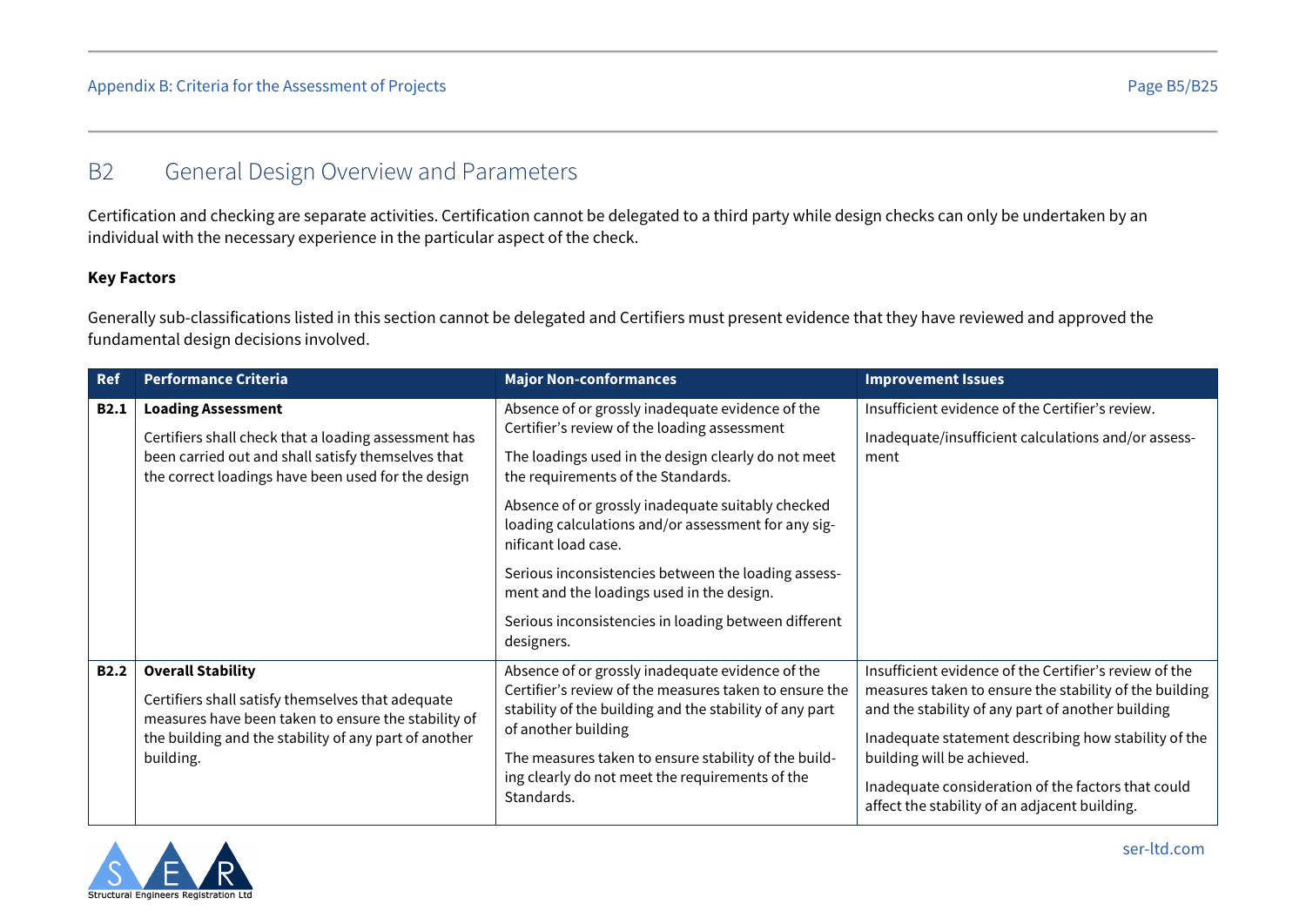## B2 General Design Overview and Parameters

Certification and checking are separate activities. Certification cannot be delegated to a third party while design checks can only be undertaken by an individual with the necessary experience in the particular aspect of the check.

**Key Factors**

Generally sub-classifications listed in this section cannot be delegated and Certifiers must present evidence that they have reviewed and approved the fundamental design decisions involved.

| Ref | Performance Criteria | Major Non-conformances | Improvement Issues |
|---|---|---|---|
| **B2.1** | **Loading Assessment**<br><br>Certifiers shall check that a loading assessment has been carried out and shall satisfy themselves that the correct loadings have been used for the design | Absence of or grossly inadequate evidence of the Certifier's review of the loading assessment<br><br>The loadings used in the design clearly do not meet the requirements of the Standards.<br><br>Absence of or grossly inadequate suitably checked loading calculations and/or assessment for any significant load case.<br><br>Serious inconsistencies between the loading assessment and the loadings used in the design.<br><br>Serious inconsistencies in loading between different designers. | Insufficient evidence of the Certifier's review.<br><br>Inadequate/insufficient calculations and/or assessment |
| **B2.2** | **Overall Stability**<br><br>Certifiers shall satisfy themselves that adequate measures have been taken to ensure the stability of the building and the stability of any part of another building. | Absence of or grossly inadequate evidence of the Certifier's review of the measures taken to ensure the stability of the building and the stability of any part of another building<br><br>The measures taken to ensure stability of the building clearly do not meet the requirements of the Standards. | Insufficient evidence of the Certifier's review of the measures taken to ensure the stability of the building and the stability of any part of another building<br><br>Inadequate statement describing how stability of the building will be achieved.<br><br>Inadequate consideration of the factors that could affect the stability of an adjacent building. |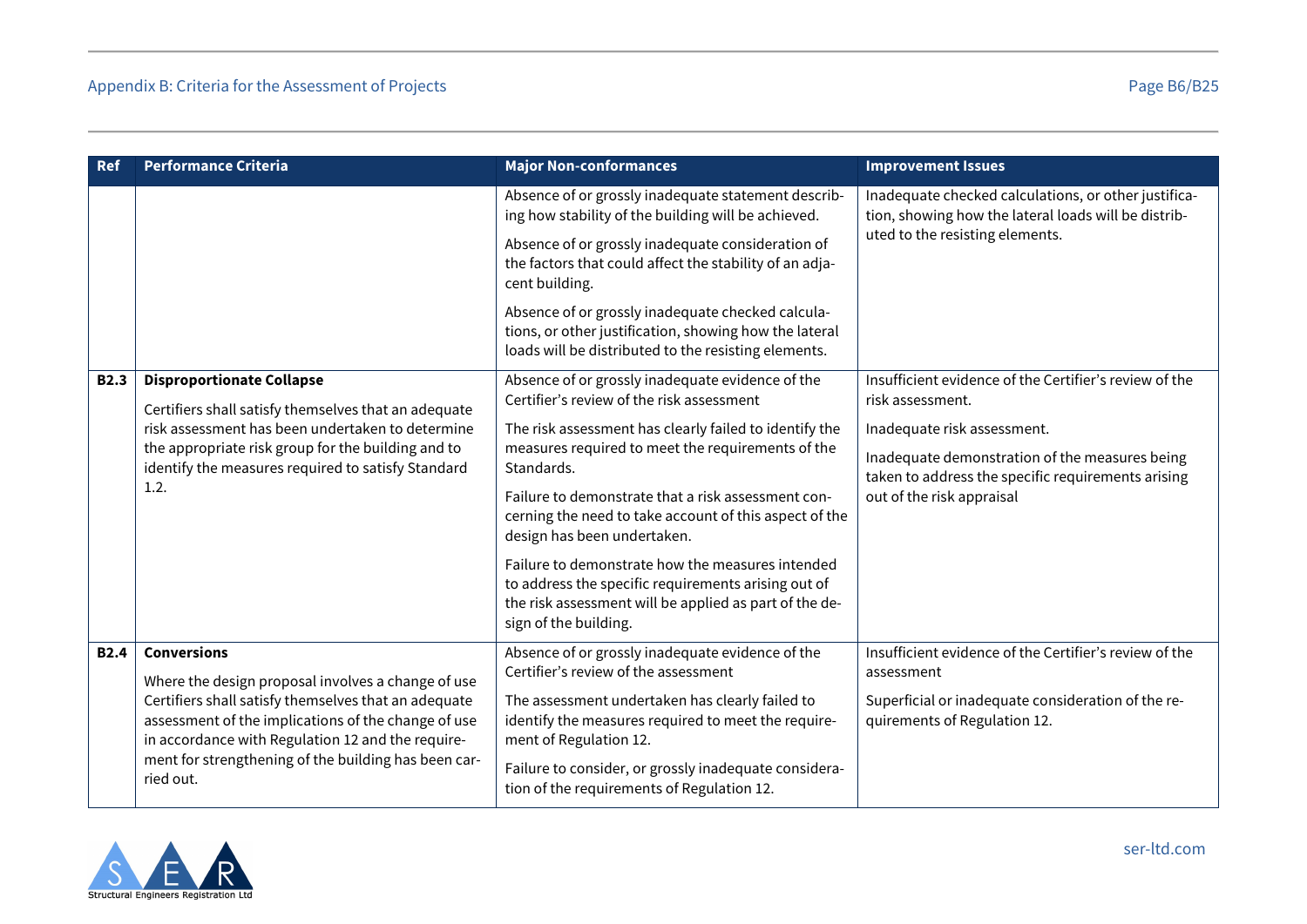| Ref | Performance Criteria | Major Non-conformances | Improvement Issues |
|---|---|---|---|
| | | Absence of or grossly inadequate statement describing how stability of the building will be achieved.<br><br>Absence of or grossly inadequate consideration of the factors that could affect the stability of an adjacent building.<br><br>Absence of or grossly inadequate checked calculations, or other justification, showing how the lateral loads will be distributed to the resisting elements. | Inadequate checked calculations, or other justification, showing how the lateral loads will be distributed to the resisting elements. |
| **B2.3** | **Disproportionate Collapse**<br><br>Certifiers shall satisfy themselves that an adequate risk assessment has been undertaken to determine the appropriate risk group for the building and to identify the measures required to satisfy Standard 1.2. | Absence of or grossly inadequate evidence of the Certifier's review of the risk assessment<br><br>The risk assessment has clearly failed to identify the measures required to meet the requirements of the Standards.<br><br>Failure to demonstrate that a risk assessment concerning the need to take account of this aspect of the design has been undertaken.<br><br>Failure to demonstrate how the measures intended to address the specific requirements arising out of the risk assessment will be applied as part of the design of the building. | Insufficient evidence of the Certifier's review of the risk assessment.<br><br>Inadequate risk assessment.<br><br>Inadequate demonstration of the measures being taken to address the specific requirements arising out of the risk appraisal |
| **B2.4** | **Conversions**<br><br>Where the design proposal involves a change of use Certifiers shall satisfy themselves that an adequate assessment of the implications of the change of use in accordance with Regulation 12 and the requirement for strengthening of the building has been carried out. | Absence of or grossly inadequate evidence of the Certifier's review of the assessment<br><br>The assessment undertaken has clearly failed to identify the measures required to meet the requirement of Regulation 12.<br><br>Failure to consider, or grossly inadequate consideration of the requirements of Regulation 12. | Insufficient evidence of the Certifier's review of the assessment<br><br>Superficial or inadequate consideration of the requirements of Regulation 12. |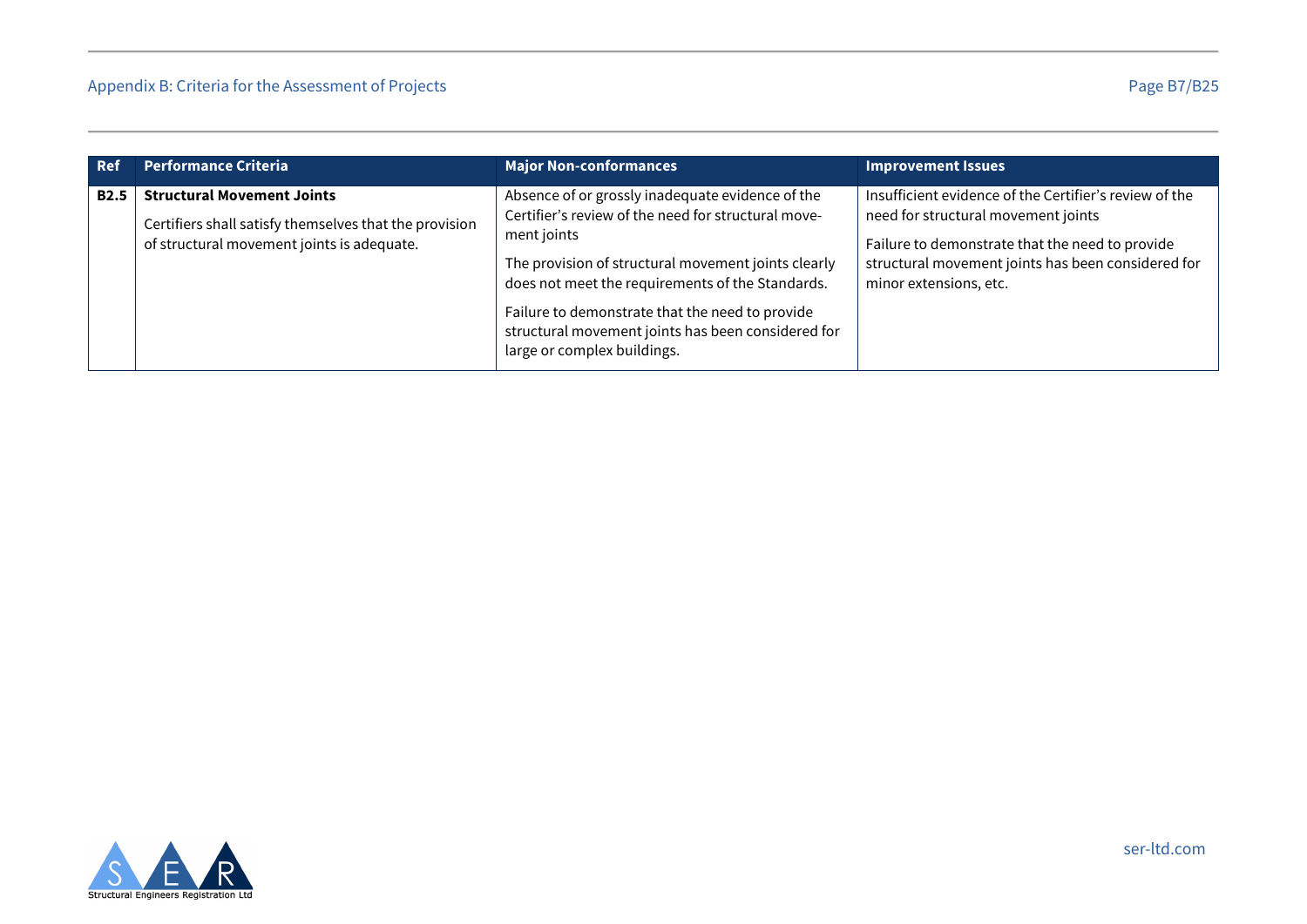| Ref | Performance Criteria | Major Non-conformances | Improvement Issues |
|---|---|---|---|
| **B2.5** | **Structural Movement Joints**<br><br>Certifiers shall satisfy themselves that the provision of structural movement joints is adequate. | Absence of or grossly inadequate evidence of the Certifier's review of the need for structural movement joints<br><br>The provision of structural movement joints clearly does not meet the requirements of the Standards.<br><br>Failure to demonstrate that the need to provide structural movement joints has been considered for large or complex buildings. | Insufficient evidence of the Certifier's review of the need for structural movement joints<br><br>Failure to demonstrate that the need to provide structural movement joints has been considered for minor extensions, etc. |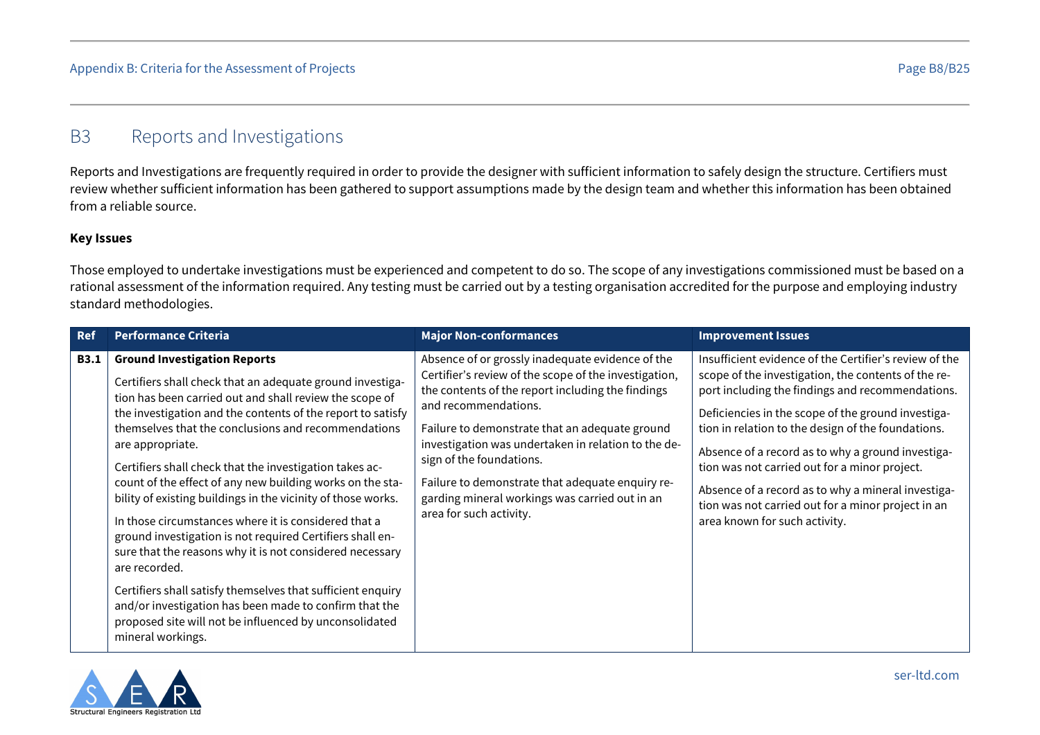## B3 Reports and Investigations

Reports and Investigations are frequently required in order to provide the designer with sufficient information to safely design the structure. Certifiers must review whether sufficient information has been gathered to support assumptions made by the design team and whether this information has been obtained from a reliable source.

**Key Issues**

Those employed to undertake investigations must be experienced and competent to do so. The scope of any investigations commissioned must be based on a rational assessment of the information required. Any testing must be carried out by a testing organisation accredited for the purpose and employing industry standard methodologies.

| Ref | Performance Criteria | Major Non-conformances | Improvement Issues |
|---|---|---|---|
| **B3.1** | **Ground Investigation Reports**<br><br>Certifiers shall check that an adequate ground investigation has been carried out and shall review the scope of the investigation and the contents of the report to satisfy themselves that the conclusions and recommendations are appropriate.<br><br>Certifiers shall check that the investigation takes account of the effect of any new building works on the stability of existing buildings in the vicinity of those works.<br><br>In those circumstances where it is considered that a ground investigation is not required Certifiers shall ensure that the reasons why it is not considered necessary are recorded.<br><br>Certifiers shall satisfy themselves that sufficient enquiry and/or investigation has been made to confirm that the proposed site will not be influenced by unconsolidated mineral workings. | Absence of or grossly inadequate evidence of the Certifier's review of the scope of the investigation, the contents of the report including the findings and recommendations.<br><br>Failure to demonstrate that an adequate ground investigation was undertaken in relation to the design of the foundations.<br><br>Failure to demonstrate that adequate enquiry regarding mineral workings was carried out in an area for such activity. | Insufficient evidence of the Certifier's review of the scope of the investigation, the contents of the report including the findings and recommendations.<br><br>Deficiencies in the scope of the ground investigation in relation to the design of the foundations.<br><br>Absence of a record as to why a ground investigation was not carried out for a minor project.<br><br>Absence of a record as to why a mineral investigation was not carried out for a minor project in an area known for such activity. |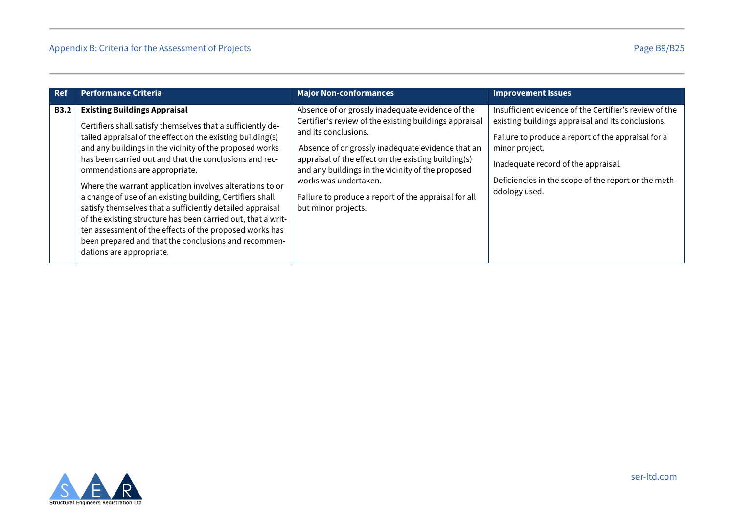| Ref | Performance Criteria | Major Non-conformances | Improvement Issues |
|---|---|---|---|
| **B3.2** | **Existing Buildings Appraisal**<br><br>Certifiers shall satisfy themselves that a sufficiently detailed appraisal of the effect on the existing building(s) and any buildings in the vicinity of the proposed works has been carried out and that the conclusions and recommendations are appropriate.<br><br>Where the warrant application involves alterations to or a change of use of an existing building, Certifiers shall satisfy themselves that a sufficiently detailed appraisal of the existing structure has been carried out, that a written assessment of the effects of the proposed works has been prepared and that the conclusions and recommendations are appropriate. | Absence of or grossly inadequate evidence of the Certifier's review of the existing buildings appraisal and its conclusions.<br><br>Absence of or grossly inadequate evidence that an appraisal of the effect on the existing building(s) and any buildings in the vicinity of the proposed works was undertaken.<br><br>Failure to produce a report of the appraisal for all but minor projects. | Insufficient evidence of the Certifier's review of the existing buildings appraisal and its conclusions.<br><br>Failure to produce a report of the appraisal for a minor project.<br><br>Inadequate record of the appraisal.<br><br>Deficiencies in the scope of the report or the methodology used. |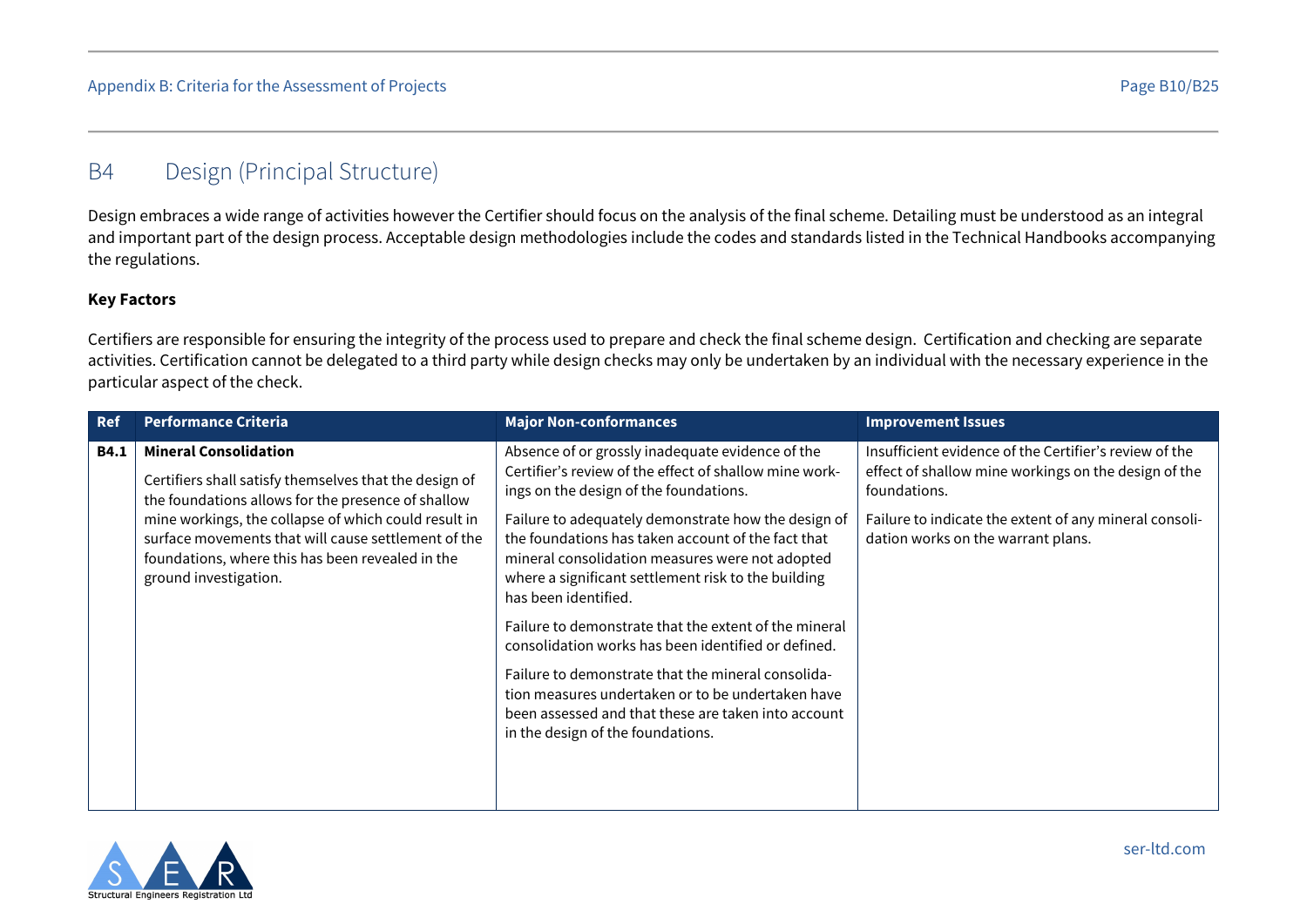## B4 Design (Principal Structure)

Design embraces a wide range of activities however the Certifier should focus on the analysis of the final scheme. Detailing must be understood as an integral and important part of the design process. Acceptable design methodologies include the codes and standards listed in the Technical Handbooks accompanying the regulations.

**Key Factors**

Certifiers are responsible for ensuring the integrity of the process used to prepare and check the final scheme design. Certification and checking are separate activities. Certification cannot be delegated to a third party while design checks may only be undertaken by an individual with the necessary experience in the particular aspect of the check.

| Ref | Performance Criteria | Major Non-conformances | Improvement Issues |
|---|---|---|---|
| **B4.1** | **Mineral Consolidation**<br><br>Certifiers shall satisfy themselves that the design of the foundations allows for the presence of shallow mine workings, the collapse of which could result in surface movements that will cause settlement of the foundations, where this has been revealed in the ground investigation. | Absence of or grossly inadequate evidence of the Certifier's review of the effect of shallow mine workings on the design of the foundations.<br><br>Failure to adequately demonstrate how the design of the foundations has taken account of the fact that mineral consolidation measures were not adopted where a significant settlement risk to the building has been identified.<br><br>Failure to demonstrate that the extent of the mineral consolidation works has been identified or defined.<br><br>Failure to demonstrate that the mineral consolidation measures undertaken or to be undertaken have been assessed and that these are taken into account in the design of the foundations. | Insufficient evidence of the Certifier's review of the effect of shallow mine workings on the design of the foundations.<br><br>Failure to indicate the extent of any mineral consolidation works on the warrant plans. |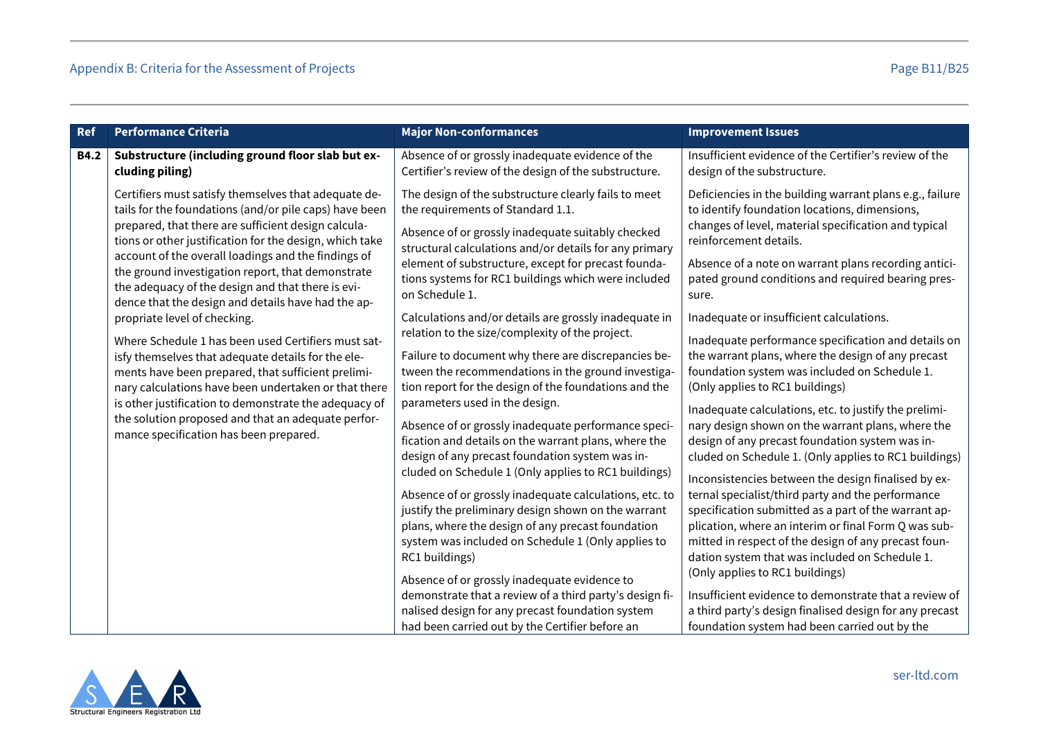| Ref | Performance Criteria | Major Non-conformances | Improvement Issues |
|---|---|---|---|
| **B4.2** | **Substructure (including ground floor slab but excluding piling)**<br><br>Certifiers must satisfy themselves that adequate details for the foundations (and/or pile caps) have been prepared, that there are sufficient design calculations or other justification for the design, which take account of the overall loadings and the findings of the ground investigation report, that demonstrate the adequacy of the design and that there is evidence that the design and details have had the appropriate level of checking.<br><br>Where Schedule 1 has been used Certifiers must satisfy themselves that adequate details for the elements have been prepared, that sufficient preliminary calculations have been undertaken or that there is other justification to demonstrate the adequacy of the solution proposed and that an adequate performance specification has been prepared. | Absence of or grossly inadequate evidence of the Certifier's review of the design of the substructure.<br><br>The design of the substructure clearly fails to meet the requirements of Standard 1.1.<br><br>Absence of or grossly inadequate suitably checked structural calculations and/or details for any primary element of substructure, except for precast foundations systems for RC1 buildings which were included on Schedule 1.<br><br>Calculations and/or details are grossly inadequate in relation to the size/complexity of the project.<br><br>Failure to document why there are discrepancies between the recommendations in the ground investigation report for the design of the foundations and the parameters used in the design.<br><br>Absence of or grossly inadequate performance specification and details on the warrant plans, where the design of any precast foundation system was included on Schedule 1 (Only applies to RC1 buildings)<br><br>Absence of or grossly inadequate calculations, etc. to justify the preliminary design shown on the warrant plans, where the design of any precast foundation system was included on Schedule 1 (Only applies to RC1 buildings)<br><br>Absence of or grossly inadequate evidence to demonstrate that a review of a third party's design finalised design for any precast foundation system had been carried out by the Certifier before an | Insufficient evidence of the Certifier's review of the design of the substructure.<br><br>Deficiencies in the building warrant plans e.g., failure to identify foundation locations, dimensions, changes of level, material specification and typical reinforcement details.<br><br>Absence of a note on warrant plans recording anticipated ground conditions and required bearing pressure.<br><br>Inadequate or insufficient calculations.<br><br>Inadequate performance specification and details on the warrant plans, where the design of any precast foundation system was included on Schedule 1. (Only applies to RC1 buildings)<br><br>Inadequate calculations, etc. to justify the preliminary design shown on the warrant plans, where the design of any precast foundation system was included on Schedule 1. (Only applies to RC1 buildings)<br><br>Inconsistencies between the design finalised by external specialist/third party and the performance specification submitted as a part of the warrant application, where an interim or final Form Q was submitted in respect of the design of any precast foundation system that was included on Schedule 1. (Only applies to RC1 buildings)<br><br>Insufficient evidence to demonstrate that a review of a third party's design finalised design for any precast foundation system had been carried out by the |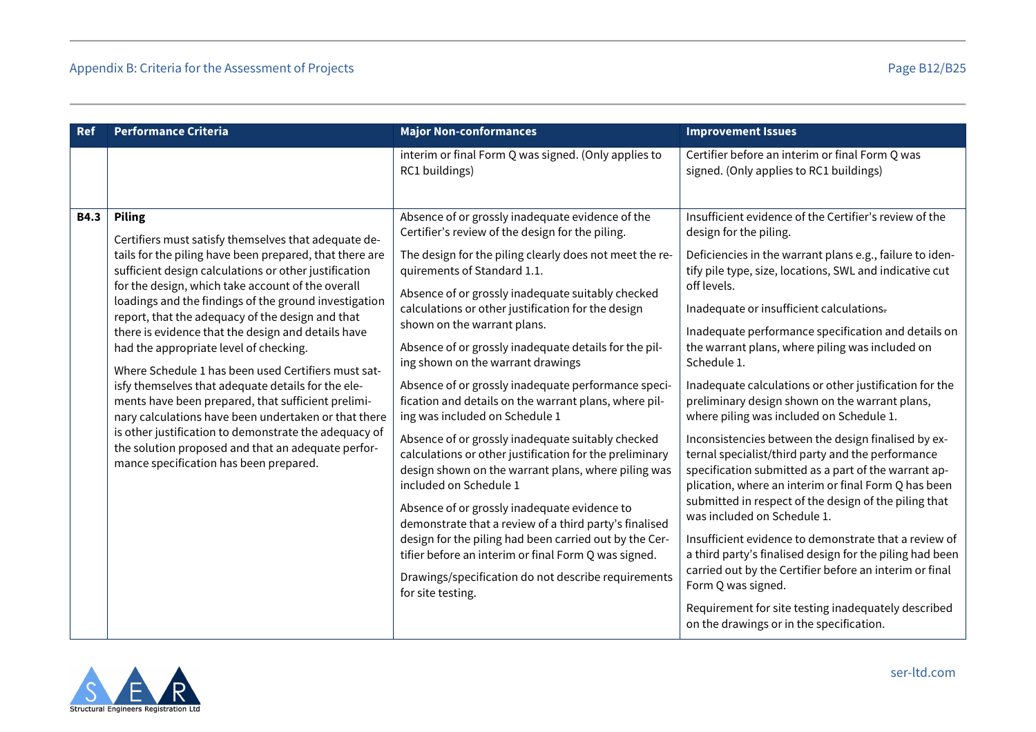| Ref | Performance Criteria | Major Non-conformances | Improvement Issues |
|---|---|---|---|
| | | interim or final Form Q was signed. (Only applies to RC1 buildings) | Certifier before an interim or final Form Q was signed. (Only applies to RC1 buildings) |
| **B4.3** | **Piling**<br><br>Certifiers must satisfy themselves that adequate details for the piling have been prepared, that there are sufficient design calculations or other justification for the design, which take account of the overall loadings and the findings of the ground investigation report, that the adequacy of the design and that there is evidence that the design and details have had the appropriate level of checking.<br><br>Where Schedule 1 has been used Certifiers must satisfy themselves that adequate details for the elements have been prepared, that sufficient preliminary calculations have been undertaken or that there is other justification to demonstrate the adequacy of the solution proposed and that an adequate performance specification has been prepared. | Absence of or grossly inadequate evidence of the Certifier's review of the design for the piling.<br><br>The design for the piling clearly does not meet the requirements of Standard 1.1.<br><br>Absence of or grossly inadequate suitably checked calculations or other justification for the design shown on the warrant plans.<br><br>Absence of or grossly inadequate details for the piling shown on the warrant drawings<br><br>Absence of or grossly inadequate performance specification and details on the warrant plans, where piling was included on Schedule 1<br><br>Absence of or grossly inadequate suitably checked calculations or other justification for the preliminary design shown on the warrant plans, where piling was included on Schedule 1<br><br>Absence of or grossly inadequate evidence to demonstrate that a review of a third party's finalised design for the piling had been carried out by the Certifier before an interim or final Form Q was signed.<br><br>Drawings/specification do not describe requirements for site testing. | Insufficient evidence of the Certifier's review of the design for the piling.<br><br>Deficiencies in the warrant plans e.g., failure to identify pile type, size, locations, SWL and indicative cut off levels.<br><br>Inadequate or insufficient calculations.<br><br>Inadequate performance specification and details on the warrant plans, where piling was included on Schedule 1.<br><br>Inadequate calculations or other justification for the preliminary design shown on the warrant plans, where piling was included on Schedule 1.<br><br>Inconsistencies between the design finalised by external specialist/third party and the performance specification submitted as a part of the warrant application, where an interim or final Form Q has been submitted in respect of the design of the piling that was included on Schedule 1.<br><br>Insufficient evidence to demonstrate that a review of a third party's finalised design for the piling had been carried out by the Certifier before an interim or final Form Q was signed.<br><br>Requirement for site testing inadequately described on the drawings or in the specification. |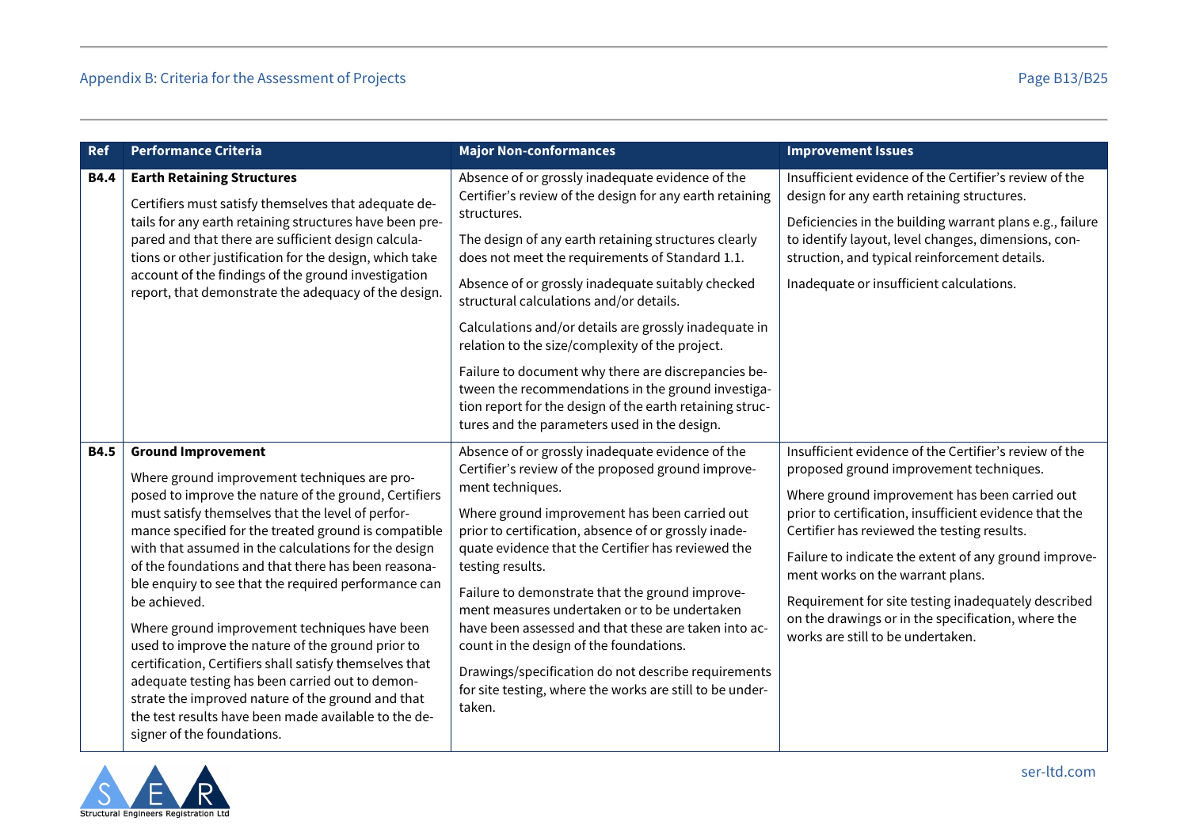| Ref | Performance Criteria | Major Non-conformances | Improvement Issues |
|---|---|---|---|
| **B4.4** | **Earth Retaining Structures**<br><br>Certifiers must satisfy themselves that adequate details for any earth retaining structures have been prepared and that there are sufficient design calculations or other justification for the design, which take account of the findings of the ground investigation report, that demonstrate the adequacy of the design. | Absence of or grossly inadequate evidence of the Certifier's review of the design for any earth retaining structures.<br><br>The design of any earth retaining structures clearly does not meet the requirements of Standard 1.1.<br><br>Absence of or grossly inadequate suitably checked structural calculations and/or details.<br><br>Calculations and/or details are grossly inadequate in relation to the size/complexity of the project.<br><br>Failure to document why there are discrepancies between the recommendations in the ground investigation report for the design of the earth retaining structures and the parameters used in the design. | Insufficient evidence of the Certifier's review of the design for any earth retaining structures.<br><br>Deficiencies in the building warrant plans e.g., failure to identify layout, level changes, dimensions, construction, and typical reinforcement details.<br><br>Inadequate or insufficient calculations. |
| **B4.5** | **Ground Improvement**<br><br>Where ground improvement techniques are proposed to improve the nature of the ground, Certifiers must satisfy themselves that the level of performance specified for the treated ground is compatible with that assumed in the calculations for the design of the foundations and that there has been reasonable enquiry to see that the required performance can be achieved.<br><br>Where ground improvement techniques have been used to improve the nature of the ground prior to certification, Certifiers shall satisfy themselves that adequate testing has been carried out to demonstrate the improved nature of the ground and that the test results have been made available to the designer of the foundations. | Absence of or grossly inadequate evidence of the Certifier's review of the proposed ground improvement techniques.<br><br>Where ground improvement has been carried out prior to certification, absence of or grossly inadequate evidence that the Certifier has reviewed the testing results.<br><br>Failure to demonstrate that the ground improvement measures undertaken or to be undertaken have been assessed and that these are taken into account in the design of the foundations.<br><br>Drawings/specification do not describe requirements for site testing, where the works are still to be undertaken. | Insufficient evidence of the Certifier's review of the proposed ground improvement techniques.<br><br>Where ground improvement has been carried out prior to certification, insufficient evidence that the Certifier has reviewed the testing results.<br><br>Failure to indicate the extent of any ground improvement works on the warrant plans.<br><br>Requirement for site testing inadequately described on the drawings or in the specification, where the works are still to be undertaken. |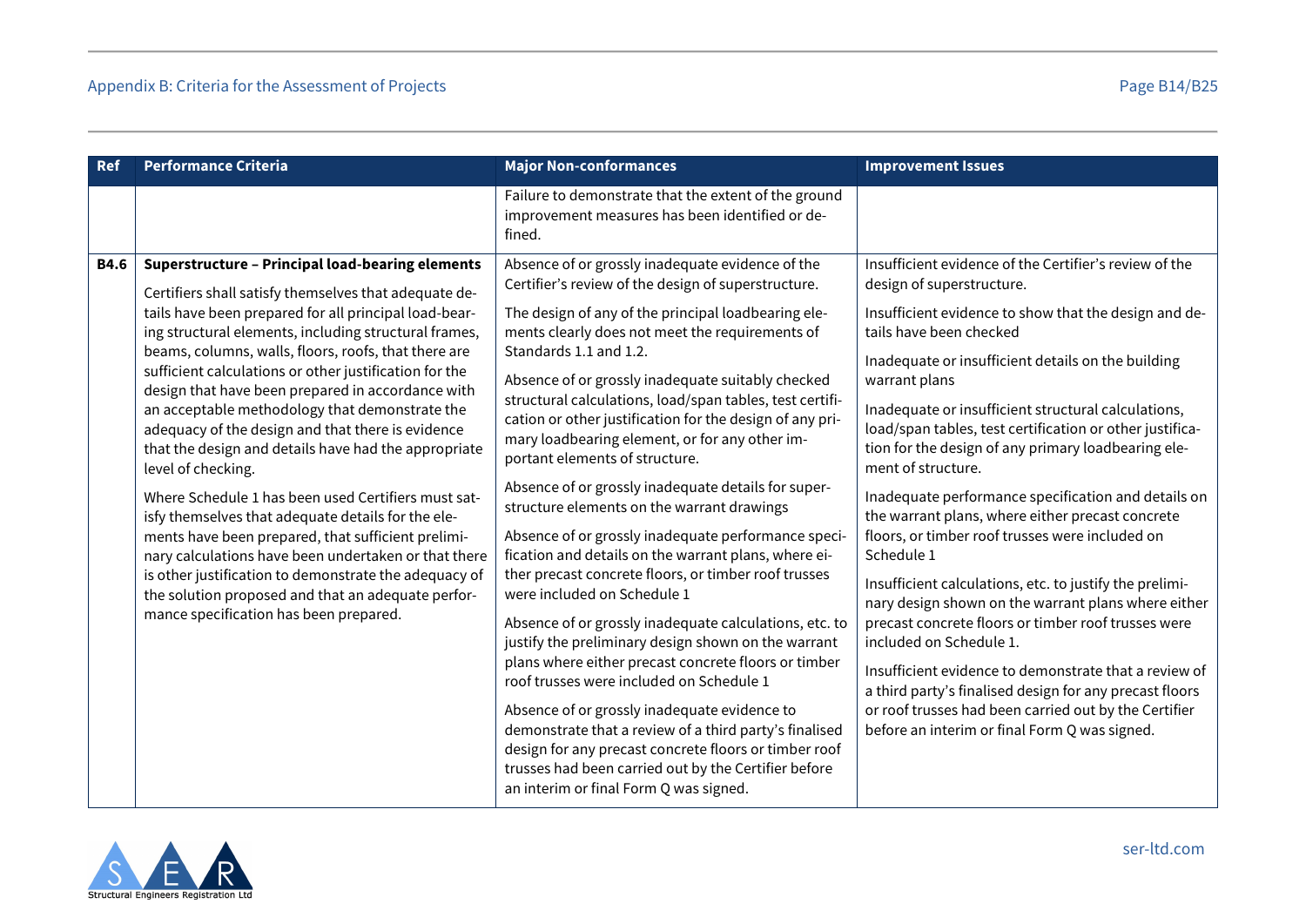| Ref | Performance Criteria | Major Non-conformances | Improvement Issues |
|---|---|---|---|
| | | Failure to demonstrate that the extent of the ground improvement measures has been identified or defined. | |
| B4.6 | **Superstructure – Principal load-bearing elements**<br><br>Certifiers shall satisfy themselves that adequate details have been prepared for all principal load-bearing structural elements, including structural frames, beams, columns, walls, floors, roofs, that there are sufficient calculations or other justification for the design that have been prepared in accordance with an acceptable methodology that demonstrate the adequacy of the design and that there is evidence that the design and details have had the appropriate level of checking.<br><br>Where Schedule 1 has been used Certifiers must satisfy themselves that adequate details for the elements have been prepared, that sufficient preliminary calculations have been undertaken or that there is other justification to demonstrate the adequacy of the solution proposed and that an adequate performance specification has been prepared. | Absence of or grossly inadequate evidence of the Certifier's review of the design of superstructure.<br><br>The design of any of the principal loadbearing elements clearly does not meet the requirements of Standards 1.1 and 1.2.<br><br>Absence of or grossly inadequate suitably checked structural calculations, load/span tables, test certification or other justification for the design of any primary loadbearing element, or for any other important elements of structure.<br><br>Absence of or grossly inadequate details for superstructure elements on the warrant drawings<br><br>Absence of or grossly inadequate performance specification and details on the warrant plans, where either precast concrete floors, or timber roof trusses were included on Schedule 1<br><br>Absence of or grossly inadequate calculations, etc. to justify the preliminary design shown on the warrant plans where either precast concrete floors or timber roof trusses were included on Schedule 1<br><br>Absence of or grossly inadequate evidence to demonstrate that a review of a third party's finalised design for any precast concrete floors or timber roof trusses had been carried out by the Certifier before an interim or final Form Q was signed. | Insufficient evidence of the Certifier's review of the design of superstructure.<br><br>Insufficient evidence to show that the design and details have been checked<br><br>Inadequate or insufficient details on the building warrant plans<br><br>Inadequate or insufficient structural calculations, load/span tables, test certification or other justification for the design of any primary loadbearing element of structure.<br><br>Inadequate performance specification and details on the warrant plans, where either precast concrete floors, or timber roof trusses were included on Schedule 1<br><br>Insufficient calculations, etc. to justify the preliminary design shown on the warrant plans where either precast concrete floors or timber roof trusses were included on Schedule 1.<br><br>Insufficient evidence to demonstrate that a review of a third party's finalised design for any precast floors or roof trusses had been carried out by the Certifier before an interim or final Form Q was signed. |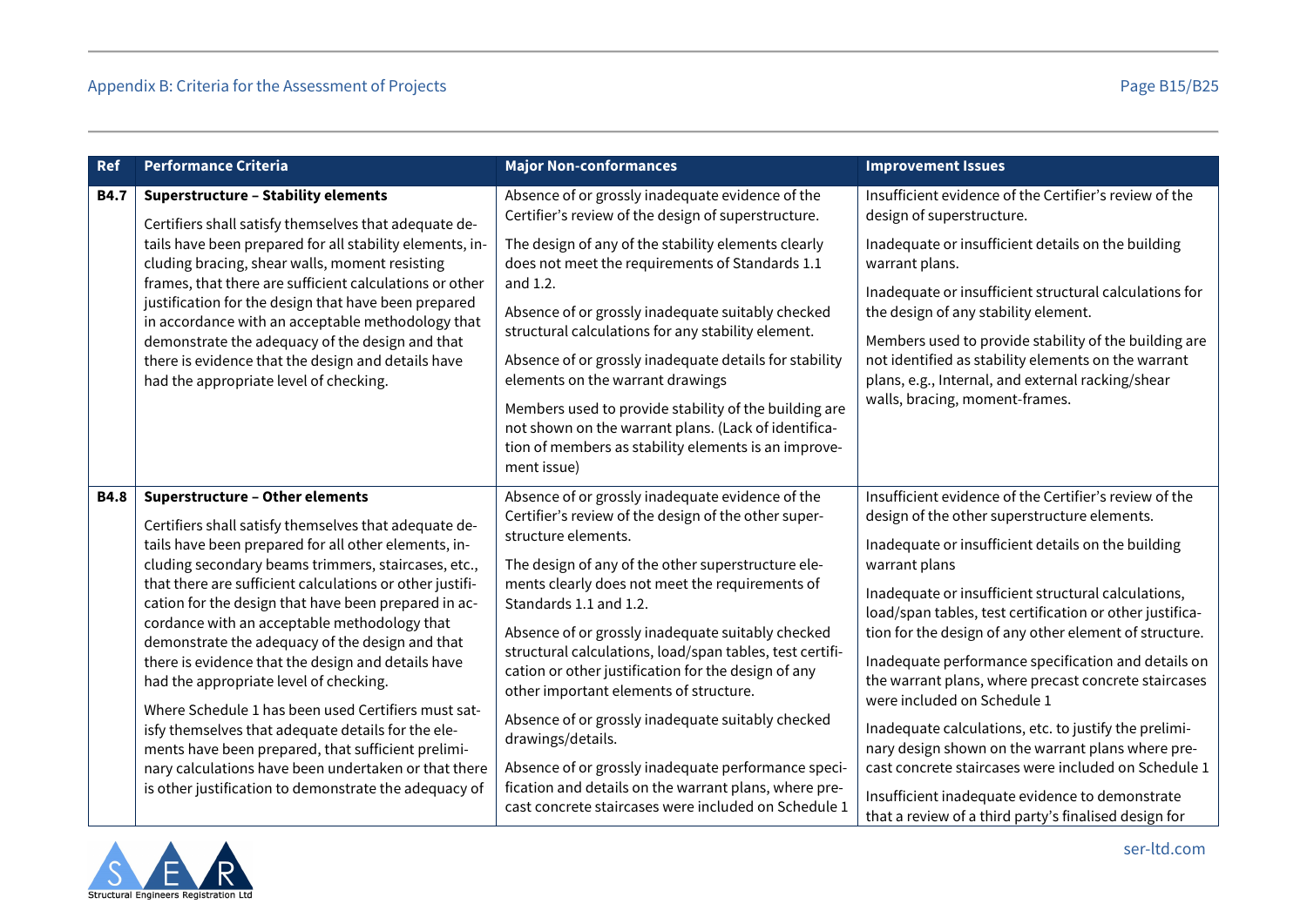| Ref | Performance Criteria | Major Non-conformances | Improvement Issues |
|---|---|---|---|
| **B4.7** | **Superstructure – Stability elements**<br><br>Certifiers shall satisfy themselves that adequate details have been prepared for all stability elements, including bracing, shear walls, moment resisting frames, that there are sufficient calculations or other justification for the design that have been prepared in accordance with an acceptable methodology that demonstrate the adequacy of the design and that there is evidence that the design and details have had the appropriate level of checking. | Absence of or grossly inadequate evidence of the Certifier's review of the design of superstructure.<br><br>The design of any of the stability elements clearly does not meet the requirements of Standards 1.1 and 1.2.<br><br>Absence of or grossly inadequate suitably checked structural calculations for any stability element.<br><br>Absence of or grossly inadequate details for stability elements on the warrant drawings<br><br>Members used to provide stability of the building are not shown on the warrant plans. (Lack of identification of members as stability elements is an improvement issue) | Insufficient evidence of the Certifier's review of the design of superstructure.<br><br>Inadequate or insufficient details on the building warrant plans.<br><br>Inadequate or insufficient structural calculations for the design of any stability element.<br><br>Members used to provide stability of the building are not identified as stability elements on the warrant plans, e.g., Internal, and external racking/shear walls, bracing, moment-frames. |
| **B4.8** | **Superstructure – Other elements**<br><br>Certifiers shall satisfy themselves that adequate details have been prepared for all other elements, including secondary beams trimmers, staircases, etc., that there are sufficient calculations or other justification for the design that have been prepared in accordance with an acceptable methodology that demonstrate the adequacy of the design and that there is evidence that the design and details have had the appropriate level of checking.<br><br>Where Schedule 1 has been used Certifiers must satisfy themselves that adequate details for the elements have been prepared, that sufficient preliminary calculations have been undertaken or that there is other justification to demonstrate the adequacy of | Absence of or grossly inadequate evidence of the Certifier's review of the design of the other superstructure elements.<br><br>The design of any of the other superstructure elements clearly does not meet the requirements of Standards 1.1 and 1.2.<br><br>Absence of or grossly inadequate suitably checked structural calculations, load/span tables, test certification or other justification for the design of any other important elements of structure.<br><br>Absence of or grossly inadequate suitably checked drawings/details.<br><br>Absence of or grossly inadequate performance specification and details on the warrant plans, where precast concrete staircases were included on Schedule 1 | Insufficient evidence of the Certifier's review of the design of the other superstructure elements.<br><br>Inadequate or insufficient details on the building warrant plans<br><br>Inadequate or insufficient structural calculations, load/span tables, test certification or other justification for the design of any other element of structure.<br><br>Inadequate performance specification and details on the warrant plans, where precast concrete staircases were included on Schedule 1<br><br>Inadequate calculations, etc. to justify the preliminary design shown on the warrant plans where precast concrete staircases were included on Schedule 1<br><br>Insufficient inadequate evidence to demonstrate that a review of a third party's finalised design for |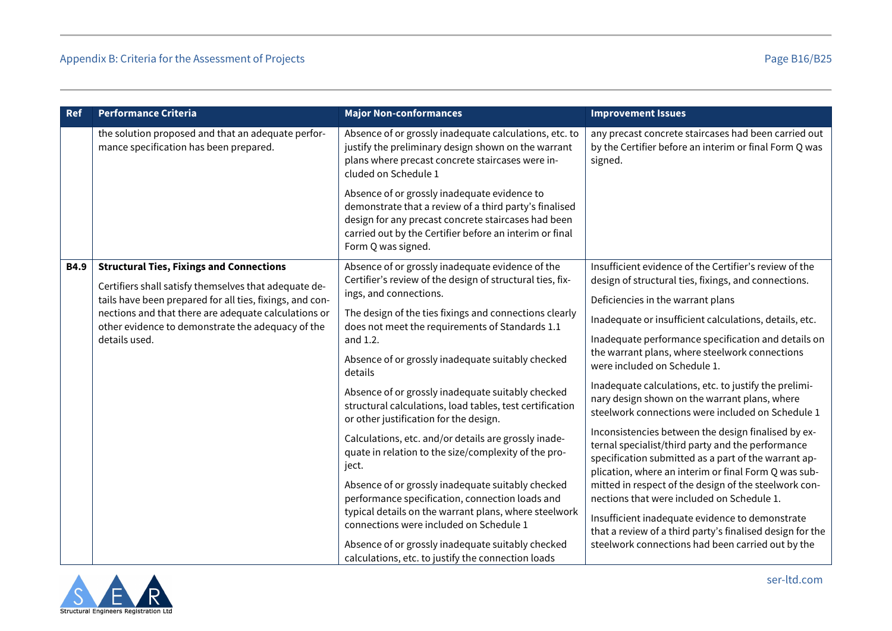| Ref | Performance Criteria | Major Non-conformances | Improvement Issues |
|---|---|---|---|
| | the solution proposed and that an adequate performance specification has been prepared. | Absence of or grossly inadequate calculations, etc. to justify the preliminary design shown on the warrant plans where precast concrete staircases were included on Schedule 1<br><br>Absence of or grossly inadequate evidence to demonstrate that a review of a third party's finalised design for any precast concrete staircases had been carried out by the Certifier before an interim or final Form Q was signed. | any precast concrete staircases had been carried out by the Certifier before an interim or final Form Q was signed. |
| **B4.9** | **Structural Ties, Fixings and Connections**<br><br>Certifiers shall satisfy themselves that adequate details have been prepared for all ties, fixings, and connections and that there are adequate calculations or other evidence to demonstrate the adequacy of the details used. | Absence of or grossly inadequate evidence of the Certifier's review of the design of structural ties, fixings, and connections.<br><br>The design of the ties fixings and connections clearly does not meet the requirements of Standards 1.1 and 1.2.<br><br>Absence of or grossly inadequate suitably checked details<br><br>Absence of or grossly inadequate suitably checked structural calculations, load tables, test certification or other justification for the design.<br><br>Calculations, etc. and/or details are grossly inadequate in relation to the size/complexity of the project.<br><br>Absence of or grossly inadequate suitably checked performance specification, connection loads and typical details on the warrant plans, where steelwork connections were included on Schedule 1<br><br>Absence of or grossly inadequate suitably checked calculations, etc. to justify the connection loads | Insufficient evidence of the Certifier's review of the design of structural ties, fixings, and connections.<br><br>Deficiencies in the warrant plans<br><br>Inadequate or insufficient calculations, details, etc.<br><br>Inadequate performance specification and details on the warrant plans, where steelwork connections were included on Schedule 1.<br><br>Inadequate calculations, etc. to justify the preliminary design shown on the warrant plans, where steelwork connections were included on Schedule 1<br><br>Inconsistencies between the design finalised by external specialist/third party and the performance specification submitted as a part of the warrant application, where an interim or final Form Q was submitted in respect of the design of the steelwork connections that were included on Schedule 1.<br><br>Insufficient inadequate evidence to demonstrate that a review of a third party's finalised design for the steelwork connections had been carried out by the |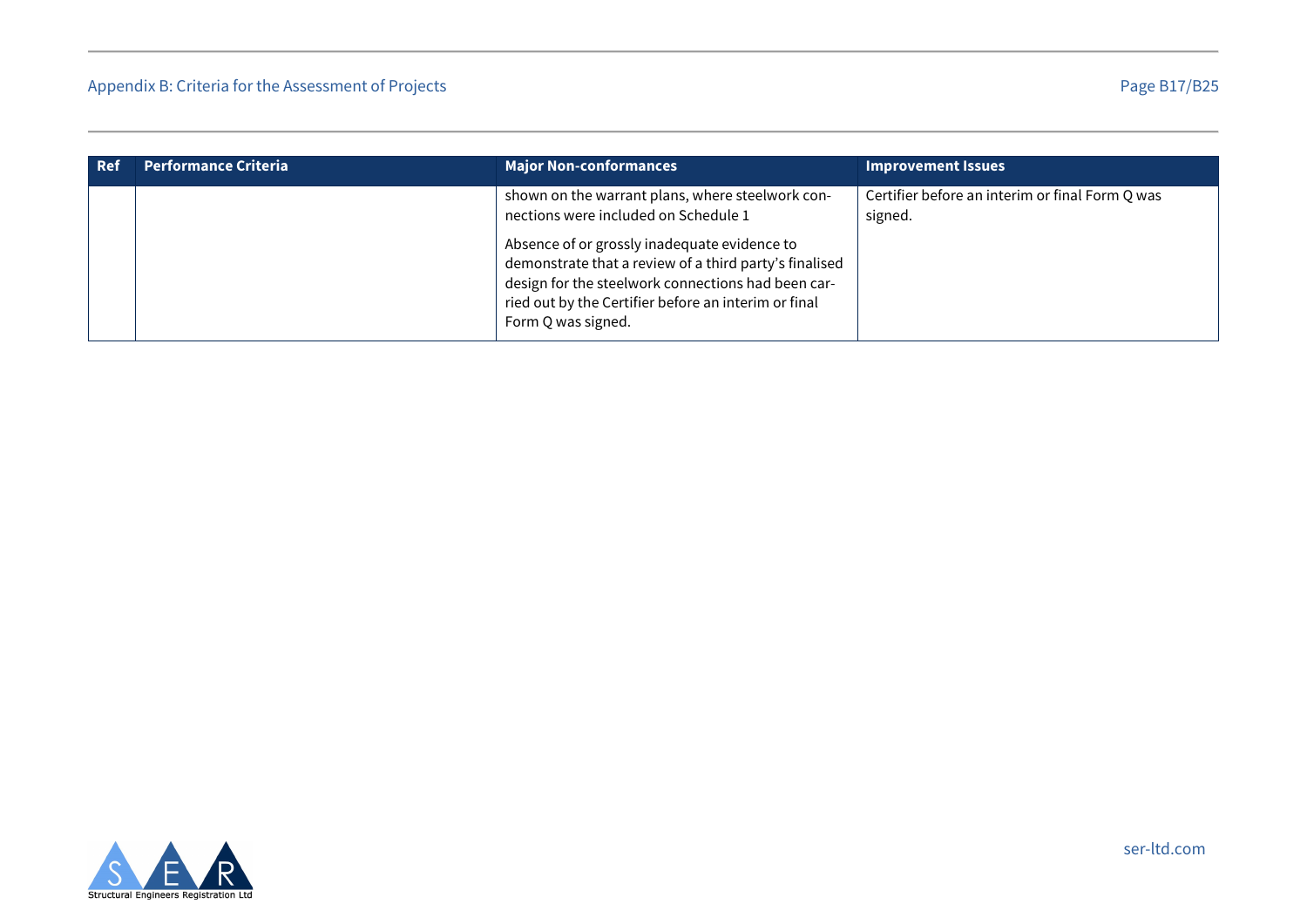| Ref | Performance Criteria | Major Non-conformances | Improvement Issues |
|---|---|---|---|
| | | shown on the warrant plans, where steelwork connections were included on Schedule 1<br><br>Absence of or grossly inadequate evidence to demonstrate that a review of a third party's finalised design for the steelwork connections had been carried out by the Certifier before an interim or final Form Q was signed. | Certifier before an interim or final Form Q was signed. |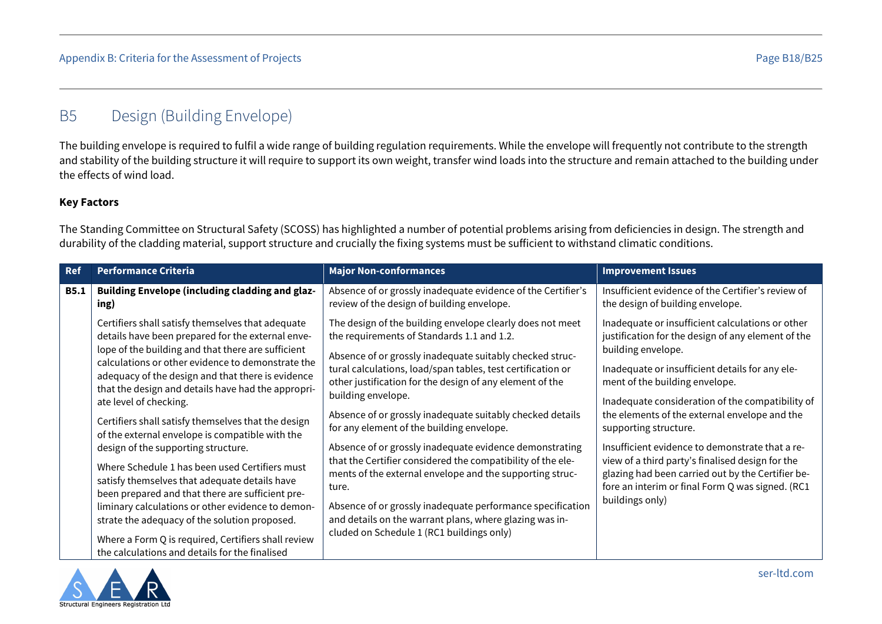## B5 Design (Building Envelope)

The building envelope is required to fulfil a wide range of building regulation requirements. While the envelope will frequently not contribute to the strength and stability of the building structure it will require to support its own weight, transfer wind loads into the structure and remain attached to the building under the effects of wind load.

**Key Factors**

The Standing Committee on Structural Safety (SCOSS) has highlighted a number of potential problems arising from deficiencies in design. The strength and durability of the cladding material, support structure and crucially the fixing systems must be sufficient to withstand climatic conditions.

| Ref | Performance Criteria | Major Non-conformances | Improvement Issues |
|---|---|---|---|
| **B5.1** | **Building Envelope (including cladding and glazing)**<br><br>Certifiers shall satisfy themselves that adequate details have been prepared for the external envelope of the building and that there are sufficient calculations or other evidence to demonstrate the adequacy of the design and that there is evidence that the design and details have had the appropriate level of checking.<br><br>Certifiers shall satisfy themselves that the design of the external envelope is compatible with the design of the supporting structure.<br><br>Where Schedule 1 has been used Certifiers must satisfy themselves that adequate details have been prepared and that there are sufficient preliminary calculations or other evidence to demonstrate the adequacy of the solution proposed.<br><br>Where a Form Q is required, Certifiers shall review the calculations and details for the finalised | Absence of or grossly inadequate evidence of the Certifier's review of the design of building envelope.<br><br>The design of the building envelope clearly does not meet the requirements of Standards 1.1 and 1.2.<br><br>Absence of or grossly inadequate suitably checked structural calculations, load/span tables, test certification or other justification for the design of any element of the building envelope.<br><br>Absence of or grossly inadequate suitably checked details for any element of the building envelope.<br><br>Absence of or grossly inadequate evidence demonstrating that the Certifier considered the compatibility of the elements of the external envelope and the supporting structure.<br><br>Absence of or grossly inadequate performance specification and details on the warrant plans, where glazing was included on Schedule 1 (RC1 buildings only) | Insufficient evidence of the Certifier's review of the design of building envelope.<br><br>Inadequate or insufficient calculations or other justification for the design of any element of the building envelope.<br><br>Inadequate or insufficient details for any element of the building envelope.<br><br>Inadequate consideration of the compatibility of the elements of the external envelope and the supporting structure.<br><br>Insufficient evidence to demonstrate that a review of a third party's finalised design for the glazing had been carried out by the Certifier before an interim or final Form Q was signed. (RC1 buildings only) |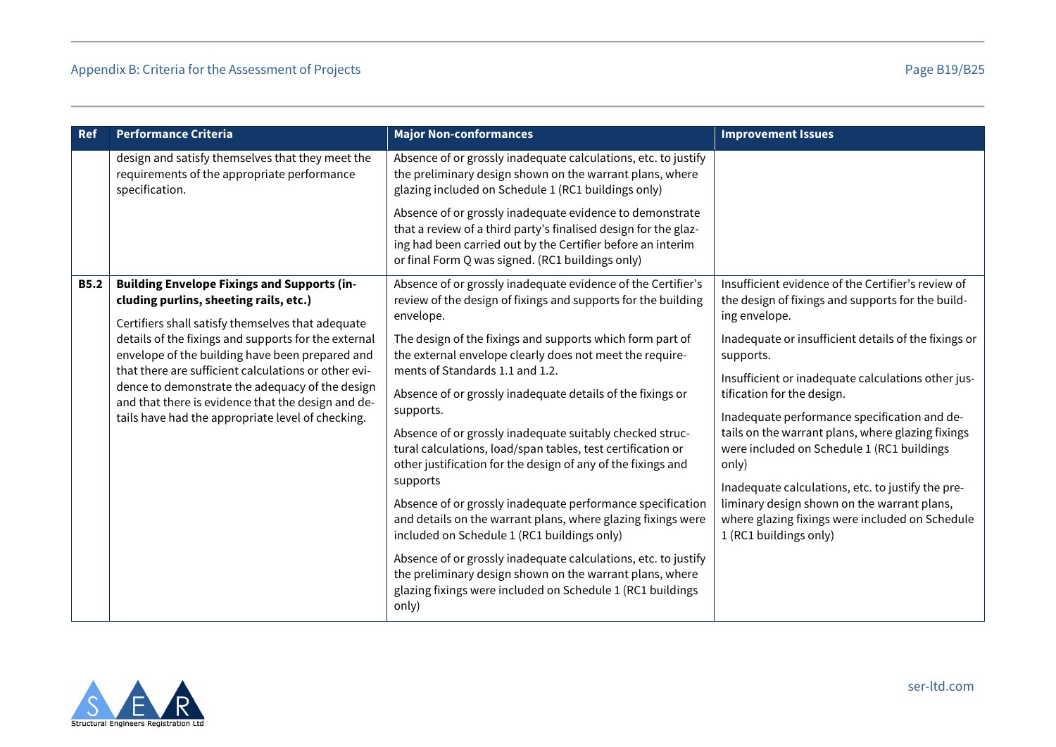| Ref | Performance Criteria | Major Non-conformances | Improvement Issues |
|---|---|---|---|
| | design and satisfy themselves that they meet the requirements of the appropriate performance specification. | Absence of or grossly inadequate calculations, etc. to justify the preliminary design shown on the warrant plans, where glazing included on Schedule 1 (RC1 buildings only)<br><br>Absence of or grossly inadequate evidence to demonstrate that a review of a third party's finalised design for the glazing had been carried out by the Certifier before an interim or final Form Q was signed. (RC1 buildings only) | |
| **B5.2** | **Building Envelope Fixings and Supports (including purlins, sheeting rails, etc.)**<br><br>Certifiers shall satisfy themselves that adequate details of the fixings and supports for the external envelope of the building have been prepared and that there are sufficient calculations or other evidence to demonstrate the adequacy of the design and that there is evidence that the design and details have had the appropriate level of checking. | Absence of or grossly inadequate evidence of the Certifier's review of the design of fixings and supports for the building envelope.<br><br>The design of the fixings and supports which form part of the external envelope clearly does not meet the requirements of Standards 1.1 and 1.2.<br><br>Absence of or grossly inadequate details of the fixings or supports.<br><br>Absence of or grossly inadequate suitably checked structural calculations, load/span tables, test certification or other justification for the design of any of the fixings and supports<br><br>Absence of or grossly inadequate performance specification and details on the warrant plans, where glazing fixings were included on Schedule 1 (RC1 buildings only)<br><br>Absence of or grossly inadequate calculations, etc. to justify the preliminary design shown on the warrant plans, where glazing fixings were included on Schedule 1 (RC1 buildings only) | Insufficient evidence of the Certifier's review of the design of fixings and supports for the building envelope.<br><br>Inadequate or insufficient details of the fixings or supports.<br><br>Insufficient or inadequate calculations other justification for the design.<br><br>Inadequate performance specification and details on the warrant plans, where glazing fixings were included on Schedule 1 (RC1 buildings only)<br><br>Inadequate calculations, etc. to justify the preliminary design shown on the warrant plans, where glazing fixings were included on Schedule 1 (RC1 buildings only) |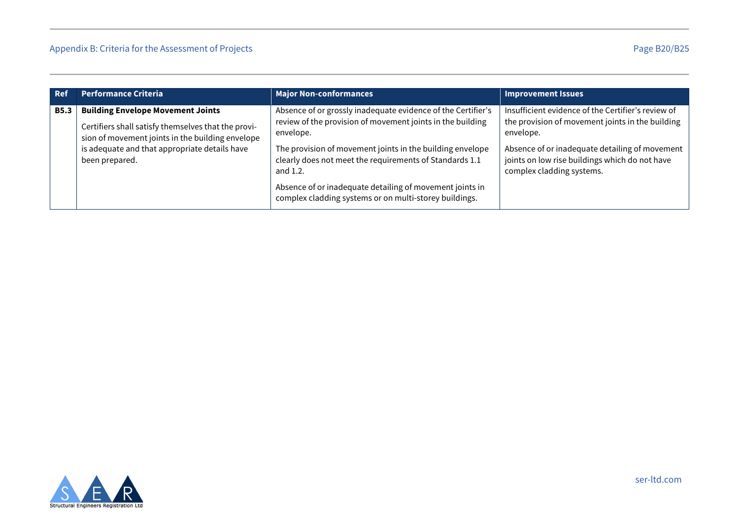| Ref | Performance Criteria | Major Non-conformances | Improvement Issues |
| --- | --- | --- | --- |
| **B5.3** | **Building Envelope Movement Joints**<br><br>Certifiers shall satisfy themselves that the provision of movement joints in the building envelope is adequate and that appropriate details have been prepared. | Absence of or grossly inadequate evidence of the Certifier's review of the provision of movement joints in the building envelope.<br><br>The provision of movement joints in the building envelope clearly does not meet the requirements of Standards 1.1 and 1.2.<br><br>Absence of or inadequate detailing of movement joints in complex cladding systems or on multi-storey buildings. | Insufficient evidence of the Certifier's review of the provision of movement joints in the building envelope.<br><br>Absence of or inadequate detailing of movement joints on low rise buildings which do not have complex cladding systems. |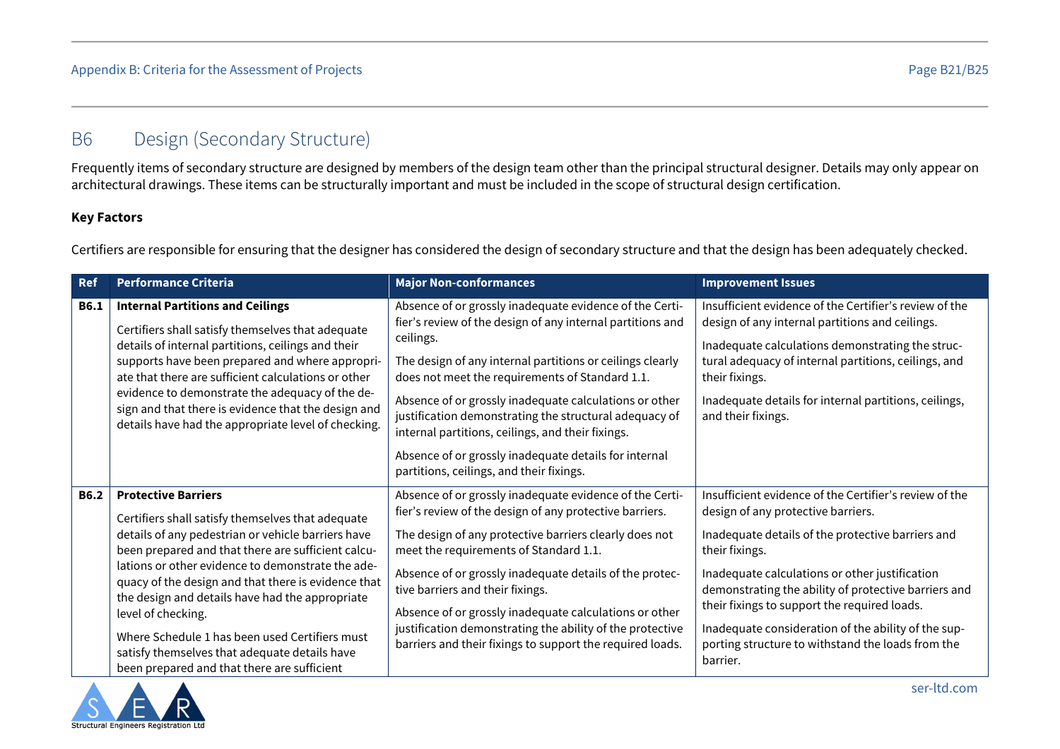## B6 Design (Secondary Structure)

Frequently items of secondary structure are designed by members of the design team other than the principal structural designer. Details may only appear on architectural drawings. These items can be structurally important and must be included in the scope of structural design certification.

**Key Factors**

Certifiers are responsible for ensuring that the designer has considered the design of secondary structure and that the design has been adequately checked.

| Ref | Performance Criteria | Major Non-conformances | Improvement Issues |
|---|---|---|---|
| **B6.1** | **Internal Partitions and Ceilings**<br><br>Certifiers shall satisfy themselves that adequate details of internal partitions, ceilings and their supports have been prepared and where appropriate that there are sufficient calculations or other evidence to demonstrate the adequacy of the design and that there is evidence that the design and details have had the appropriate level of checking. | Absence of or grossly inadequate evidence of the Certifier's review of the design of any internal partitions and ceilings.<br><br>The design of any internal partitions or ceilings clearly does not meet the requirements of Standard 1.1.<br><br>Absence of or grossly inadequate calculations or other justification demonstrating the structural adequacy of internal partitions, ceilings, and their fixings.<br><br>Absence of or grossly inadequate details for internal partitions, ceilings, and their fixings. | Insufficient evidence of the Certifier's review of the design of any internal partitions and ceilings.<br><br>Inadequate calculations demonstrating the structural adequacy of internal partitions, ceilings, and their fixings.<br><br>Inadequate details for internal partitions, ceilings, and their fixings. |
| **B6.2** | **Protective Barriers**<br><br>Certifiers shall satisfy themselves that adequate details of any pedestrian or vehicle barriers have been prepared and that there are sufficient calculations or other evidence to demonstrate the adequacy of the design and that there is evidence that the design and details have had the appropriate level of checking.<br><br>Where Schedule 1 has been used Certifiers must satisfy themselves that adequate details have been prepared and that there are sufficient | Absence of or grossly inadequate evidence of the Certifier's review of the design of any protective barriers.<br><br>The design of any protective barriers clearly does not meet the requirements of Standard 1.1.<br><br>Absence of or grossly inadequate details of the protective barriers and their fixings.<br><br>Absence of or grossly inadequate calculations or other justification demonstrating the ability of the protective barriers and their fixings to support the required loads. | Insufficient evidence of the Certifier's review of the design of any protective barriers.<br><br>Inadequate details of the protective barriers and their fixings.<br><br>Inadequate calculations or other justification demonstrating the ability of protective barriers and their fixings to support the required loads.<br><br>Inadequate consideration of the ability of the supporting structure to withstand the loads from the barrier. |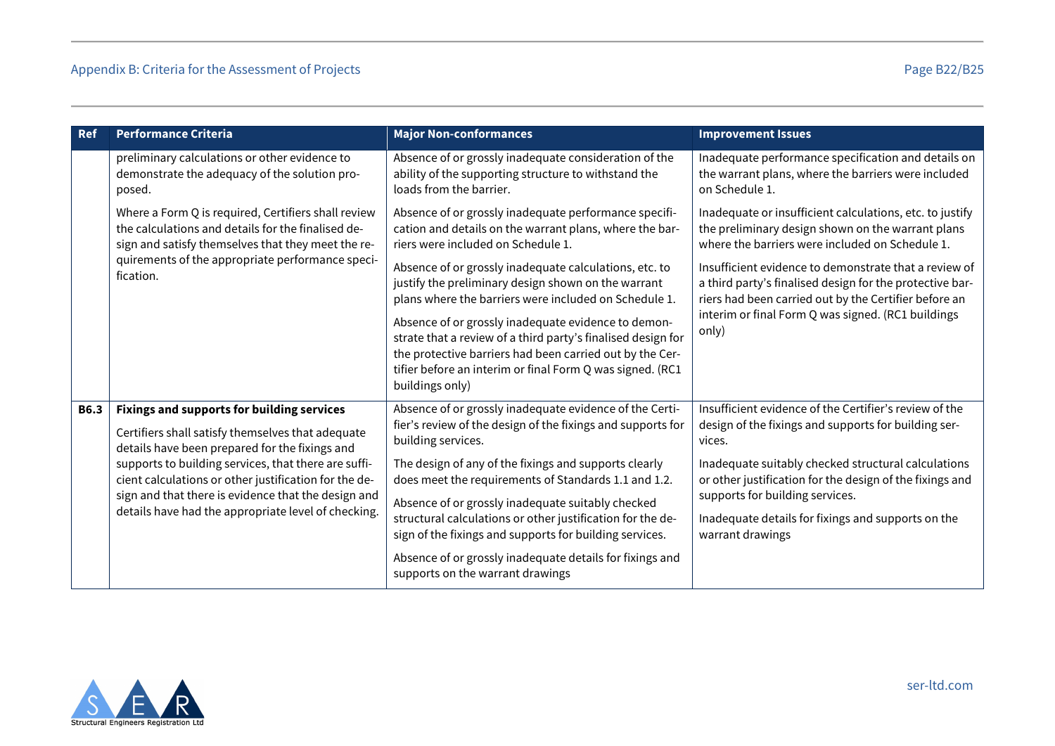| Ref | Performance Criteria | Major Non-conformances | Improvement Issues |
|---|---|---|---|
| | preliminary calculations or other evidence to demonstrate the adequacy of the solution proposed.<br><br>Where a Form Q is required, Certifiers shall review the calculations and details for the finalised design and satisfy themselves that they meet the requirements of the appropriate performance specification. | Absence of or grossly inadequate consideration of the ability of the supporting structure to withstand the loads from the barrier.<br><br>Absence of or grossly inadequate performance specification and details on the warrant plans, where the barriers were included on Schedule 1.<br><br>Absence of or grossly inadequate calculations, etc. to justify the preliminary design shown on the warrant plans where the barriers were included on Schedule 1.<br><br>Absence of or grossly inadequate evidence to demonstrate that a review of a third party's finalised design for the protective barriers had been carried out by the Certifier before an interim or final Form Q was signed. (RC1 buildings only) | Inadequate performance specification and details on the warrant plans, where the barriers were included on Schedule 1.<br><br>Inadequate or insufficient calculations, etc. to justify the preliminary design shown on the warrant plans where the barriers were included on Schedule 1.<br><br>Insufficient evidence to demonstrate that a review of a third party's finalised design for the protective barriers had been carried out by the Certifier before an interim or final Form Q was signed. (RC1 buildings only) |
| **B6.3** | **Fixings and supports for building services**<br><br>Certifiers shall satisfy themselves that adequate details have been prepared for the fixings and supports to building services, that there are sufficient calculations or other justification for the design and that there is evidence that the design and details have had the appropriate level of checking. | Absence of or grossly inadequate evidence of the Certifier's review of the design of the fixings and supports for building services.<br><br>The design of any of the fixings and supports clearly does meet the requirements of Standards 1.1 and 1.2.<br><br>Absence of or grossly inadequate suitably checked structural calculations or other justification for the design of the fixings and supports for building services.<br><br>Absence of or grossly inadequate details for fixings and supports on the warrant drawings | Insufficient evidence of the Certifier's review of the design of the fixings and supports for building services.<br><br>Inadequate suitably checked structural calculations or other justification for the design of the fixings and supports for building services.<br><br>Inadequate details for fixings and supports on the warrant drawings |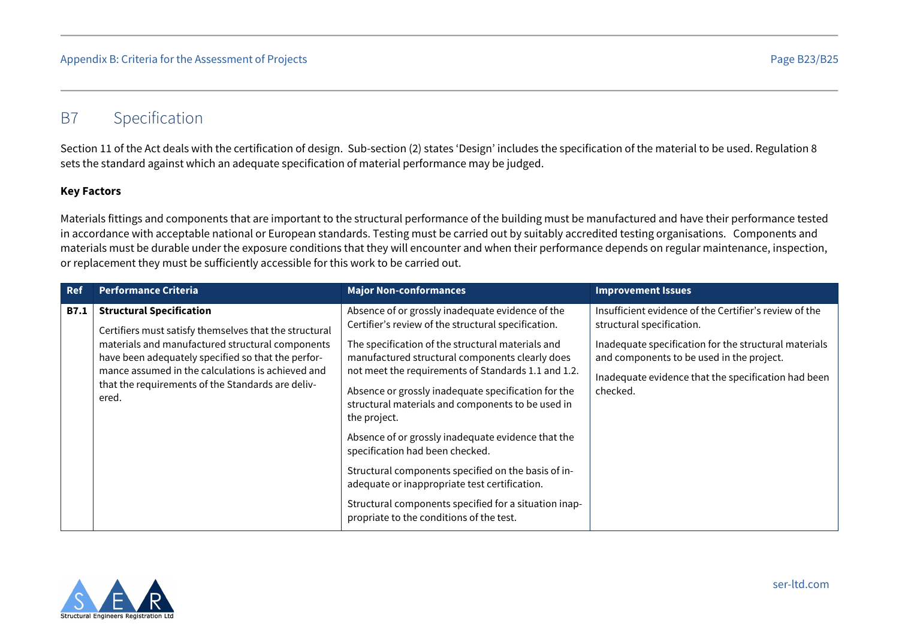## B7 Specification

Section 11 of the Act deals with the certification of design. Sub-section (2) states 'Design' includes the specification of the material to be used. Regulation 8 sets the standard against which an adequate specification of material performance may be judged.

**Key Factors**

Materials fittings and components that are important to the structural performance of the building must be manufactured and have their performance tested in accordance with acceptable national or European standards. Testing must be carried out by suitably accredited testing organisations. Components and materials must be durable under the exposure conditions that they will encounter and when their performance depends on regular maintenance, inspection, or replacement they must be sufficiently accessible for this work to be carried out.

| Ref | Performance Criteria | Major Non-conformances | Improvement Issues |
|---|---|---|---|
| **B7.1** | **Structural Specification**<br><br>Certifiers must satisfy themselves that the structural materials and manufactured structural components have been adequately specified so that the performance assumed in the calculations is achieved and that the requirements of the Standards are delivered. | Absence of or grossly inadequate evidence of the Certifier's review of the structural specification.<br><br>The specification of the structural materials and manufactured structural components clearly does not meet the requirements of Standards 1.1 and 1.2.<br><br>Absence or grossly inadequate specification for the structural materials and components to be used in the project.<br><br>Absence of or grossly inadequate evidence that the specification had been checked.<br><br>Structural components specified on the basis of inadequate or inappropriate test certification.<br><br>Structural components specified for a situation inappropriate to the conditions of the test. | Insufficient evidence of the Certifier's review of the structural specification.<br><br>Inadequate specification for the structural materials and components to be used in the project.<br><br>Inadequate evidence that the specification had been checked. |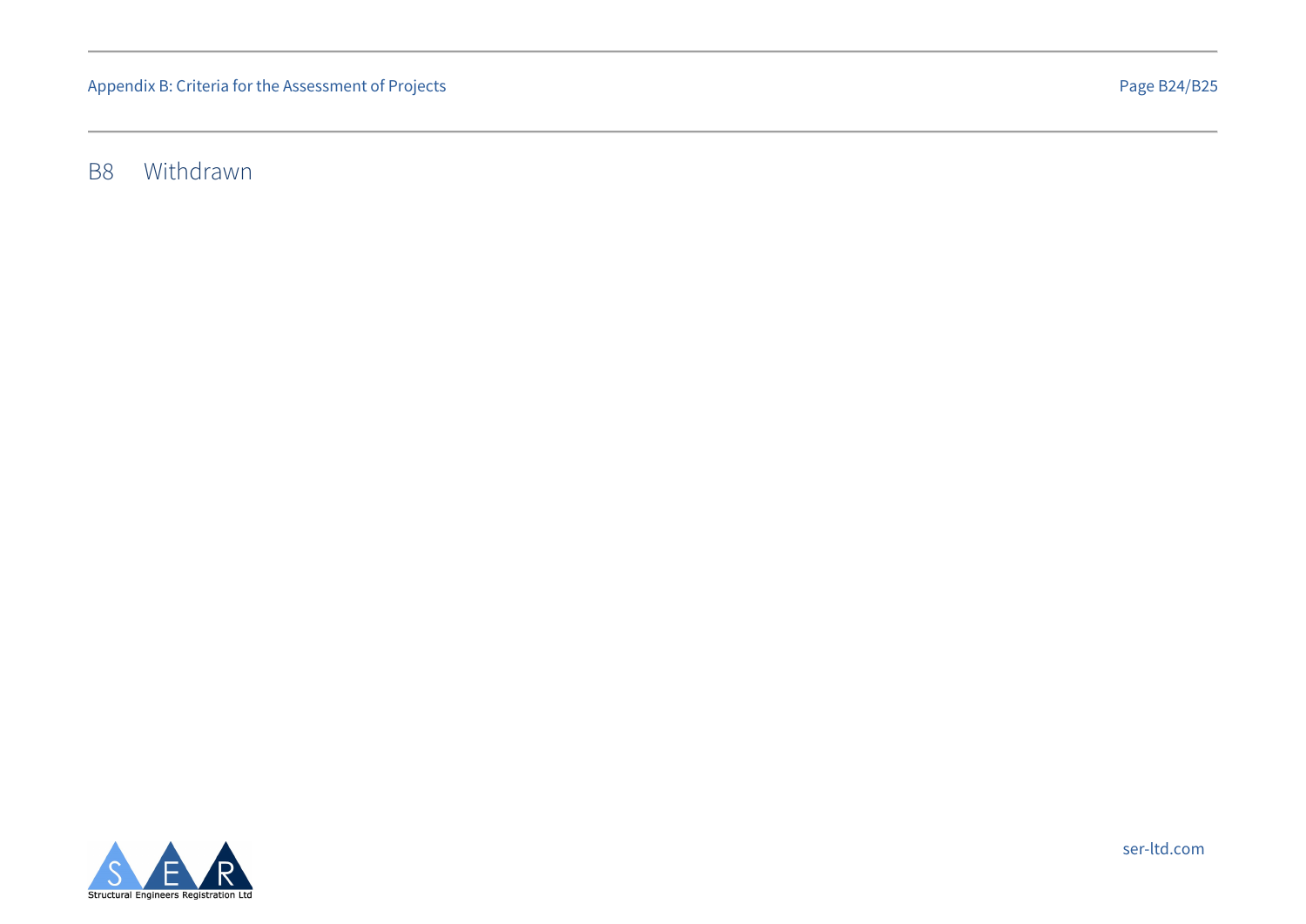## B8 Withdrawn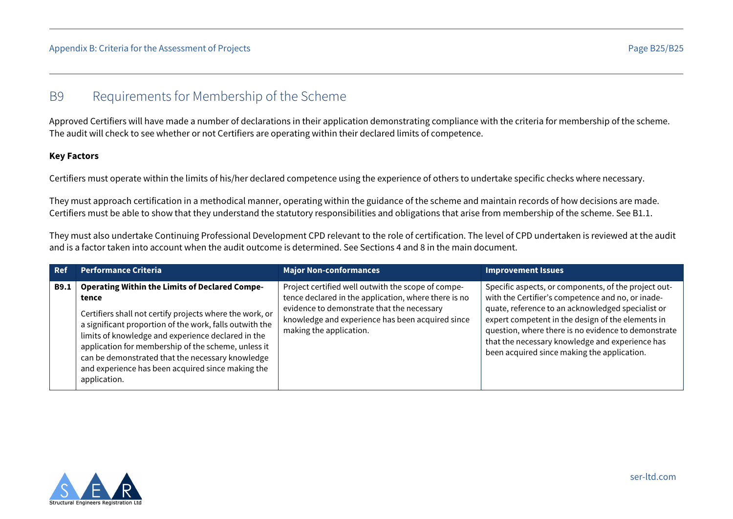## B9 Requirements for Membership of the Scheme

Approved Certifiers will have made a number of declarations in their application demonstrating compliance with the criteria for membership of the scheme. The audit will check to see whether or not Certifiers are operating within their declared limits of competence.

**Key Factors**

Certifiers must operate within the limits of his/her declared competence using the experience of others to undertake specific checks where necessary.

They must approach certification in a methodical manner, operating within the guidance of the scheme and maintain records of how decisions are made. Certifiers must be able to show that they understand the statutory responsibilities and obligations that arise from membership of the scheme. See B1.1.

They must also undertake Continuing Professional Development CPD relevant to the role of certification. The level of CPD undertaken is reviewed at the audit and is a factor taken into account when the audit outcome is determined. See Sections 4 and 8 in the main document.

| Ref | Performance Criteria | Major Non-conformances | Improvement Issues |
|---|---|---|---|
| **B9.1** | **Operating Within the Limits of Declared Competence**<br><br>Certifiers shall not certify projects where the work, or a significant proportion of the work, falls outwith the limits of knowledge and experience declared in the application for membership of the scheme, unless it can be demonstrated that the necessary knowledge and experience has been acquired since making the application. | Project certified well outwith the scope of competence declared in the application, where there is no evidence to demonstrate that the necessary knowledge and experience has been acquired since making the application. | Specific aspects, or components, of the project outwith the Certifier's competence and no, or inadequate, reference to an acknowledged specialist or expert competent in the design of the elements in question, where there is no evidence to demonstrate that the necessary knowledge and experience has been acquired since making the application. |